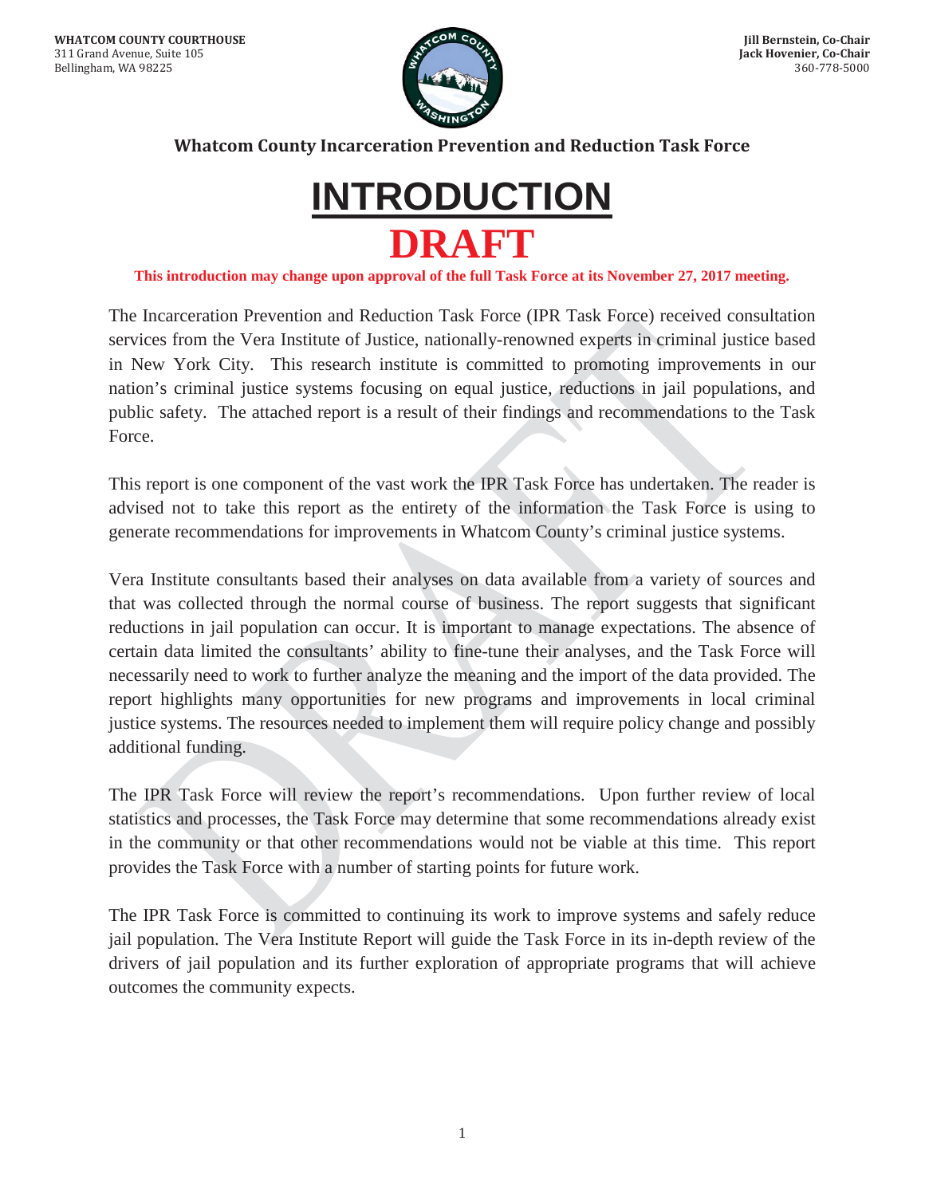**WHATCOM COUNTY COURTHOUSE**
311 Grand Avenue, Suite 105
Bellingham, WA 98225

**Jill Bernstein, Co-Chair**
**Jack Hovenier, Co-Chair**
360-778-5000

**Whatcom County Incarceration Prevention and Reduction Task Force**

# INTRODUCTION

# DRAFT

**This introduction may change upon approval of the full Task Force at its November 27, 2017 meeting.**

The Incarceration Prevention and Reduction Task Force (IPR Task Force) received consultation services from the Vera Institute of Justice, nationally-renowned experts in criminal justice based in New York City. This research institute is committed to promoting improvements in our nation's criminal justice systems focusing on equal justice, reductions in jail populations, and public safety. The attached report is a result of their findings and recommendations to the Task Force.

This report is one component of the vast work the IPR Task Force has undertaken. The reader is advised not to take this report as the entirety of the information the Task Force is using to generate recommendations for improvements in Whatcom County's criminal justice systems.

Vera Institute consultants based their analyses on data available from a variety of sources and that was collected through the normal course of business. The report suggests that significant reductions in jail population can occur. It is important to manage expectations. The absence of certain data limited the consultants' ability to fine-tune their analyses, and the Task Force will necessarily need to work to further analyze the meaning and the import of the data provided. The report highlights many opportunities for new programs and improvements in local criminal justice systems. The resources needed to implement them will require policy change and possibly additional funding.

The IPR Task Force will review the report's recommendations. Upon further review of local statistics and processes, the Task Force may determine that some recommendations already exist in the community or that other recommendations would not be viable at this time. This report provides the Task Force with a number of starting points for future work.

The IPR Task Force is committed to continuing its work to improve systems and safely reduce jail population. The Vera Institute Report will guide the Task Force in its in-depth review of the drivers of jail population and its further exploration of appropriate programs that will achieve outcomes the community expects.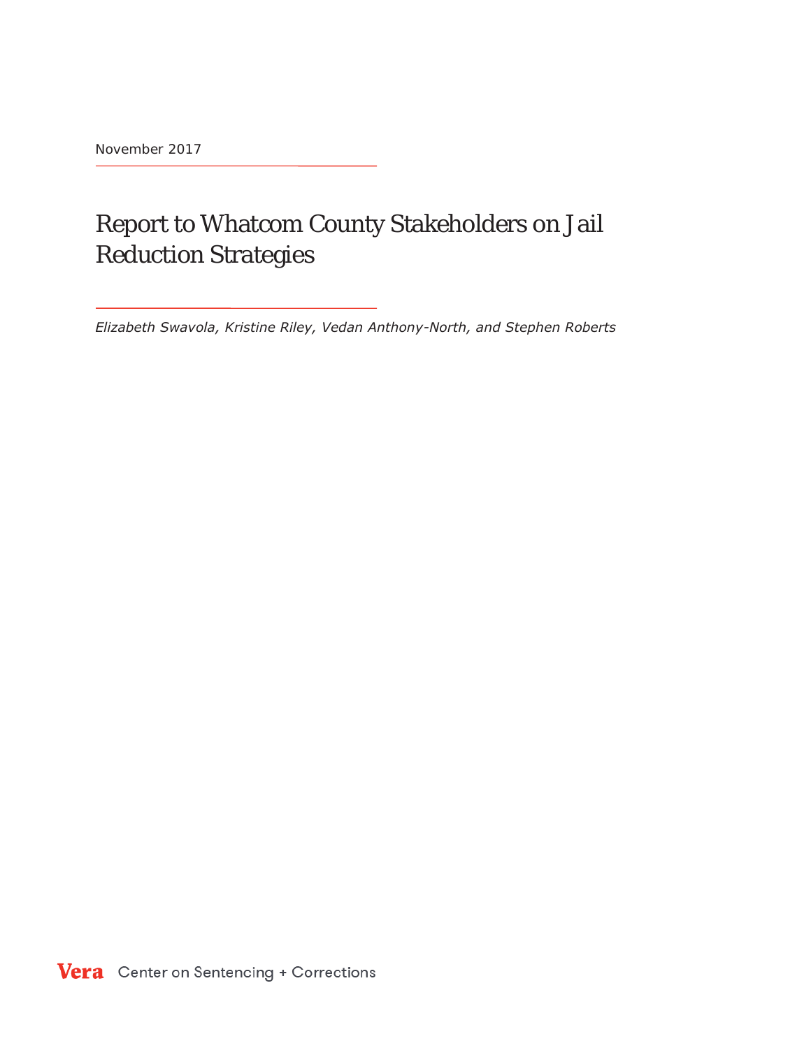November 2017

# Report to Whatcom County Stakeholders on Jail Reduction Strategies

*Elizabeth Swavola, Kristine Riley, Vedan Anthony-North, and Stephen Roberts*

Vera Center on Sentencing + Corrections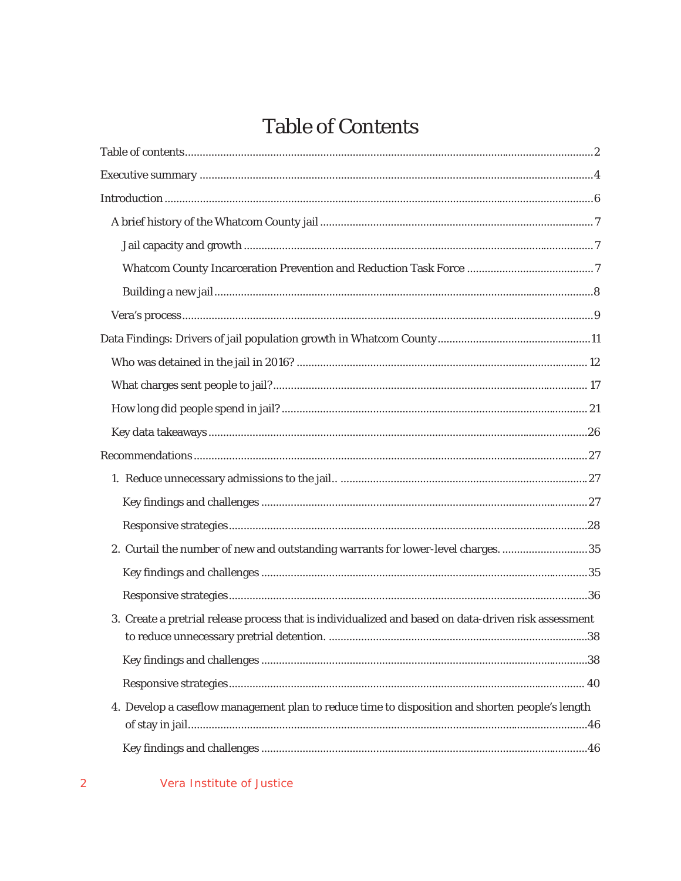# Table of Contents

Table of contents .......... 2

Executive summary .......... 4

Introduction .......... 6

- A brief history of the Whatcom County jail .......... 7
  - Jail capacity and growth .......... 7
  - Whatcom County Incarceration Prevention and Reduction Task Force .......... 7
  - Building a new jail .......... 8
- Vera's process .......... 9

Data Findings: Drivers of jail population growth in Whatcom County .......... 11

- Who was detained in the jail in 2016? .......... 12
- What charges sent people to jail? .......... 17
- How long did people spend in jail? .......... 21
- Key data takeaways .......... 26

Recommendations .......... 27

1. Reduce unnecessary admissions to the jail.. .......... 27
   - Key findings and challenges .......... 27
   - Responsive strategies .......... 28
2. Curtail the number of new and outstanding warrants for lower-level charges. .......... 35
   - Key findings and challenges .......... 35
   - Responsive strategies .......... 36
3. Create a pretrial release process that is individualized and based on data-driven risk assessment to reduce unnecessary pretrial detention. .......... 38
   - Key findings and challenges .......... 38
   - Responsive strategies .......... 40
4. Develop a caseflow management plan to reduce time to disposition and shorten people's length of stay in jail .......... 46
   - Key findings and challenges .......... 46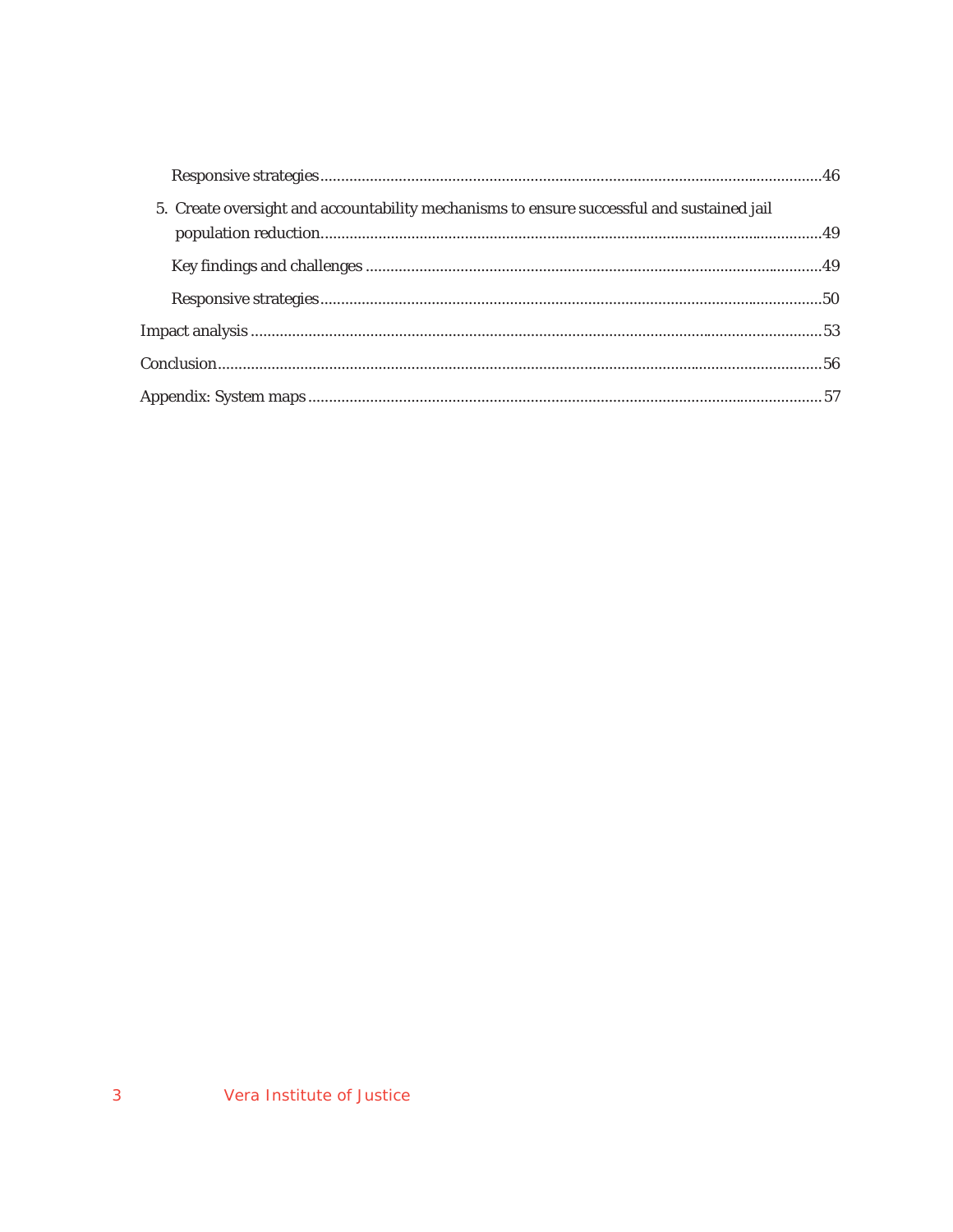Responsive strategies .......................................................................................................................46

5. Create oversight and accountability mechanisms to ensure successful and sustained jail population reduction.......................................................................................................................49

Key findings and challenges ..............................................................................................................49

Responsive strategies .......................................................................................................................50

Impact analysis .......................................................................................................................................53

Conclusion...............................................................................................................................................56

Appendix: System maps .........................................................................................................................57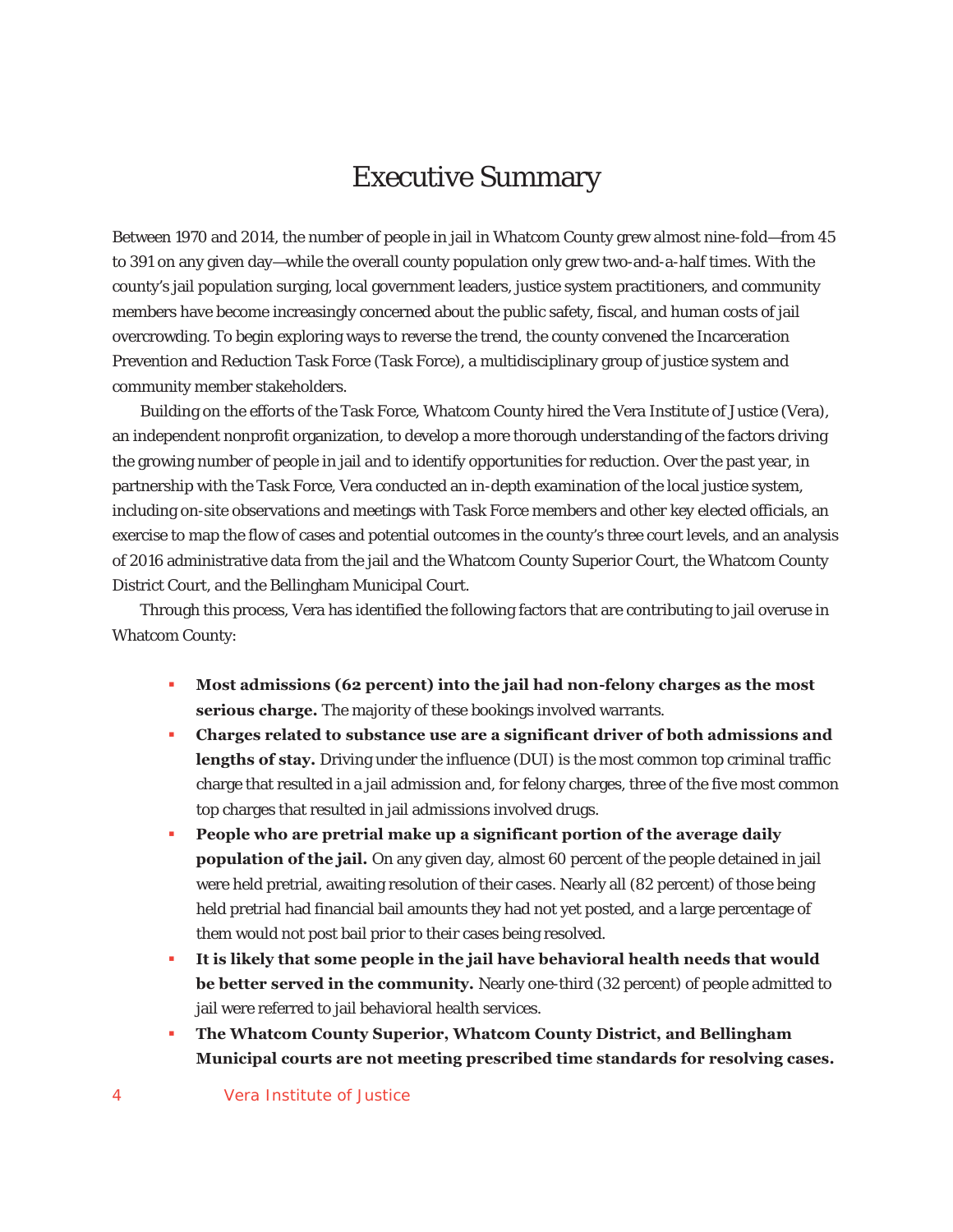# Executive Summary

Between 1970 and 2014, the number of people in jail in Whatcom County grew almost nine-fold—from 45 to 391 on any given day—while the overall county population only grew two-and-a-half times. With the county's jail population surging, local government leaders, justice system practitioners, and community members have become increasingly concerned about the public safety, fiscal, and human costs of jail overcrowding. To begin exploring ways to reverse the trend, the county convened the Incarceration Prevention and Reduction Task Force (Task Force), a multidisciplinary group of justice system and community member stakeholders.

Building on the efforts of the Task Force, Whatcom County hired the Vera Institute of Justice (Vera), an independent nonprofit organization, to develop a more thorough understanding of the factors driving the growing number of people in jail and to identify opportunities for reduction. Over the past year, in partnership with the Task Force, Vera conducted an in-depth examination of the local justice system, including on-site observations and meetings with Task Force members and other key elected officials, an exercise to map the flow of cases and potential outcomes in the county's three court levels, and an analysis of 2016 administrative data from the jail and the Whatcom County Superior Court, the Whatcom County District Court, and the Bellingham Municipal Court.

Through this process, Vera has identified the following factors that are contributing to jail overuse in Whatcom County:

- **Most admissions (62 percent) into the jail had non-felony charges as the most serious charge.** The majority of these bookings involved warrants.
- **Charges related to substance use are a significant driver of both admissions and lengths of stay.** Driving under the influence (DUI) is the most common top criminal traffic charge that resulted in a jail admission and, for felony charges, three of the five most common top charges that resulted in jail admissions involved drugs.
- **People who are pretrial make up a significant portion of the average daily population of the jail.** On any given day, almost 60 percent of the people detained in jail were held pretrial, awaiting resolution of their cases. Nearly all (82 percent) of those being held pretrial had financial bail amounts they had not yet posted, and a large percentage of them would not post bail prior to their cases being resolved.
- **It is likely that some people in the jail have behavioral health needs that would be better served in the community.** Nearly one-third (32 percent) of people admitted to jail were referred to jail behavioral health services.
- **The Whatcom County Superior, Whatcom County District, and Bellingham Municipal courts are not meeting prescribed time standards for resolving cases.**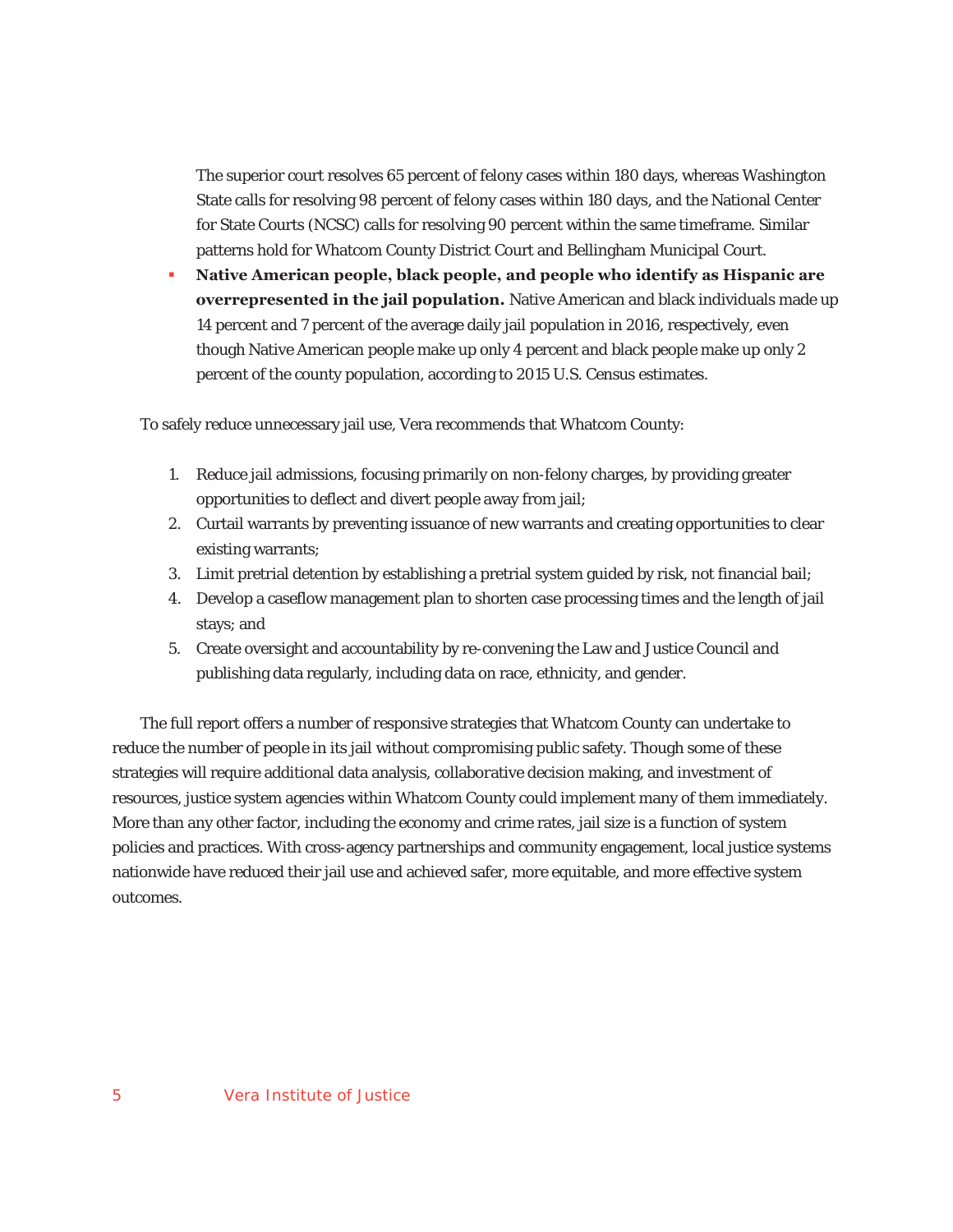The superior court resolves 65 percent of felony cases within 180 days, whereas Washington State calls for resolving 98 percent of felony cases within 180 days, and the National Center for State Courts (NCSC) calls for resolving 90 percent within the same timeframe. Similar patterns hold for Whatcom County District Court and Bellingham Municipal Court.

- **Native American people, black people, and people who identify as Hispanic are overrepresented in the jail population.** Native American and black individuals made up 14 percent and 7 percent of the average daily jail population in 2016, respectively, even though Native American people make up only 4 percent and black people make up only 2 percent of the county population, according to 2015 U.S. Census estimates.

To safely reduce unnecessary jail use, Vera recommends that Whatcom County:

1. Reduce jail admissions, focusing primarily on non-felony charges, by providing greater opportunities to deflect and divert people away from jail;
2. Curtail warrants by preventing issuance of new warrants and creating opportunities to clear existing warrants;
3. Limit pretrial detention by establishing a pretrial system guided by risk, not financial bail;
4. Develop a caseflow management plan to shorten case processing times and the length of jail stays; and
5. Create oversight and accountability by re-convening the Law and Justice Council and publishing data regularly, including data on race, ethnicity, and gender.

The full report offers a number of responsive strategies that Whatcom County can undertake to reduce the number of people in its jail without compromising public safety. Though some of these strategies will require additional data analysis, collaborative decision making, and investment of resources, justice system agencies within Whatcom County could implement many of them immediately. More than any other factor, including the economy and crime rates, jail size is a function of system policies and practices. With cross-agency partnerships and community engagement, local justice systems nationwide have reduced their jail use and achieved safer, more equitable, and more effective system outcomes.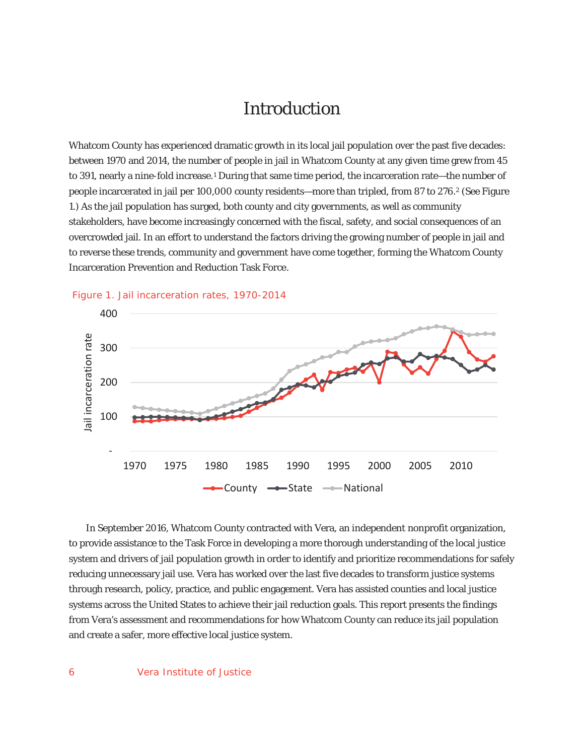# Introduction

Whatcom County has experienced dramatic growth in its local jail population over the past five decades: between 1970 and 2014, the number of people in jail in Whatcom County at any given time grew from 45 to 391, nearly a nine-fold increase.[1] During that same time period, the incarceration rate—the number of people incarcerated in jail per 100,000 county residents—more than tripled, from 87 to 276.[2] (See Figure 1.) As the jail population has surged, both county and city governments, as well as community stakeholders, have become increasingly concerned with the fiscal, safety, and social consequences of an overcrowded jail. In an effort to understand the factors driving the growing number of people in jail and to reverse these trends, community and government have come together, forming the Whatcom County Incarceration Prevention and Reduction Task Force.

Figure 1. Jail incarceration rates, 1970-2014

In September 2016, Whatcom County contracted with Vera, an independent nonprofit organization, to provide assistance to the Task Force in developing a more thorough understanding of the local justice system and drivers of jail population growth in order to identify and prioritize recommendations for safely reducing unnecessary jail use. Vera has worked over the last five decades to transform justice systems through research, policy, practice, and public engagement. Vera has assisted counties and local justice systems across the United States to achieve their jail reduction goals. This report presents the findings from Vera's assessment and recommendations for how Whatcom County can reduce its jail population and create a safer, more effective local justice system.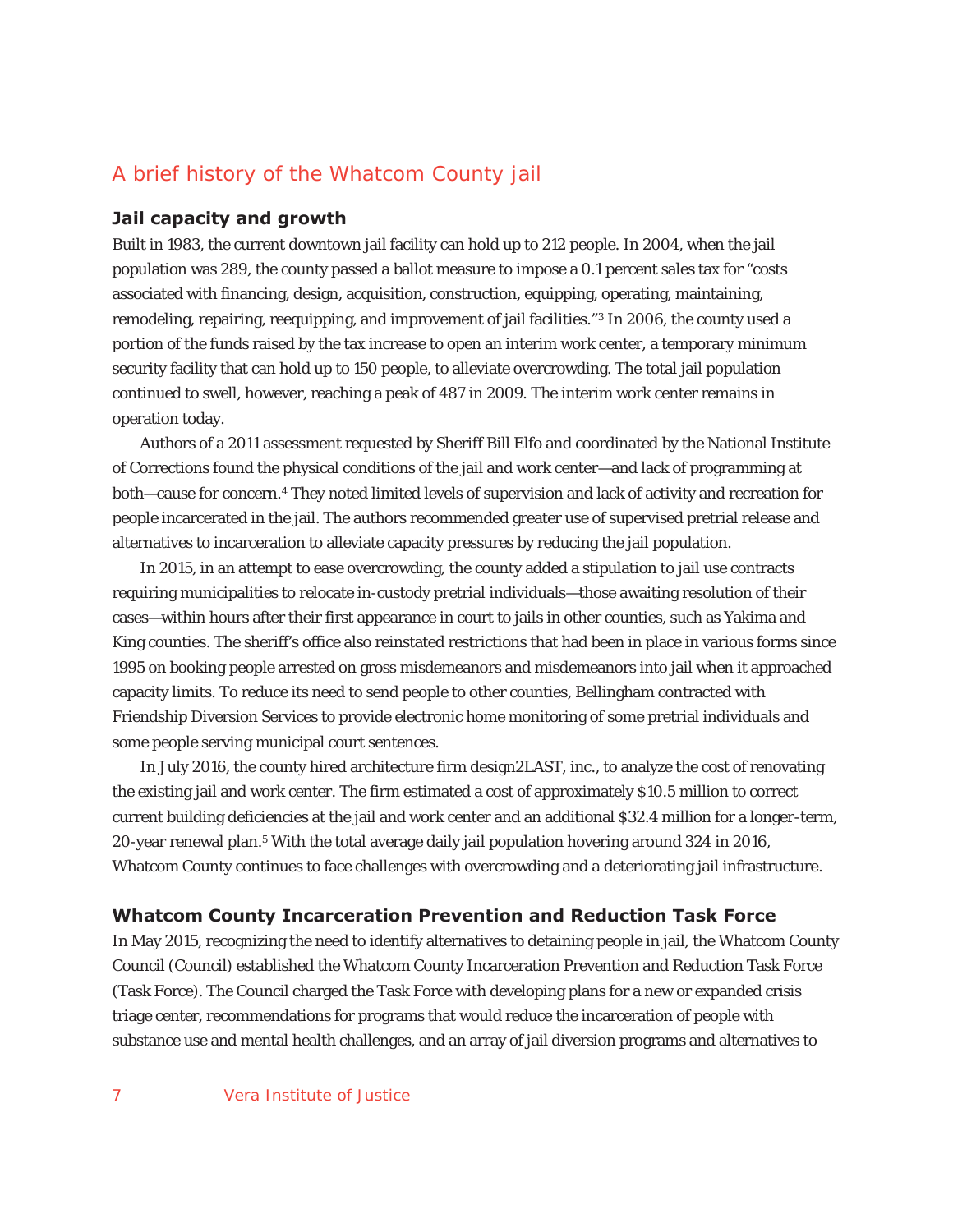## A brief history of the Whatcom County jail

### Jail capacity and growth

Built in 1983, the current downtown jail facility can hold up to 212 people. In 2004, when the jail population was 289, the county passed a ballot measure to impose a 0.1 percent sales tax for "costs associated with financing, design, acquisition, construction, equipping, operating, maintaining, remodeling, repairing, reequipping, and improvement of jail facilities."[3] In 2006, the county used a portion of the funds raised by the tax increase to open an interim work center, a temporary minimum security facility that can hold up to 150 people, to alleviate overcrowding. The total jail population continued to swell, however, reaching a peak of 487 in 2009. The interim work center remains in operation today.

Authors of a 2011 assessment requested by Sheriff Bill Elfo and coordinated by the National Institute of Corrections found the physical conditions of the jail and work center—and lack of programming at both—cause for concern.[4] They noted limited levels of supervision and lack of activity and recreation for people incarcerated in the jail. The authors recommended greater use of supervised pretrial release and alternatives to incarceration to alleviate capacity pressures by reducing the jail population.

In 2015, in an attempt to ease overcrowding, the county added a stipulation to jail use contracts requiring municipalities to relocate in-custody pretrial individuals—those awaiting resolution of their cases—within hours after their first appearance in court to jails in other counties, such as Yakima and King counties. The sheriff's office also reinstated restrictions that had been in place in various forms since 1995 on booking people arrested on gross misdemeanors and misdemeanors into jail when it approached capacity limits. To reduce its need to send people to other counties, Bellingham contracted with Friendship Diversion Services to provide electronic home monitoring of some pretrial individuals and some people serving municipal court sentences.

In July 2016, the county hired architecture firm design2LAST, inc., to analyze the cost of renovating the existing jail and work center. The firm estimated a cost of approximately $10.5 million to correct current building deficiencies at the jail and work center and an additional $32.4 million for a longer-term, 20-year renewal plan.[5] With the total average daily jail population hovering around 324 in 2016, Whatcom County continues to face challenges with overcrowding and a deteriorating jail infrastructure.

### Whatcom County Incarceration Prevention and Reduction Task Force

In May 2015, recognizing the need to identify alternatives to detaining people in jail, the Whatcom County Council (Council) established the Whatcom County Incarceration Prevention and Reduction Task Force (Task Force). The Council charged the Task Force with developing plans for a new or expanded crisis triage center, recommendations for programs that would reduce the incarceration of people with substance use and mental health challenges, and an array of jail diversion programs and alternatives to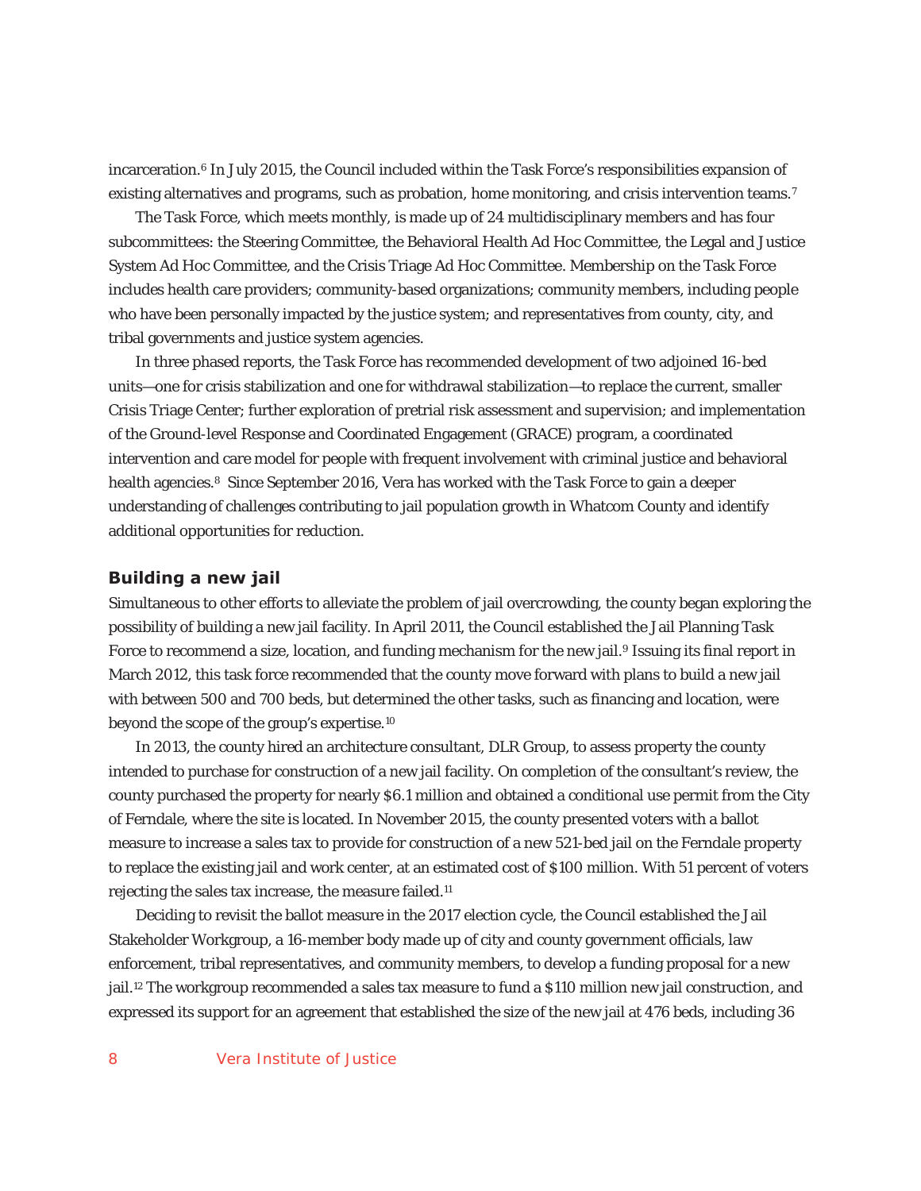incarceration.[6] In July 2015, the Council included within the Task Force's responsibilities expansion of existing alternatives and programs, such as probation, home monitoring, and crisis intervention teams.[7]

The Task Force, which meets monthly, is made up of 24 multidisciplinary members and has four subcommittees: the Steering Committee, the Behavioral Health Ad Hoc Committee, the Legal and Justice System Ad Hoc Committee, and the Crisis Triage Ad Hoc Committee. Membership on the Task Force includes health care providers; community-based organizations; community members, including people who have been personally impacted by the justice system; and representatives from county, city, and tribal governments and justice system agencies.

In three phased reports, the Task Force has recommended development of two adjoined 16-bed units—one for crisis stabilization and one for withdrawal stabilization—to replace the current, smaller Crisis Triage Center; further exploration of pretrial risk assessment and supervision; and implementation of the Ground-level Response and Coordinated Engagement (GRACE) program, a coordinated intervention and care model for people with frequent involvement with criminal justice and behavioral health agencies.[8] Since September 2016, Vera has worked with the Task Force to gain a deeper understanding of challenges contributing to jail population growth in Whatcom County and identify additional opportunities for reduction.

### Building a new jail

Simultaneous to other efforts to alleviate the problem of jail overcrowding, the county began exploring the possibility of building a new jail facility. In April 2011, the Council established the Jail Planning Task Force to recommend a size, location, and funding mechanism for the new jail.[9] Issuing its final report in March 2012, this task force recommended that the county move forward with plans to build a new jail with between 500 and 700 beds, but determined the other tasks, such as financing and location, were beyond the scope of the group's expertise.[10]

In 2013, the county hired an architecture consultant, DLR Group, to assess property the county intended to purchase for construction of a new jail facility. On completion of the consultant's review, the county purchased the property for nearly $6.1 million and obtained a conditional use permit from the City of Ferndale, where the site is located. In November 2015, the county presented voters with a ballot measure to increase a sales tax to provide for construction of a new 521-bed jail on the Ferndale property to replace the existing jail and work center, at an estimated cost of $100 million. With 51 percent of voters rejecting the sales tax increase, the measure failed.[11]

Deciding to revisit the ballot measure in the 2017 election cycle, the Council established the Jail Stakeholder Workgroup, a 16-member body made up of city and county government officials, law enforcement, tribal representatives, and community members, to develop a funding proposal for a new jail.[12] The workgroup recommended a sales tax measure to fund a $110 million new jail construction, and expressed its support for an agreement that established the size of the new jail at 476 beds, including 36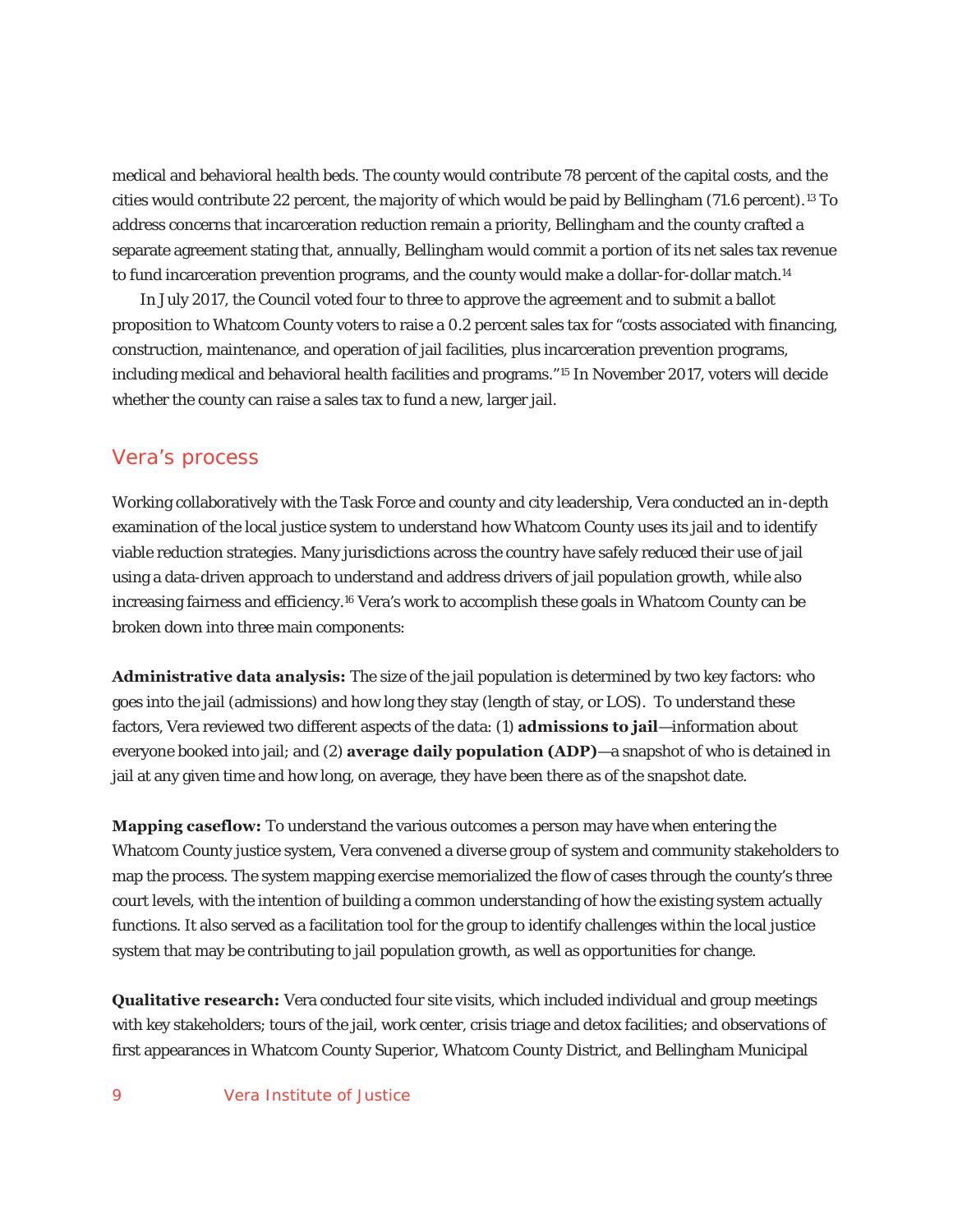medical and behavioral health beds. The county would contribute 78 percent of the capital costs, and the cities would contribute 22 percent, the majority of which would be paid by Bellingham (71.6 percent).[13] To address concerns that incarceration reduction remain a priority, Bellingham and the county crafted a separate agreement stating that, annually, Bellingham would commit a portion of its net sales tax revenue to fund incarceration prevention programs, and the county would make a dollar-for-dollar match.[14]

In July 2017, the Council voted four to three to approve the agreement and to submit a ballot proposition to Whatcom County voters to raise a 0.2 percent sales tax for "costs associated with financing, construction, maintenance, and operation of jail facilities, plus incarceration prevention programs, including medical and behavioral health facilities and programs."[15] In November 2017, voters will decide whether the county can raise a sales tax to fund a new, larger jail.

## Vera's process

Working collaboratively with the Task Force and county and city leadership, Vera conducted an in-depth examination of the local justice system to understand how Whatcom County uses its jail and to identify viable reduction strategies. Many jurisdictions across the country have safely reduced their use of jail using a data-driven approach to understand and address drivers of jail population growth, while also increasing fairness and efficiency.[16] Vera's work to accomplish these goals in Whatcom County can be broken down into three main components:

**Administrative data analysis:** The size of the jail population is determined by two key factors: who goes into the jail (admissions) and how long they stay (length of stay, or LOS). To understand these factors, Vera reviewed two different aspects of the data: (1) **admissions to jail**—information about everyone booked into jail; and (2) **average daily population (ADP)**—a snapshot of who is detained in jail at any given time and how long, on average, they have been there as of the snapshot date.

**Mapping caseflow:** To understand the various outcomes a person may have when entering the Whatcom County justice system, Vera convened a diverse group of system and community stakeholders to map the process. The system mapping exercise memorialized the flow of cases through the county's three court levels, with the intention of building a common understanding of how the existing system actually functions. It also served as a facilitation tool for the group to identify challenges within the local justice system that may be contributing to jail population growth, as well as opportunities for change.

**Qualitative research:** Vera conducted four site visits, which included individual and group meetings with key stakeholders; tours of the jail, work center, crisis triage and detox facilities; and observations of first appearances in Whatcom County Superior, Whatcom County District, and Bellingham Municipal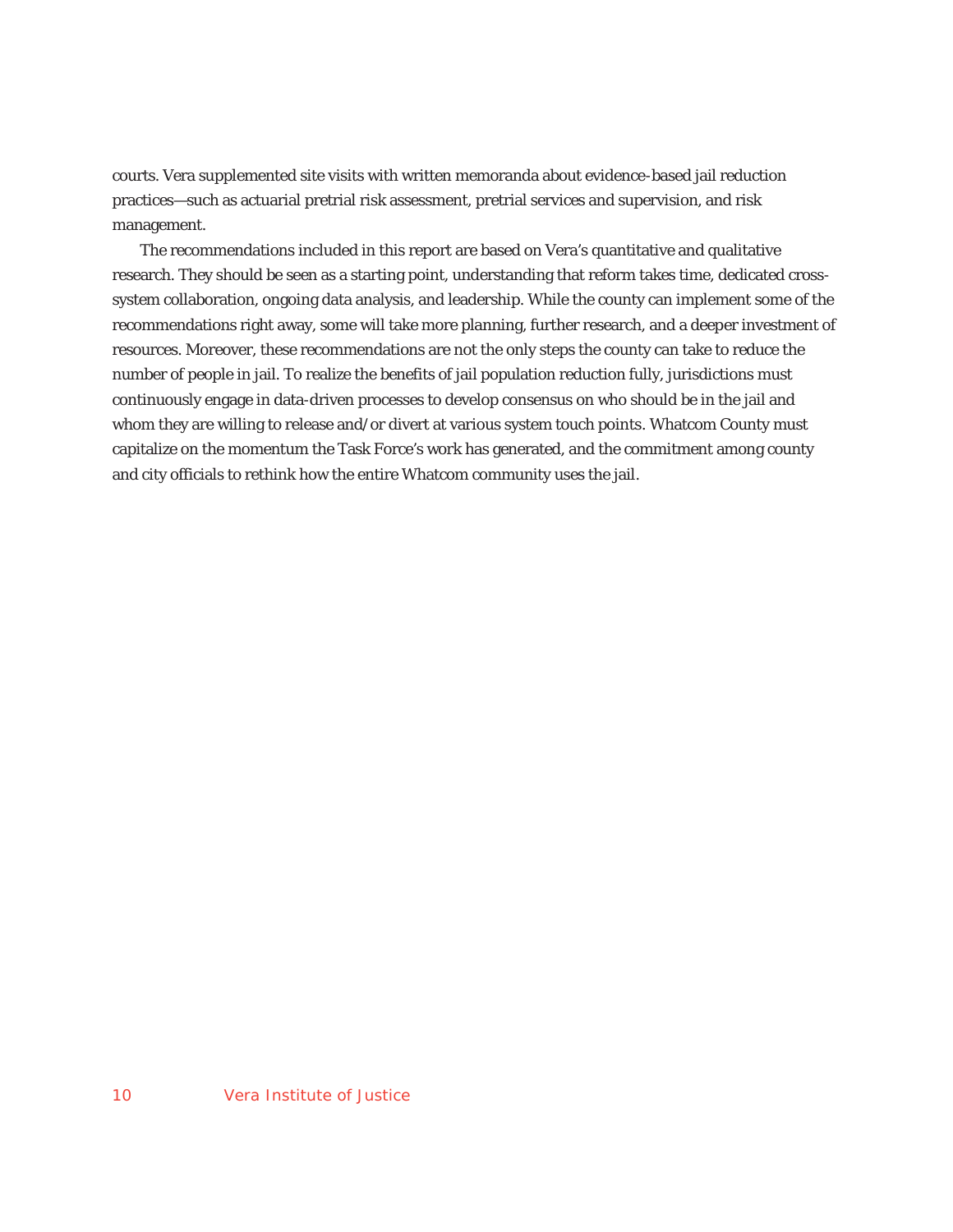courts. Vera supplemented site visits with written memoranda about evidence-based jail reduction practices—such as actuarial pretrial risk assessment, pretrial services and supervision, and risk management.

The recommendations included in this report are based on Vera's quantitative and qualitative research. They should be seen as a starting point, understanding that reform takes time, dedicated cross-system collaboration, ongoing data analysis, and leadership. While the county can implement some of the recommendations right away, some will take more planning, further research, and a deeper investment of resources. Moreover, these recommendations are not the only steps the county can take to reduce the number of people in jail. To realize the benefits of jail population reduction fully, jurisdictions must continuously engage in data-driven processes to develop consensus on who should be in the jail and whom they are willing to release and/or divert at various system touch points. Whatcom County must capitalize on the momentum the Task Force's work has generated, and the commitment among county and city officials to rethink how the entire Whatcom community uses the jail.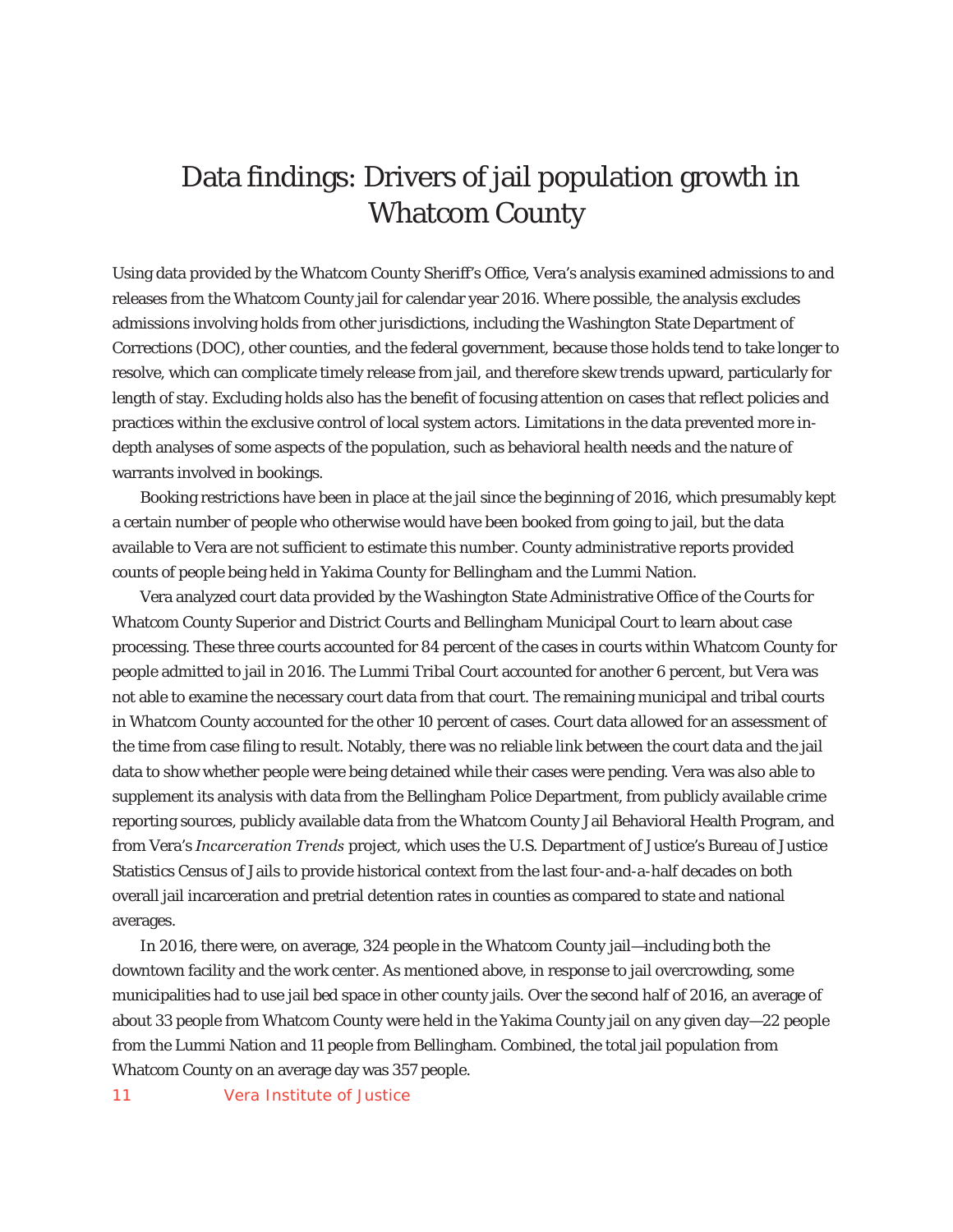# Data findings: Drivers of jail population growth in Whatcom County

Using data provided by the Whatcom County Sheriff's Office, Vera's analysis examined admissions to and releases from the Whatcom County jail for calendar year 2016. Where possible, the analysis excludes admissions involving holds from other jurisdictions, including the Washington State Department of Corrections (DOC), other counties, and the federal government, because those holds tend to take longer to resolve, which can complicate timely release from jail, and therefore skew trends upward, particularly for length of stay. Excluding holds also has the benefit of focusing attention on cases that reflect policies and practices within the exclusive control of local system actors. Limitations in the data prevented more in-depth analyses of some aspects of the population, such as behavioral health needs and the nature of warrants involved in bookings.

Booking restrictions have been in place at the jail since the beginning of 2016, which presumably kept a certain number of people who otherwise would have been booked from going to jail, but the data available to Vera are not sufficient to estimate this number. County administrative reports provided counts of people being held in Yakima County for Bellingham and the Lummi Nation.

Vera analyzed court data provided by the Washington State Administrative Office of the Courts for Whatcom County Superior and District Courts and Bellingham Municipal Court to learn about case processing. These three courts accounted for 84 percent of the cases in courts within Whatcom County for people admitted to jail in 2016. The Lummi Tribal Court accounted for another 6 percent, but Vera was not able to examine the necessary court data from that court. The remaining municipal and tribal courts in Whatcom County accounted for the other 10 percent of cases. Court data allowed for an assessment of the time from case filing to result. Notably, there was no reliable link between the court data and the jail data to show whether people were being detained while their cases were pending. Vera was also able to supplement its analysis with data from the Bellingham Police Department, from publicly available crime reporting sources, publicly available data from the Whatcom County Jail Behavioral Health Program, and from Vera's *Incarceration Trends* project, which uses the U.S. Department of Justice's Bureau of Justice Statistics Census of Jails to provide historical context from the last four-and-a-half decades on both overall jail incarceration and pretrial detention rates in counties as compared to state and national averages.

In 2016, there were, on average, 324 people in the Whatcom County jail—including both the downtown facility and the work center. As mentioned above, in response to jail overcrowding, some municipalities had to use jail bed space in other county jails. Over the second half of 2016, an average of about 33 people from Whatcom County were held in the Yakima County jail on any given day—22 people from the Lummi Nation and 11 people from Bellingham. Combined, the total jail population from Whatcom County on an average day was 357 people.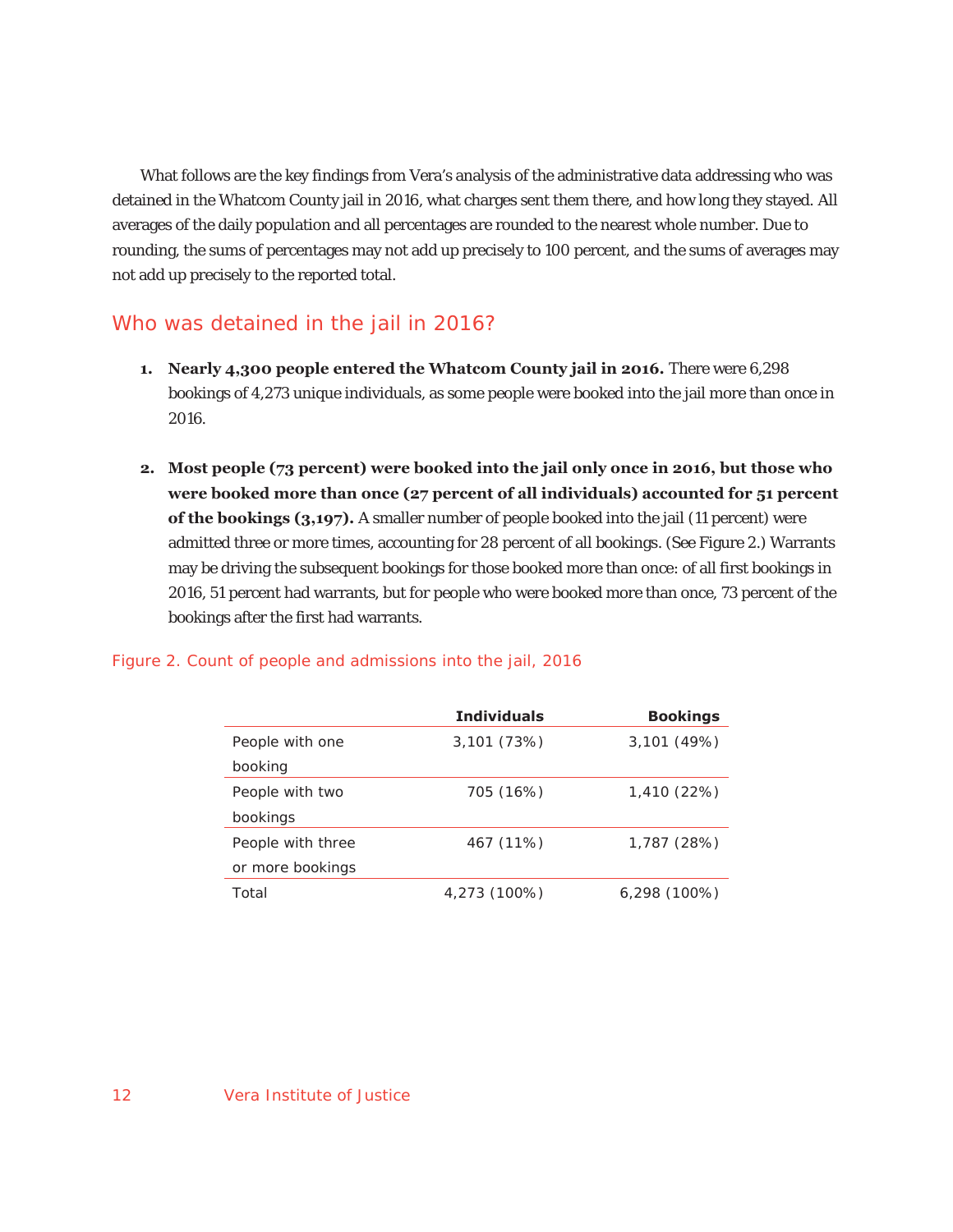What follows are the key findings from Vera's analysis of the administrative data addressing who was detained in the Whatcom County jail in 2016, what charges sent them there, and how long they stayed. All averages of the daily population and all percentages are rounded to the nearest whole number. Due to rounding, the sums of percentages may not add up precisely to 100 percent, and the sums of averages may not add up precisely to the reported total.

## Who was detained in the jail in 2016?

1. **Nearly 4,300 people entered the Whatcom County jail in 2016.** There were 6,298 bookings of 4,273 unique individuals, as some people were booked into the jail more than once in 2016.

2. **Most people (73 percent) were booked into the jail only once in 2016, but those who were booked more than once (27 percent of all individuals) accounted for 51 percent of the bookings (3,197).** A smaller number of people booked into the jail (11 percent) were admitted three or more times, accounting for 28 percent of all bookings. (See Figure 2.) Warrants may be driving the subsequent bookings for those booked more than once: of all first bookings in 2016, 51 percent had warrants, but for people who were booked more than once, 73 percent of the bookings after the first had warrants.

Figure 2. Count of people and admissions into the jail, 2016

| | Individuals | Bookings |
|---|---|---|
| People with one booking | 3,101 (73%) | 3,101 (49%) |
| People with two bookings | 705 (16%) | 1,410 (22%) |
| People with three or more bookings | 467 (11%) | 1,787 (28%) |
| Total | 4,273 (100%) | 6,298 (100%) |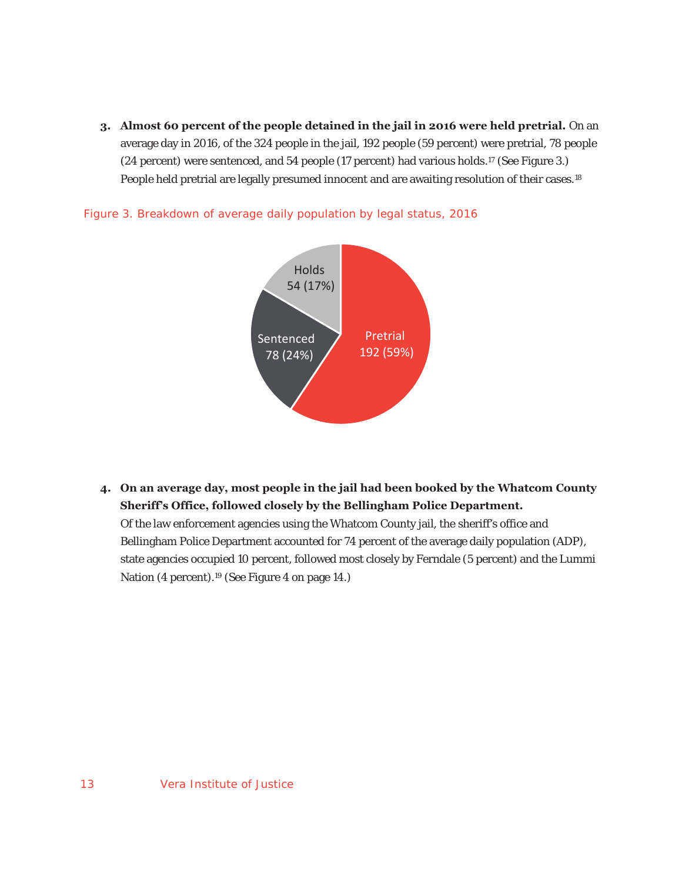3. **Almost 60 percent of the people detained in the jail in 2016 were held pretrial.** On an average day in 2016, of the 324 people in the jail, 192 people (59 percent) were pretrial, 78 people (24 percent) were sentenced, and 54 people (17 percent) had various holds.[17] (See Figure 3.) People held pretrial are legally presumed innocent and are awaiting resolution of their cases.[18]

Figure 3. Breakdown of average daily population by legal status, 2016

| Legal status | Number | Percent |
| --- | --- | --- |
| Pretrial | 192 | 59% |
| Sentenced | 78 | 24% |
| Holds | 54 | 17% |

4. **On an average day, most people in the jail had been booked by the Whatcom County Sheriff's Office, followed closely by the Bellingham Police Department.** Of the law enforcement agencies using the Whatcom County jail, the sheriff's office and Bellingham Police Department accounted for 74 percent of the average daily population (ADP), state agencies occupied 10 percent, followed most closely by Ferndale (5 percent) and the Lummi Nation (4 percent).[19] (See Figure 4 on page 14.)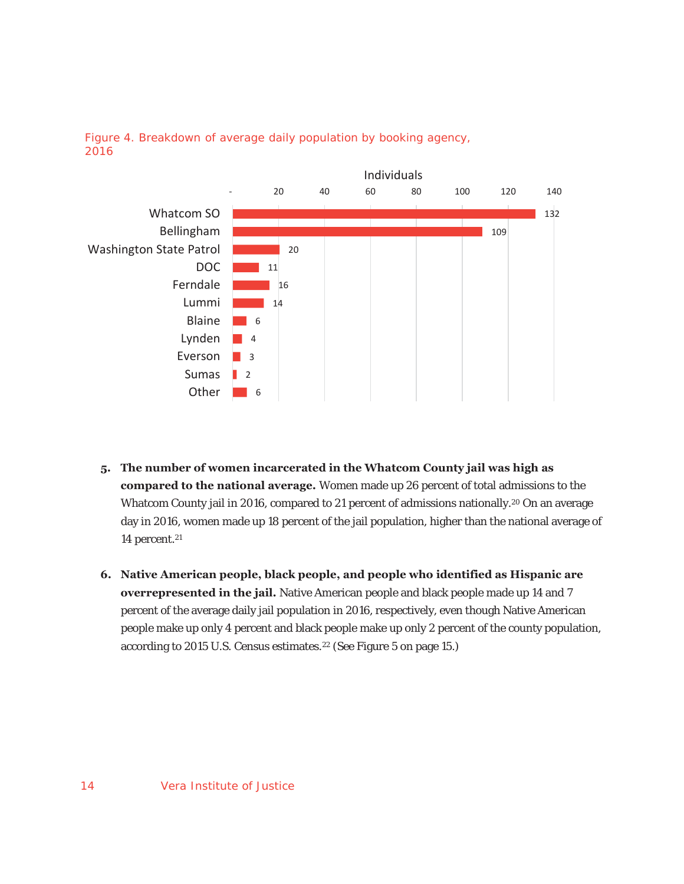Figure 4. Breakdown of average daily population by booking agency, 2016

| Booking agency | Individuals |
|---|---|
| Whatcom SO | 132 |
| Bellingham | 109 |
| Washington State Patrol | 20 |
| DOC | 11 |
| Ferndale | 16 |
| Lummi | 14 |
| Blaine | 6 |
| Lynden | 4 |
| Everson | 3 |
| Sumas | 2 |
| Other | 6 |

5. **The number of women incarcerated in the Whatcom County jail was high as compared to the national average.** Women made up 26 percent of total admissions to the Whatcom County jail in 2016, compared to 21 percent of admissions nationally.[20] On an average day in 2016, women made up 18 percent of the jail population, higher than the national average of 14 percent.[21]

6. **Native American people, black people, and people who identified as Hispanic are overrepresented in the jail.** Native American people and black people made up 14 and 7 percent of the average daily jail population in 2016, respectively, even though Native American people make up only 4 percent and black people make up only 2 percent of the county population, according to 2015 U.S. Census estimates.[22] (See Figure 5 on page 15.)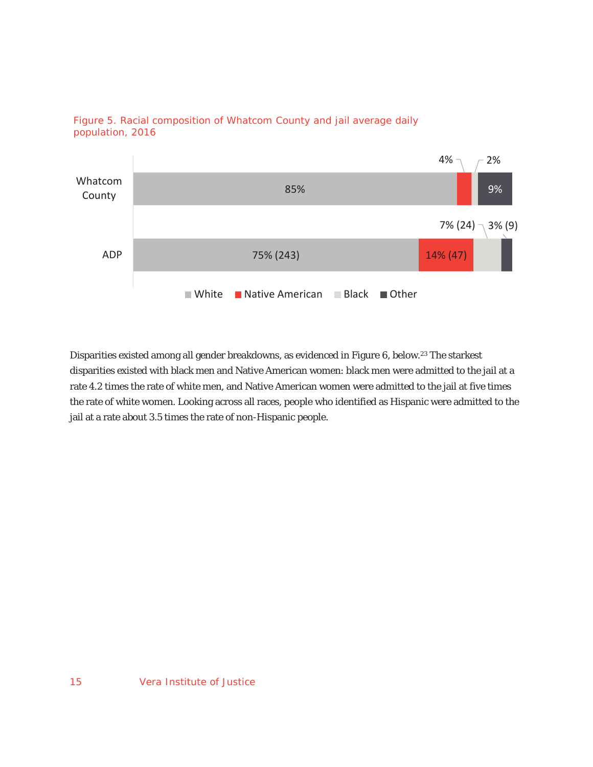Figure 5. Racial composition of Whatcom County and jail average daily population, 2016

| | White | Native American | Black | Other |
|---|---|---|---|---|
| Whatcom County | 85% | 4% | 2% | 9% |
| ADP | 75% (243) | 14% (47) | 7% (24) | 3% (9) |

Disparities existed among all gender breakdowns, as evidenced in Figure 6, below.[23] The starkest disparities existed with black men and Native American women: black men were admitted to the jail at a rate 4.2 times the rate of white men, and Native American women were admitted to the jail at five times the rate of white women. Looking across all races, people who identified as Hispanic were admitted to the jail at a rate about 3.5 times the rate of non-Hispanic people.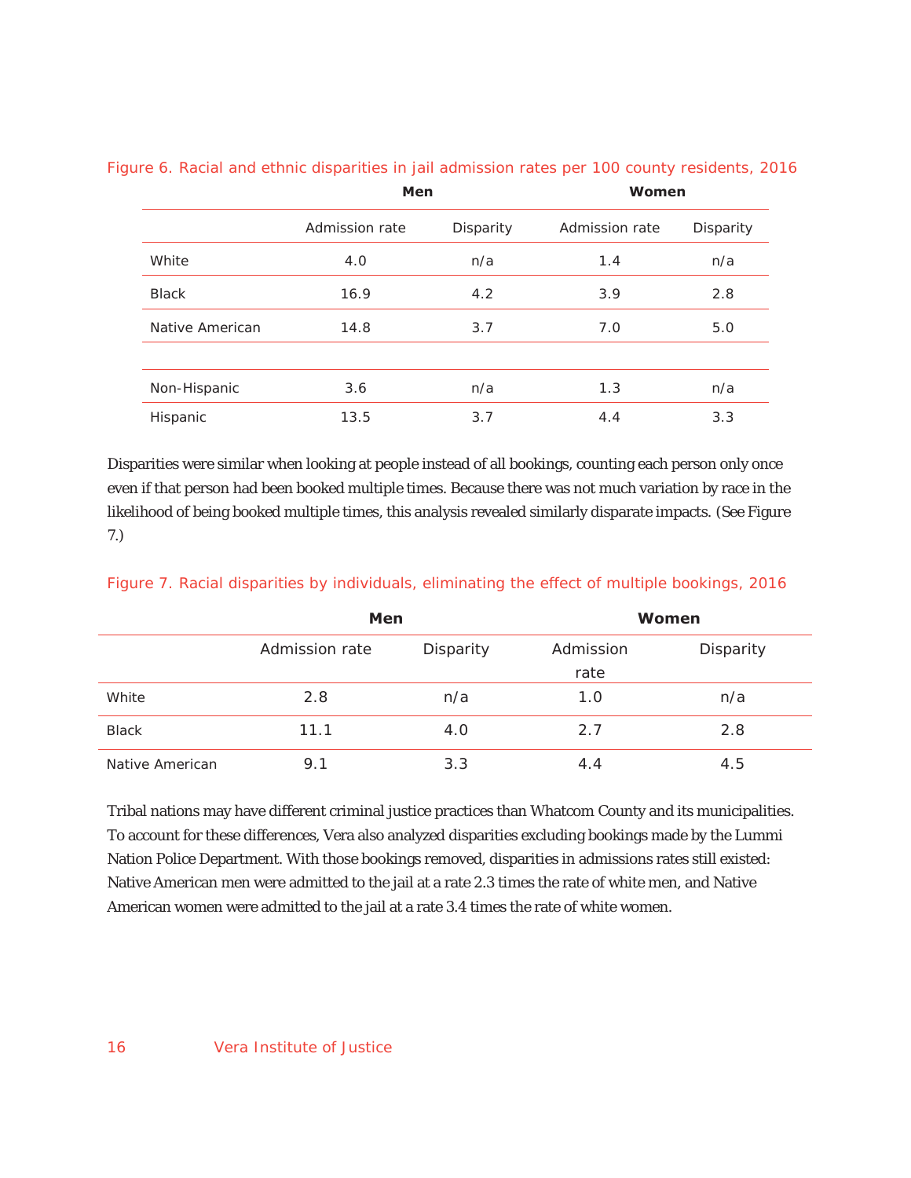Figure 6. Racial and ethnic disparities in jail admission rates per 100 county residents, 2016

| | Men | | Women | |
|---|---|---|---|---|
| | Admission rate | Disparity | Admission rate | Disparity |
| White | 4.0 | n/a | 1.4 | n/a |
| Black | 16.9 | 4.2 | 3.9 | 2.8 |
| Native American | 14.8 | 3.7 | 7.0 | 5.0 |
| | | | | |
| Non-Hispanic | 3.6 | n/a | 1.3 | n/a |
| Hispanic | 13.5 | 3.7 | 4.4 | 3.3 |

Disparities were similar when looking at people instead of all bookings, counting each person only once even if that person had been booked multiple times. Because there was not much variation by race in the likelihood of being booked multiple times, this analysis revealed similarly disparate impacts. (See Figure 7.)

Figure 7. Racial disparities by individuals, eliminating the effect of multiple bookings, 2016

| | Men | | Women | |
|---|---|---|---|---|
| | Admission rate | Disparity | Admission rate | Disparity |
| White | 2.8 | n/a | 1.0 | n/a |
| Black | 11.1 | 4.0 | 2.7 | 2.8 |
| Native American | 9.1 | 3.3 | 4.4 | 4.5 |

Tribal nations may have different criminal justice practices than Whatcom County and its municipalities. To account for these differences, Vera also analyzed disparities excluding bookings made by the Lummi Nation Police Department. With those bookings removed, disparities in admissions rates still existed: Native American men were admitted to the jail at a rate 2.3 times the rate of white men, and Native American women were admitted to the jail at a rate 3.4 times the rate of white women.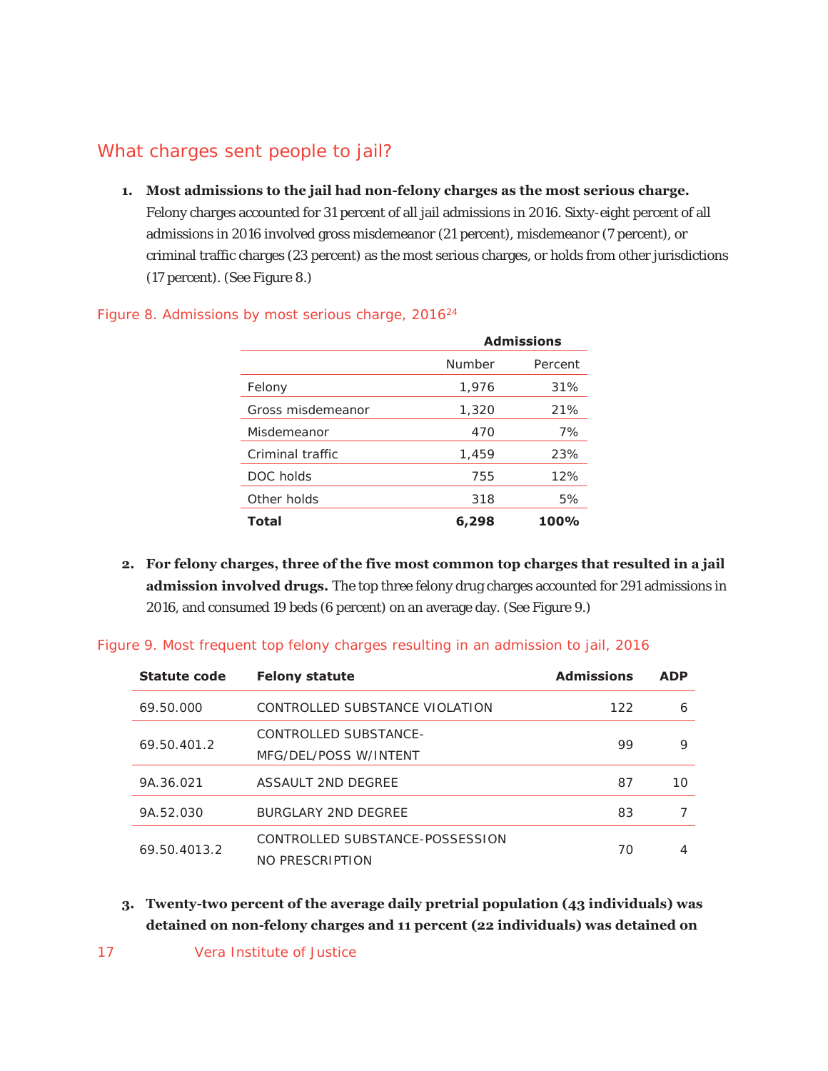## What charges sent people to jail?

1. **Most admissions to the jail had non-felony charges as the most serious charge.** Felony charges accounted for 31 percent of all jail admissions in 2016. Sixty-eight percent of all admissions in 2016 involved gross misdemeanor (21 percent), misdemeanor (7 percent), or criminal traffic charges (23 percent) as the most serious charges, or holds from other jurisdictions (17 percent). (See Figure 8.)

Figure 8. Admissions by most serious charge, 2016[24]

| | **Admissions** | |
|---|---|---|
| | Number | Percent |
| Felony | 1,976 | 31% |
| Gross misdemeanor | 1,320 | 21% |
| Misdemeanor | 470 | 7% |
| Criminal traffic | 1,459 | 23% |
| DOC holds | 755 | 12% |
| Other holds | 318 | 5% |
| **Total** | **6,298** | **100%** |

2. **For felony charges, three of the five most common top charges that resulted in a jail admission involved drugs.** The top three felony drug charges accounted for 291 admissions in 2016, and consumed 19 beds (6 percent) on an average day. (See Figure 9.)

Figure 9. Most frequent top felony charges resulting in an admission to jail, 2016

| Statute code | Felony statute | Admissions | ADP |
|---|---|---|---|
| 69.50.000 | CONTROLLED SUBSTANCE VIOLATION | 122 | 6 |
| 69.50.401.2 | CONTROLLED SUBSTANCE-MFG/DEL/POSS W/INTENT | 99 | 9 |
| 9A.36.021 | ASSAULT 2ND DEGREE | 87 | 10 |
| 9A.52.030 | BURGLARY 2ND DEGREE | 83 | 7 |
| 69.50.4013.2 | CONTROLLED SUBSTANCE-POSSESSION NO PRESCRIPTION | 70 | 4 |

3. **Twenty-two percent of the average daily pretrial population (43 individuals) was detained on non-felony charges and 11 percent (22 individuals) was detained on**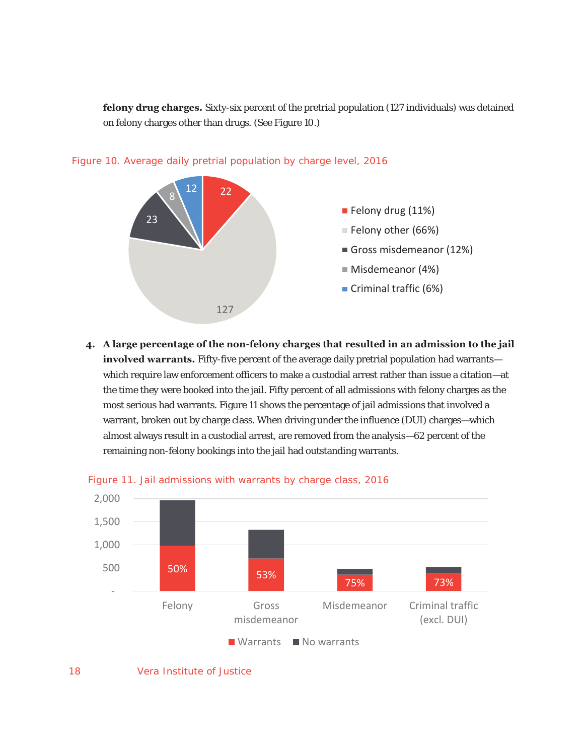**felony drug charges.** Sixty-six percent of the pretrial population (127 individuals) was detained on felony charges other than drugs. (See Figure 10.)

Figure 10. Average daily pretrial population by charge level, 2016

| Charge level | Average daily pretrial population |
|---|---|
| Felony drug (11%) | 22 |
| Felony other (66%) | 127 |
| Gross misdemeanor (12%) | 23 |
| Misdemeanor (4%) | 8 |
| Criminal traffic (6%) | 12 |

4. **A large percentage of the non-felony charges that resulted in an admission to the jail involved warrants.** Fifty-five percent of the average daily pretrial population had warrants—which require law enforcement officers to make a custodial arrest rather than issue a citation—at the time they were booked into the jail. Fifty percent of all admissions with felony charges as the most serious had warrants. Figure 11 shows the percentage of jail admissions that involved a warrant, broken out by charge class. When driving under the influence (DUI) charges—which almost always result in a custodial arrest, are removed from the analysis—62 percent of the remaining non-felony bookings into the jail had outstanding warrants.

Figure 11. Jail admissions with warrants by charge class, 2016

| Charge class | Warrants (%) |
|---|---|
| Felony | 50% |
| Gross misdemeanor | 53% |
| Misdemeanor | 75% |
| Criminal traffic (excl. DUI) | 73% |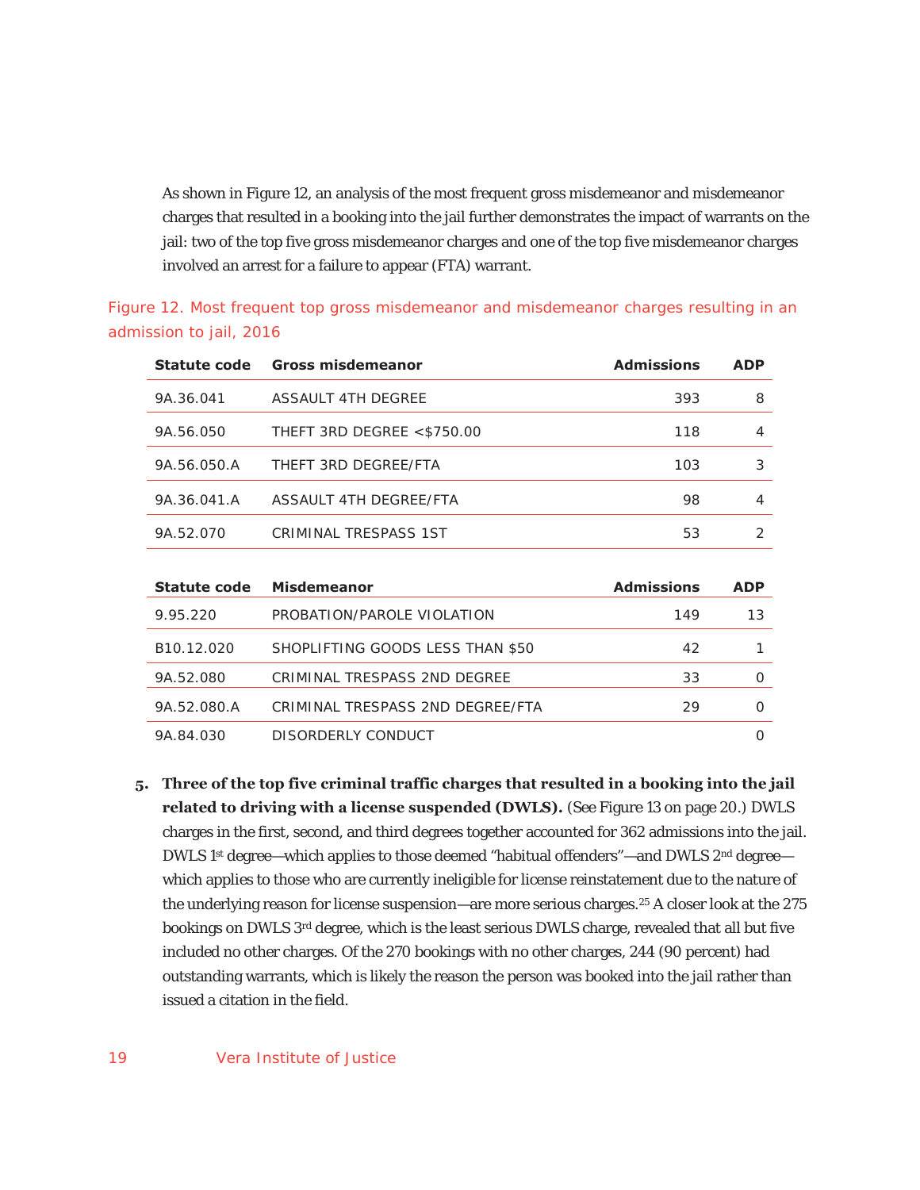As shown in Figure 12, an analysis of the most frequent gross misdemeanor and misdemeanor charges that resulted in a booking into the jail further demonstrates the impact of warrants on the jail: two of the top five gross misdemeanor charges and one of the top five misdemeanor charges involved an arrest for a failure to appear (FTA) warrant.

Figure 12. Most frequent top gross misdemeanor and misdemeanor charges resulting in an admission to jail, 2016

| Statute code | Gross misdemeanor | Admissions | ADP |
|---|---|---|---|
| 9A.36.041 | ASSAULT 4TH DEGREE | 393 | 8 |
| 9A.56.050 | THEFT 3RD DEGREE <$750.00 | 118 | 4 |
| 9A.56.050.A | THEFT 3RD DEGREE/FTA | 103 | 3 |
| 9A.36.041.A | ASSAULT 4TH DEGREE/FTA | 98 | 4 |
| 9A.52.070 | CRIMINAL TRESPASS 1ST | 53 | 2 |

| Statute code | Misdemeanor | Admissions | ADP |
|---|---|---|---|
| 9.95.220 | PROBATION/PAROLE VIOLATION | 149 | 13 |
| B10.12.020 | SHOPLIFTING GOODS LESS THAN $50 | 42 | 1 |
| 9A.52.080 | CRIMINAL TRESPASS 2ND DEGREE | 33 | 0 |
| 9A.52.080.A | CRIMINAL TRESPASS 2ND DEGREE/FTA | 29 | 0 |
| 9A.84.030 | DISORDERLY CONDUCT | | 0 |

5. **Three of the top five criminal traffic charges that resulted in a booking into the jail related to driving with a license suspended (DWLS).** (See Figure 13 on page 20.) DWLS charges in the first, second, and third degrees together accounted for 362 admissions into the jail. DWLS 1st degree—which applies to those deemed "habitual offenders"—and DWLS 2nd degree—which applies to those who are currently ineligible for license reinstatement due to the nature of the underlying reason for license suspension—are more serious charges.[25] A closer look at the 275 bookings on DWLS 3rd degree, which is the least serious DWLS charge, revealed that all but five included no other charges. Of the 270 bookings with no other charges, 244 (90 percent) had outstanding warrants, which is likely the reason the person was booked into the jail rather than issued a citation in the field.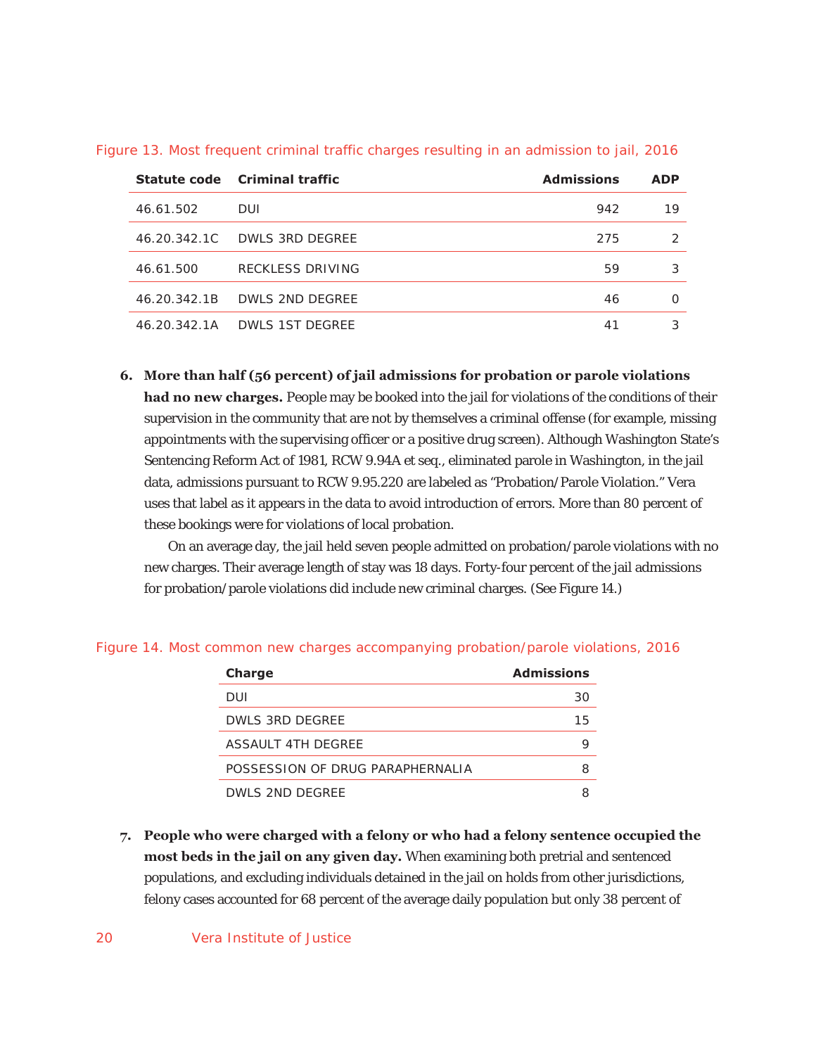Figure 13. Most frequent criminal traffic charges resulting in an admission to jail, 2016

| Statute code | Criminal traffic | Admissions | ADP |
|---|---|---|---|
| 46.61.502 | DUI | 942 | 19 |
| 46.20.342.1C | DWLS 3RD DEGREE | 275 | 2 |
| 46.61.500 | RECKLESS DRIVING | 59 | 3 |
| 46.20.342.1B | DWLS 2ND DEGREE | 46 | 0 |
| 46.20.342.1A | DWLS 1ST DEGREE | 41 | 3 |

6. **More than half (56 percent) of jail admissions for probation or parole violations had no new charges.** People may be booked into the jail for violations of the conditions of their supervision in the community that are not by themselves a criminal offense (for example, missing appointments with the supervising officer or a positive drug screen). Although Washington State's Sentencing Reform Act of 1981, RCW 9.94A et seq., eliminated parole in Washington, in the jail data, admissions pursuant to RCW 9.95.220 are labeled as "Probation/Parole Violation." Vera uses that label as it appears in the data to avoid introduction of errors. More than 80 percent of these bookings were for violations of local probation.

   On an average day, the jail held seven people admitted on probation/parole violations with no new charges. Their average length of stay was 18 days. Forty-four percent of the jail admissions for probation/parole violations did include new criminal charges. (See Figure 14.)

Figure 14. Most common new charges accompanying probation/parole violations, 2016

| Charge | Admissions |
|---|---|
| DUI | 30 |
| DWLS 3RD DEGREE | 15 |
| ASSAULT 4TH DEGREE | 9 |
| POSSESSION OF DRUG PARAPHERNALIA | 8 |
| DWLS 2ND DEGREE | 8 |

7. **People who were charged with a felony or who had a felony sentence occupied the most beds in the jail on any given day.** When examining both pretrial and sentenced populations, and excluding individuals detained in the jail on holds from other jurisdictions, felony cases accounted for 68 percent of the average daily population but only 38 percent of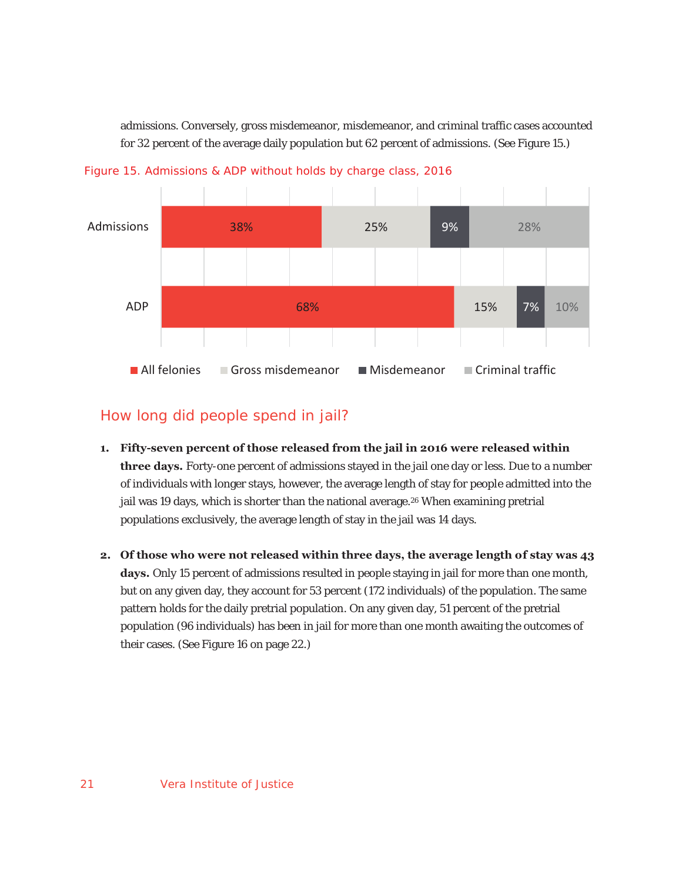admissions. Conversely, gross misdemeanor, misdemeanor, and criminal traffic cases accounted for 32 percent of the average daily population but 62 percent of admissions. (See Figure 15.)

Figure 15. Admissions & ADP without holds by charge class, 2016

| | All felonies | Gross misdemeanor | Misdemeanor | Criminal traffic |
|---|---|---|---|---|
| Admissions | 38% | 25% | 9% | 28% |
| ADP | 68% | 15% | 7% | 10% |

## How long did people spend in jail?

1. **Fifty-seven percent of those released from the jail in 2016 were released within three days.** Forty-one percent of admissions stayed in the jail one day or less. Due to a number of individuals with longer stays, however, the average length of stay for people admitted into the jail was 19 days, which is shorter than the national average.[26] When examining pretrial populations exclusively, the average length of stay in the jail was 14 days.

2. **Of those who were not released within three days, the average length of stay was 43 days.** Only 15 percent of admissions resulted in people staying in jail for more than one month, but on any given day, they account for 53 percent (172 individuals) of the population. The same pattern holds for the daily pretrial population. On any given day, 51 percent of the pretrial population (96 individuals) has been in jail for more than one month awaiting the outcomes of their cases. (See Figure 16 on page 22.)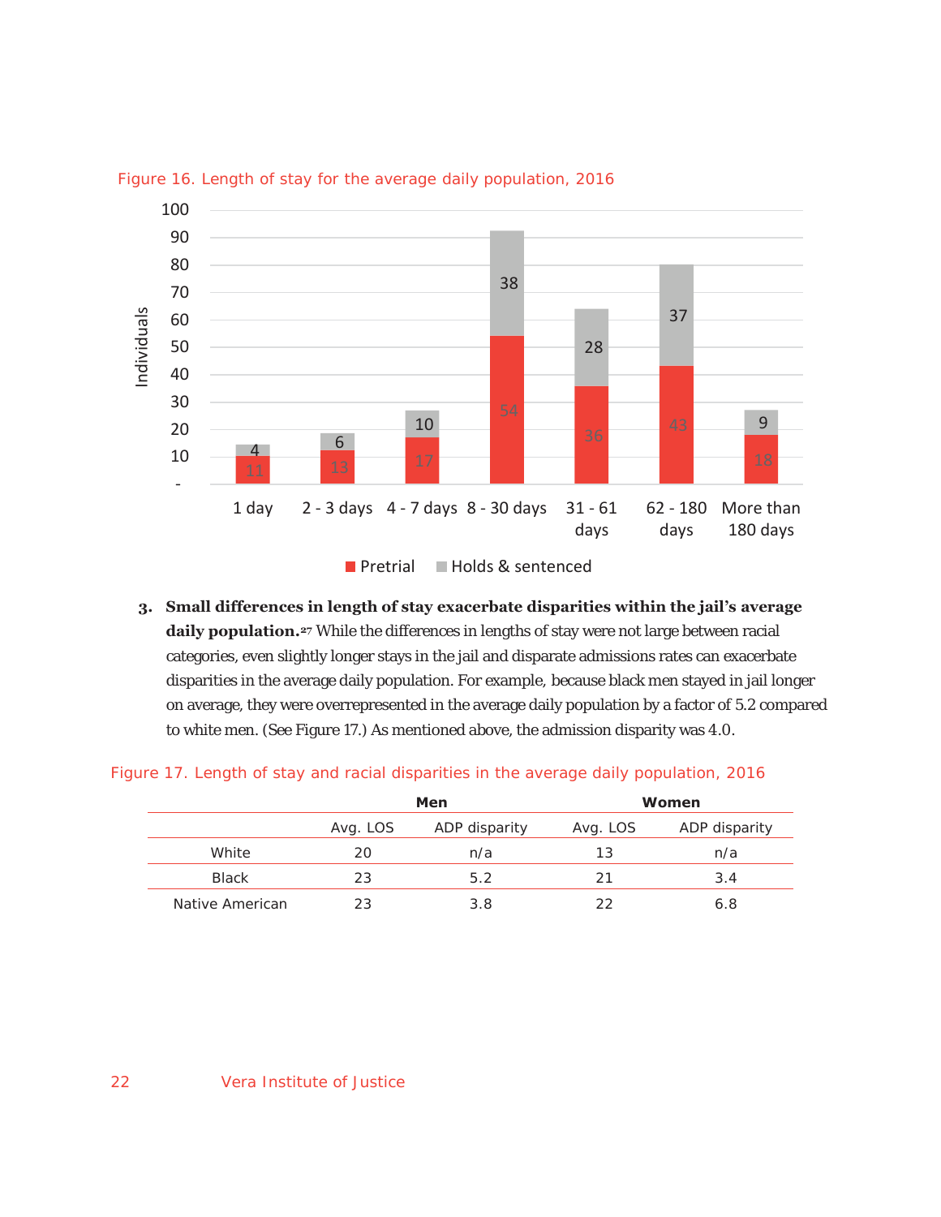Figure 16. Length of stay for the average daily population, 2016

| Length of stay | Pretrial | Holds & sentenced |
|---|---|---|
| 1 day | 11 | 4 |
| 2 - 3 days | 13 | 6 |
| 4 - 7 days | 17 | 10 |
| 8 - 30 days | 54 | 38 |
| 31 - 61 days | 36 | 28 |
| 62 - 180 days | 43 | 37 |
| More than 180 days | 18 | 9 |

3. **Small differences in length of stay exacerbate disparities within the jail's average daily population.**[27] While the differences in lengths of stay were not large between racial categories, even slightly longer stays in the jail and disparate admissions rates can exacerbate disparities in the average daily population. For example, because black men stayed in jail longer on average, they were overrepresented in the average daily population by a factor of 5.2 compared to white men. (See Figure 17.) As mentioned above, the admission disparity was 4.0.

Figure 17. Length of stay and racial disparities in the average daily population, 2016

| | Men | | Women | |
|---|---|---|---|---|
| | Avg. LOS | ADP disparity | Avg. LOS | ADP disparity |
| White | 20 | n/a | 13 | n/a |
| Black | 23 | 5.2 | 21 | 3.4 |
| Native American | 23 | 3.8 | 22 | 6.8 |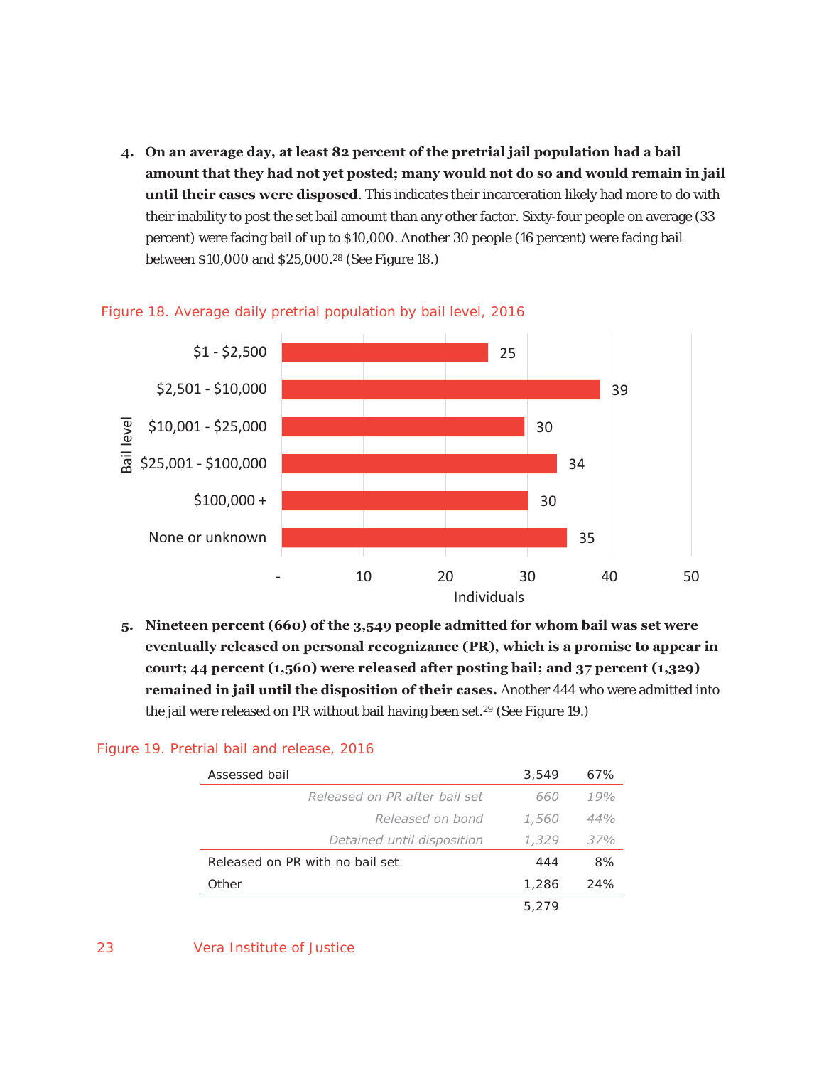4. **On an average day, at least 82 percent of the pretrial jail population had a bail amount that they had not yet posted; many would not do so and would remain in jail until their cases were disposed**. This indicates their incarceration likely had more to do with their inability to post the set bail amount than any other factor. Sixty-four people on average (33 percent) were facing bail of up to $10,000. Another 30 people (16 percent) were facing bail between $10,000 and $25,000.[28] (See Figure 18.)

Figure 18. Average daily pretrial population by bail level, 2016

| Bail level | Individuals |
|---|---|
| $1 - $2,500 | 25 |
| $2,501 - $10,000 | 39 |
| $10,001 - $25,000 | 30 |
| $25,001 - $100,000 | 34 |
| $100,000 + | 30 |
| None or unknown | 35 |

5. **Nineteen percent (660) of the 3,549 people admitted for whom bail was set were eventually released on personal recognizance (PR), which is a promise to appear in court; 44 percent (1,560) were released after posting bail; and 37 percent (1,329) remained in jail until the disposition of their cases.** Another 444 who were admitted into the jail were released on PR without bail having been set.[29] (See Figure 19.)

Figure 19. Pretrial bail and release, 2016

| | | |
|---|---|---|
| Assessed bail | 3,549 | 67% |
| *Released on PR after bail set* | *660* | *19%* |
| *Released on bond* | *1,560* | *44%* |
| *Detained until disposition* | *1,329* | *37%* |
| Released on PR with no bail set | 444 | 8% |
| Other | 1,286 | 24% |
| | 5,279 | |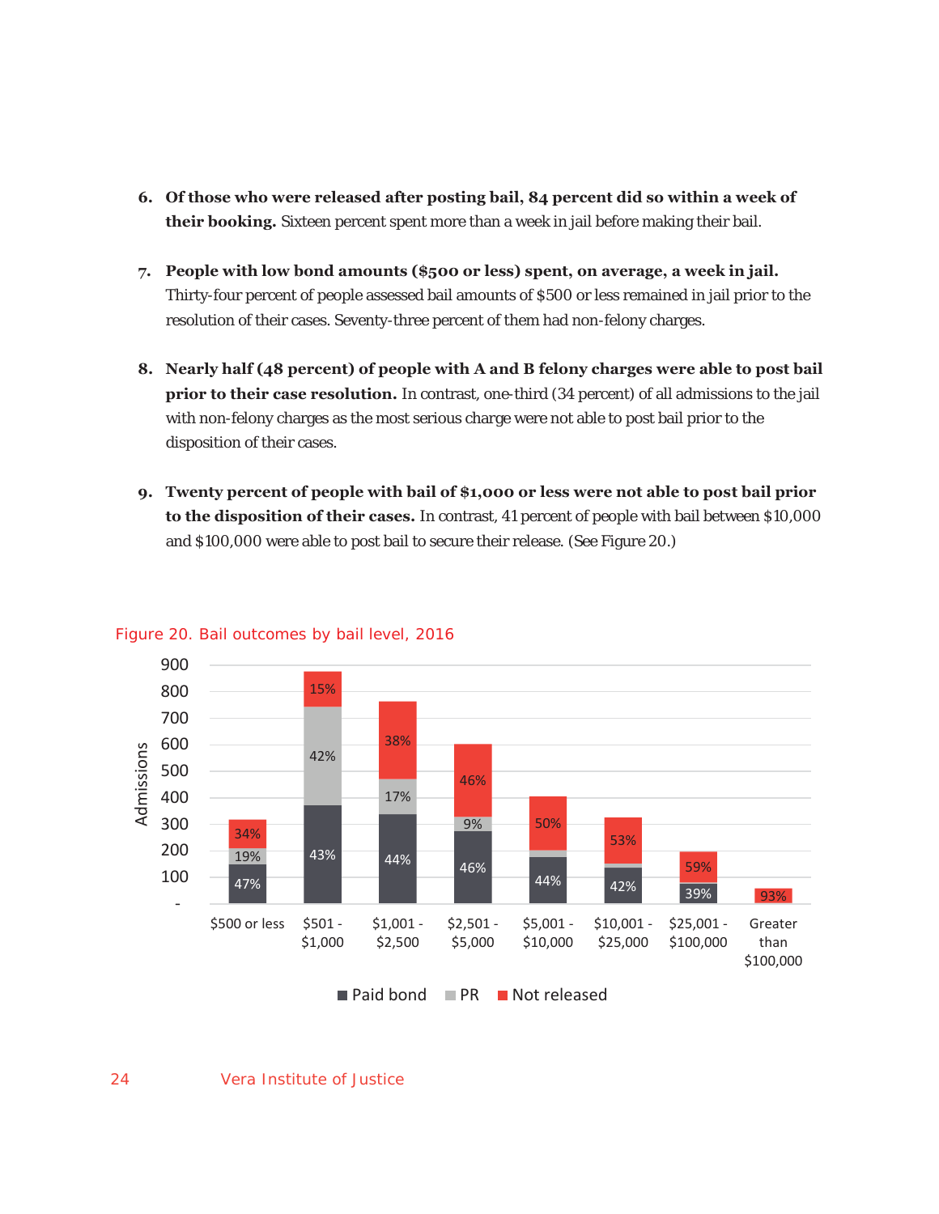6. **Of those who were released after posting bail, 84 percent did so within a week of their booking.** Sixteen percent spent more than a week in jail before making their bail.

7. **People with low bond amounts ($500 or less) spent, on average, a week in jail.** Thirty-four percent of people assessed bail amounts of $500 or less remained in jail prior to the resolution of their cases. Seventy-three percent of them had non-felony charges.

8. **Nearly half (48 percent) of people with A and B felony charges were able to post bail prior to their case resolution.** In contrast, one-third (34 percent) of all admissions to the jail with non-felony charges as the most serious charge were not able to post bail prior to the disposition of their cases.

9. **Twenty percent of people with bail of $1,000 or less were not able to post bail prior to the disposition of their cases.** In contrast, 41 percent of people with bail between $10,000 and $100,000 were able to post bail to secure their release. (See Figure 20.)

Figure 20. Bail outcomes by bail level, 2016

| Bail level | Paid bond | PR | Not released |
|---|---|---|---|
| $500 or less | 47% | 19% | 34% |
| $501 - $1,000 | 43% | 42% | 15% |
| $1,001 - $2,500 | 44% | 17% | 38% |
| $2,501 - $5,000 | 46% | 9% | 46% |
| $5,001 - $10,000 | 44% | | 50% |
| $10,001 - $25,000 | 42% | | 53% |
| $25,001 - $100,000 | 39% | | 59% |
| Greater than $100,000 | | | 93% |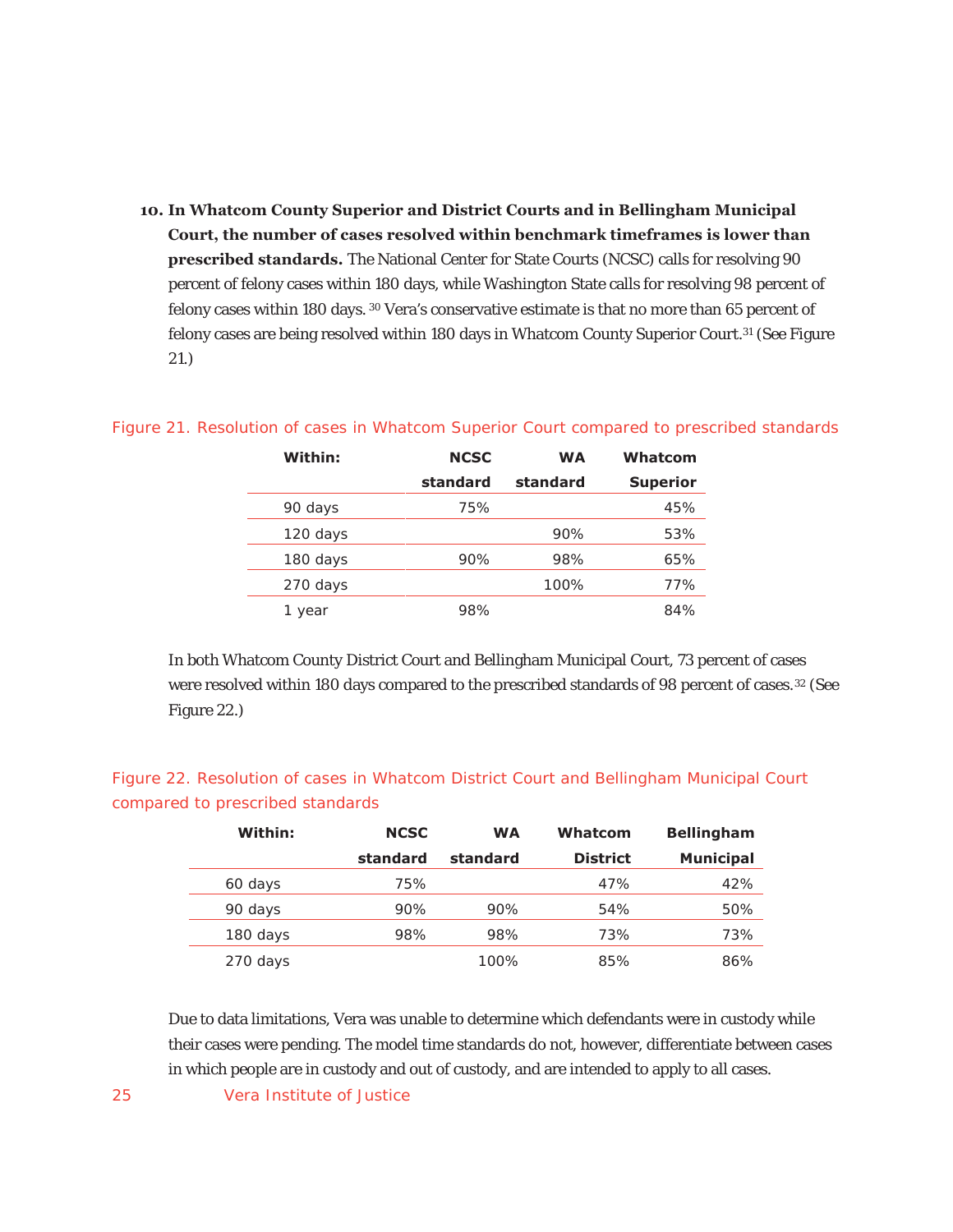10. **In Whatcom County Superior and District Courts and in Bellingham Municipal Court, the number of cases resolved within benchmark timeframes is lower than prescribed standards.** The National Center for State Courts (NCSC) calls for resolving 90 percent of felony cases within 180 days, while Washington State calls for resolving 98 percent of felony cases within 180 days.[30] Vera's conservative estimate is that no more than 65 percent of felony cases are being resolved within 180 days in Whatcom County Superior Court.[31] (See Figure 21.)

Figure 21. Resolution of cases in Whatcom Superior Court compared to prescribed standards

| Within: | NCSC standard | WA standard | Whatcom Superior |
|---|---|---|---|
| 90 days | 75% | | 45% |
| 120 days | | 90% | 53% |
| 180 days | 90% | 98% | 65% |
| 270 days | | 100% | 77% |
| 1 year | 98% | | 84% |

In both Whatcom County District Court and Bellingham Municipal Court, 73 percent of cases were resolved within 180 days compared to the prescribed standards of 98 percent of cases.[32] (See Figure 22.)

Figure 22. Resolution of cases in Whatcom District Court and Bellingham Municipal Court compared to prescribed standards

| Within: | NCSC standard | WA standard | Whatcom District | Bellingham Municipal |
|---|---|---|---|---|
| 60 days | 75% | | 47% | 42% |
| 90 days | 90% | 90% | 54% | 50% |
| 180 days | 98% | 98% | 73% | 73% |
| 270 days | | 100% | 85% | 86% |

Due to data limitations, Vera was unable to determine which defendants were in custody while their cases were pending. The model time standards do not, however, differentiate between cases in which people are in custody and out of custody, and are intended to apply to all cases.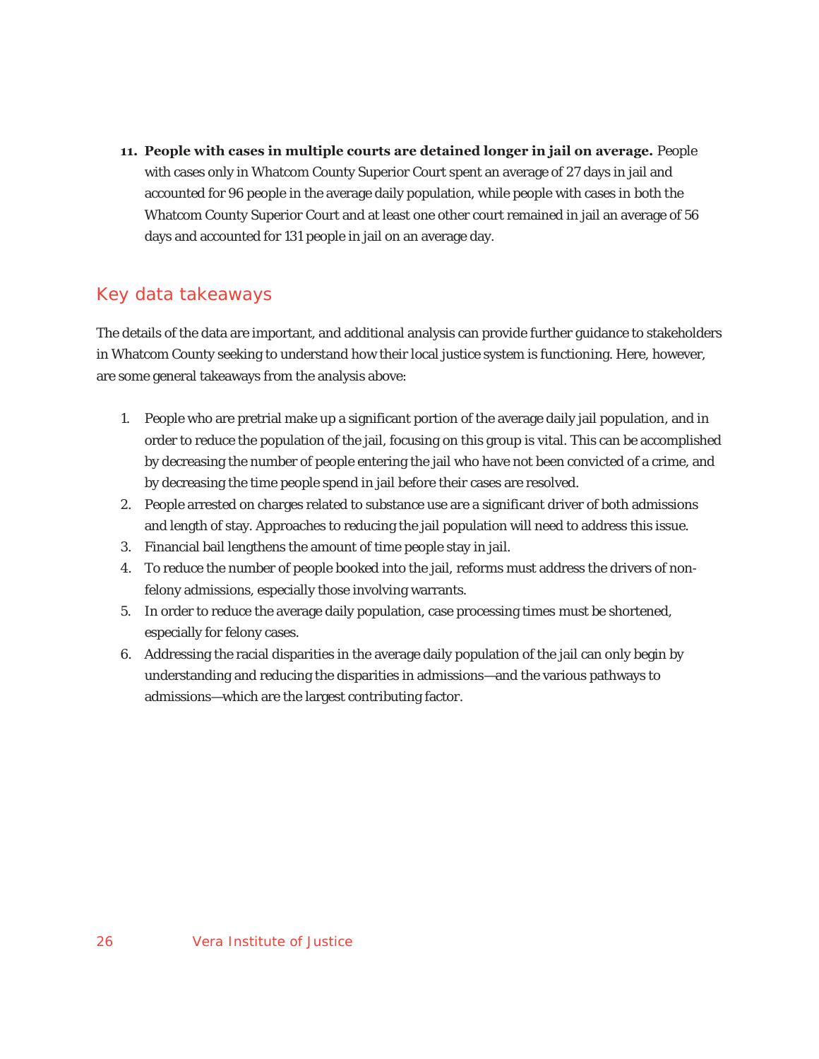11. **People with cases in multiple courts are detained longer in jail on average.** People with cases only in Whatcom County Superior Court spent an average of 27 days in jail and accounted for 96 people in the average daily population, while people with cases in both the Whatcom County Superior Court and at least one other court remained in jail an average of 56 days and accounted for 131 people in jail on an average day.

## Key data takeaways

The details of the data are important, and additional analysis can provide further guidance to stakeholders in Whatcom County seeking to understand how their local justice system is functioning. Here, however, are some general takeaways from the analysis above:

1. People who are pretrial make up a significant portion of the average daily jail population, and in order to reduce the population of the jail, focusing on this group is vital. This can be accomplished by decreasing the number of people entering the jail who have not been convicted of a crime, and by decreasing the time people spend in jail before their cases are resolved.
2. People arrested on charges related to substance use are a significant driver of both admissions and length of stay. Approaches to reducing the jail population will need to address this issue.
3. Financial bail lengthens the amount of time people stay in jail.
4. To reduce the number of people booked into the jail, reforms must address the drivers of non-felony admissions, especially those involving warrants.
5. In order to reduce the average daily population, case processing times must be shortened, especially for felony cases.
6. Addressing the racial disparities in the average daily population of the jail can only begin by understanding and reducing the disparities in admissions—and the various pathways to admissions—which are the largest contributing factor.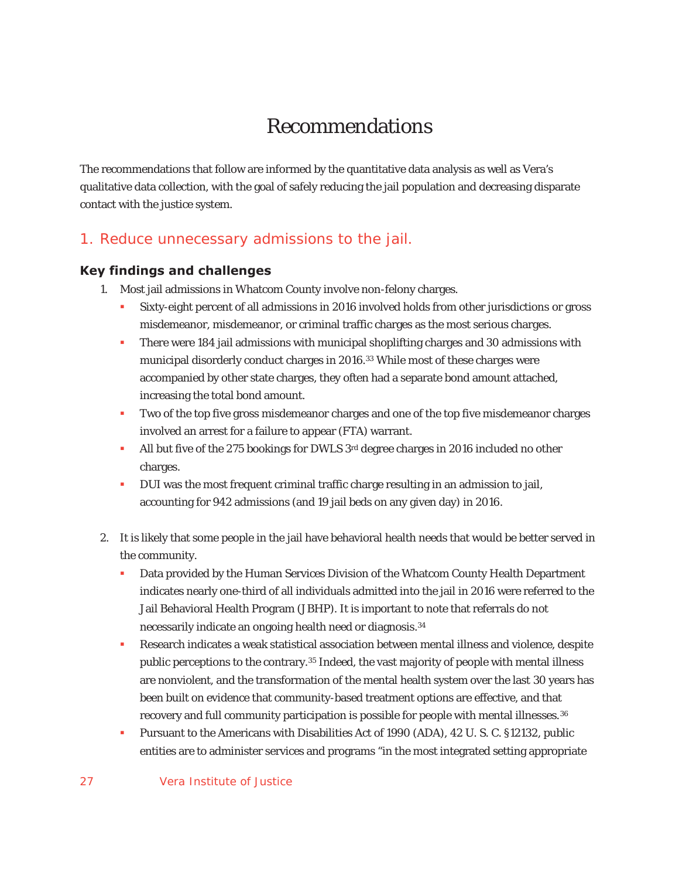# Recommendations

The recommendations that follow are informed by the quantitative data analysis as well as Vera's qualitative data collection, with the goal of safely reducing the jail population and decreasing disparate contact with the justice system.

## 1. Reduce unnecessary admissions to the jail.

### Key findings and challenges

1. Most jail admissions in Whatcom County involve non-felony charges.
   - Sixty-eight percent of all admissions in 2016 involved holds from other jurisdictions or gross misdemeanor, misdemeanor, or criminal traffic charges as the most serious charges.
   - There were 184 jail admissions with municipal shoplifting charges and 30 admissions with municipal disorderly conduct charges in 2016.[33] While most of these charges were accompanied by other state charges, they often had a separate bond amount attached, increasing the total bond amount.
   - Two of the top five gross misdemeanor charges and one of the top five misdemeanor charges involved an arrest for a failure to appear (FTA) warrant.
   - All but five of the 275 bookings for DWLS 3rd degree charges in 2016 included no other charges.
   - DUI was the most frequent criminal traffic charge resulting in an admission to jail, accounting for 942 admissions (and 19 jail beds on any given day) in 2016.

2. It is likely that some people in the jail have behavioral health needs that would be better served in the community.
   - Data provided by the Human Services Division of the Whatcom County Health Department indicates nearly one-third of all individuals admitted into the jail in 2016 were referred to the Jail Behavioral Health Program (JBHP). It is important to note that referrals do not necessarily indicate an ongoing health need or diagnosis.[34]
   - Research indicates a weak statistical association between mental illness and violence, despite public perceptions to the contrary.[35] Indeed, the vast majority of people with mental illness are nonviolent, and the transformation of the mental health system over the last 30 years has been built on evidence that community-based treatment options are effective, and that recovery and full community participation is possible for people with mental illnesses.[36]
   - Pursuant to the Americans with Disabilities Act of 1990 (ADA), 42 U. S. C. §12132, public entities are to administer services and programs "in the most integrated setting appropriate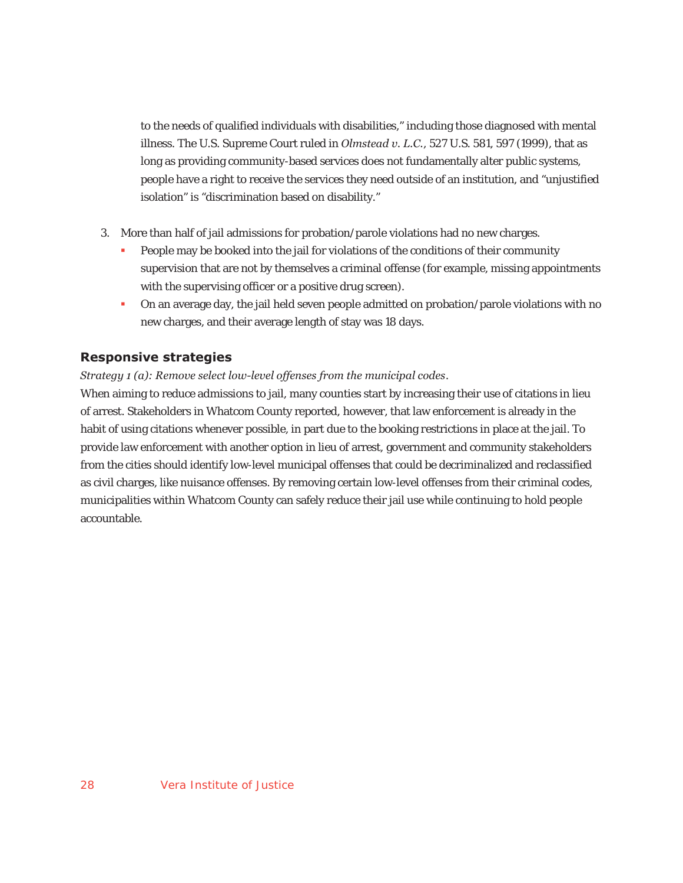to the needs of qualified individuals with disabilities," including those diagnosed with mental illness. The U.S. Supreme Court ruled in *Olmstead v. L.C.*, 527 U.S. 581, 597 (1999), that as long as providing community-based services does not fundamentally alter public systems, people have a right to receive the services they need outside of an institution, and "unjustified isolation" is "discrimination based on disability."

3. More than half of jail admissions for probation/parole violations had no new charges.
   - People may be booked into the jail for violations of the conditions of their community supervision that are not by themselves a criminal offense (for example, missing appointments with the supervising officer or a positive drug screen).
   - On an average day, the jail held seven people admitted on probation/parole violations with no new charges, and their average length of stay was 18 days.

## Responsive strategies

*Strategy 1 (a): Remove select low-level offenses from the municipal codes.*

When aiming to reduce admissions to jail, many counties start by increasing their use of citations in lieu of arrest. Stakeholders in Whatcom County reported, however, that law enforcement is already in the habit of using citations whenever possible, in part due to the booking restrictions in place at the jail. To provide law enforcement with another option in lieu of arrest, government and community stakeholders from the cities should identify low-level municipal offenses that could be decriminalized and reclassified as civil charges, like nuisance offenses. By removing certain low-level offenses from their criminal codes, municipalities within Whatcom County can safely reduce their jail use while continuing to hold people accountable.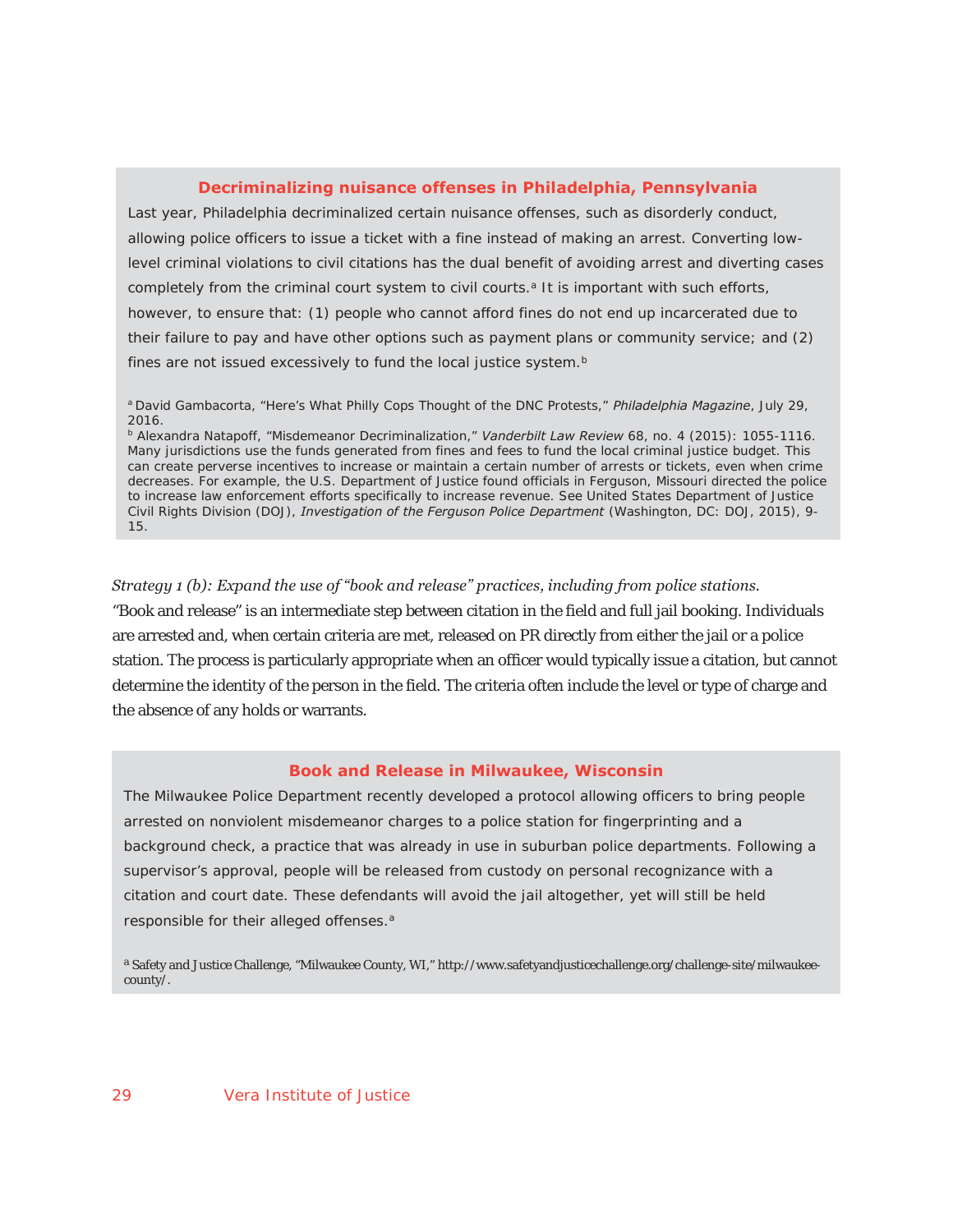### Decriminalizing nuisance offenses in Philadelphia, Pennsylvania

Last year, Philadelphia decriminalized certain nuisance offenses, such as disorderly conduct, allowing police officers to issue a ticket with a fine instead of making an arrest. Converting low-level criminal violations to civil citations has the dual benefit of avoiding arrest and diverting cases completely from the criminal court system to civil courts.[a] It is important with such efforts, however, to ensure that: (1) people who cannot afford fines do not end up incarcerated due to their failure to pay and have other options such as payment plans or community service; and (2) fines are not issued excessively to fund the local justice system.[b]

[a] David Gambacorta, "Here's What Philly Cops Thought of the DNC Protests," *Philadelphia Magazine*, July 29, 2016.
[b] Alexandra Natapoff, "Misdemeanor Decriminalization," *Vanderbilt Law Review* 68, no. 4 (2015): 1055-1116. Many jurisdictions use the funds generated from fines and fees to fund the local criminal justice budget. This can create perverse incentives to increase or maintain a certain number of arrests or tickets, even when crime decreases. For example, the U.S. Department of Justice found officials in Ferguson, Missouri directed the police to increase law enforcement efforts specifically to increase revenue. See United States Department of Justice Civil Rights Division (DOJ), *Investigation of the Ferguson Police Department* (Washington, DC: DOJ, 2015), 9-15.

*Strategy 1 (b): Expand the use of "book and release" practices, including from police stations.*
"Book and release" is an intermediate step between citation in the field and full jail booking. Individuals are arrested and, when certain criteria are met, released on PR directly from either the jail or a police station. The process is particularly appropriate when an officer would typically issue a citation, but cannot determine the identity of the person in the field. The criteria often include the level or type of charge and the absence of any holds or warrants.

### Book and Release in Milwaukee, Wisconsin

The Milwaukee Police Department recently developed a protocol allowing officers to bring people arrested on nonviolent misdemeanor charges to a police station for fingerprinting and a background check, a practice that was already in use in suburban police departments. Following a supervisor's approval, people will be released from custody on personal recognizance with a citation and court date. These defendants will avoid the jail altogether, yet will still be held responsible for their alleged offenses.[a]

[a] Safety and Justice Challenge, "Milwaukee County, WI," http://www.safetyandjusticechallenge.org/challenge-site/milwaukee-county/.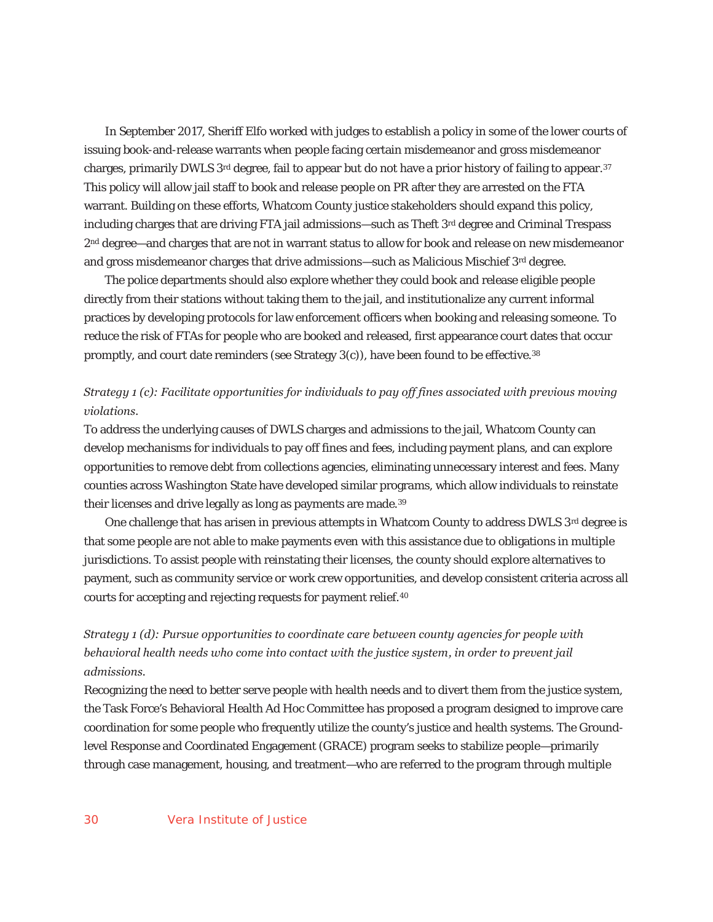In September 2017, Sheriff Elfo worked with judges to establish a policy in some of the lower courts of issuing book-and-release warrants when people facing certain misdemeanor and gross misdemeanor charges, primarily DWLS 3rd degree, fail to appear but do not have a prior history of failing to appear.[37] This policy will allow jail staff to book and release people on PR after they are arrested on the FTA warrant. Building on these efforts, Whatcom County justice stakeholders should expand this policy, including charges that are driving FTA jail admissions—such as Theft 3rd degree and Criminal Trespass 2nd degree—and charges that are not in warrant status to allow for book and release on new misdemeanor and gross misdemeanor charges that drive admissions—such as Malicious Mischief 3rd degree.

The police departments should also explore whether they could book and release eligible people directly from their stations without taking them to the jail, and institutionalize any current informal practices by developing protocols for law enforcement officers when booking and releasing someone. To reduce the risk of FTAs for people who are booked and released, first appearance court dates that occur promptly, and court date reminders (see Strategy 3(c)), have been found to be effective.[38]

*Strategy 1 (c): Facilitate opportunities for individuals to pay off fines associated with previous moving violations.*

To address the underlying causes of DWLS charges and admissions to the jail, Whatcom County can develop mechanisms for individuals to pay off fines and fees, including payment plans, and can explore opportunities to remove debt from collections agencies, eliminating unnecessary interest and fees. Many counties across Washington State have developed similar programs, which allow individuals to reinstate their licenses and drive legally as long as payments are made.[39]

One challenge that has arisen in previous attempts in Whatcom County to address DWLS 3rd degree is that some people are not able to make payments even with this assistance due to obligations in multiple jurisdictions. To assist people with reinstating their licenses, the county should explore alternatives to payment, such as community service or work crew opportunities, and develop consistent criteria across all courts for accepting and rejecting requests for payment relief.[40]

*Strategy 1 (d): Pursue opportunities to coordinate care between county agencies for people with behavioral health needs who come into contact with the justice system, in order to prevent jail admissions.*

Recognizing the need to better serve people with health needs and to divert them from the justice system, the Task Force's Behavioral Health Ad Hoc Committee has proposed a program designed to improve care coordination for some people who frequently utilize the county's justice and health systems. The Ground-level Response and Coordinated Engagement (GRACE) program seeks to stabilize people—primarily through case management, housing, and treatment—who are referred to the program through multiple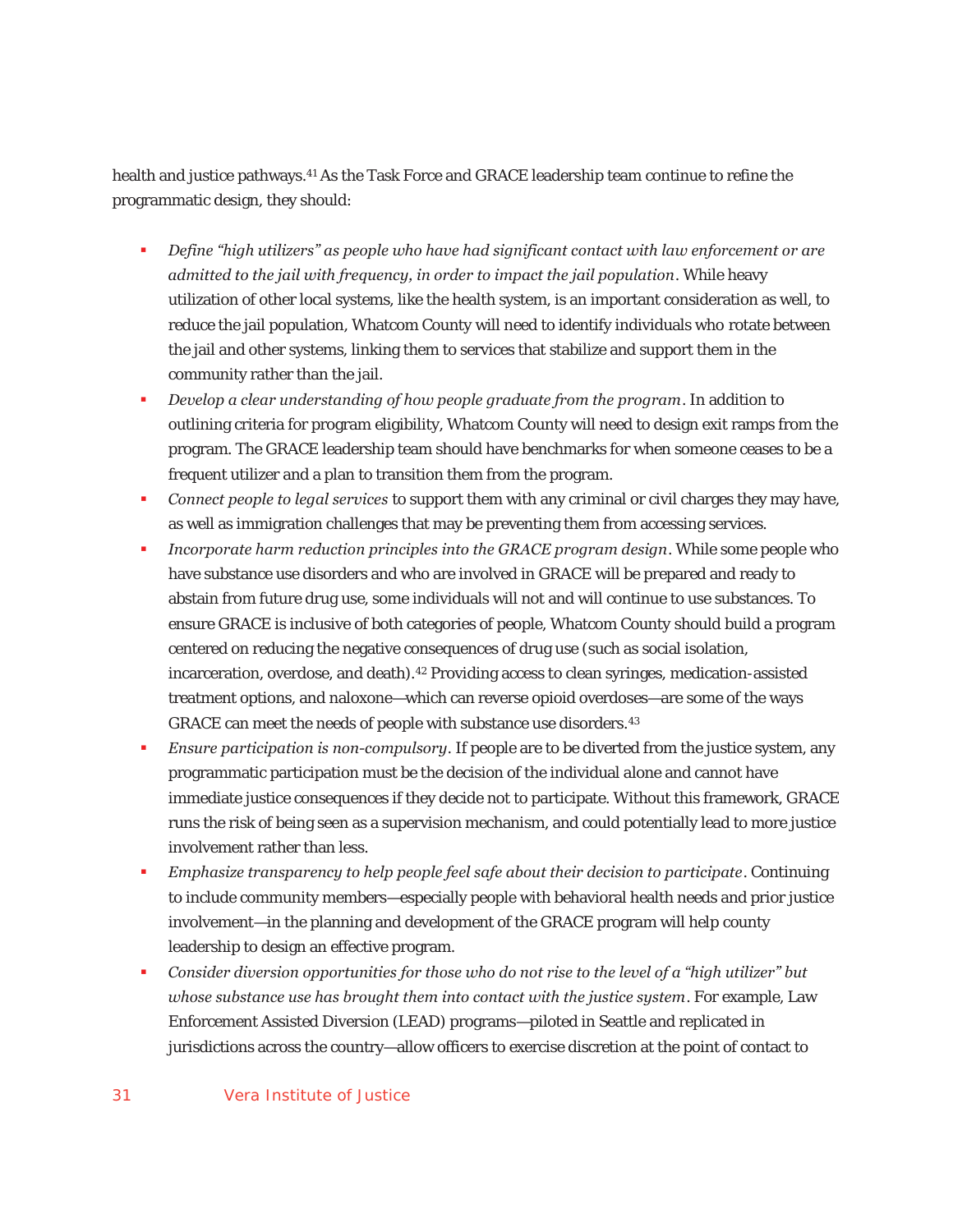health and justice pathways.[41] As the Task Force and GRACE leadership team continue to refine the programmatic design, they should:

- *Define "high utilizers" as people who have had significant contact with law enforcement or are admitted to the jail with frequency, in order to impact the jail population*. While heavy utilization of other local systems, like the health system, is an important consideration as well, to reduce the jail population, Whatcom County will need to identify individuals who rotate between the jail and other systems, linking them to services that stabilize and support them in the community rather than the jail.
- *Develop a clear understanding of how people graduate from the program*. In addition to outlining criteria for program eligibility, Whatcom County will need to design exit ramps from the program. The GRACE leadership team should have benchmarks for when someone ceases to be a frequent utilizer and a plan to transition them from the program.
- *Connect people to legal services* to support them with any criminal or civil charges they may have, as well as immigration challenges that may be preventing them from accessing services.
- *Incorporate harm reduction principles into the GRACE program design*. While some people who have substance use disorders and who are involved in GRACE will be prepared and ready to abstain from future drug use, some individuals will not and will continue to use substances. To ensure GRACE is inclusive of both categories of people, Whatcom County should build a program centered on reducing the negative consequences of drug use (such as social isolation, incarceration, overdose, and death).[42] Providing access to clean syringes, medication-assisted treatment options, and naloxone—which can reverse opioid overdoses—are some of the ways GRACE can meet the needs of people with substance use disorders.[43]
- *Ensure participation is non-compulsory*. If people are to be diverted from the justice system, any programmatic participation must be the decision of the individual alone and cannot have immediate justice consequences if they decide not to participate. Without this framework, GRACE runs the risk of being seen as a supervision mechanism, and could potentially lead to more justice involvement rather than less.
- *Emphasize transparency to help people feel safe about their decision to participate*. Continuing to include community members—especially people with behavioral health needs and prior justice involvement—in the planning and development of the GRACE program will help county leadership to design an effective program.
- *Consider diversion opportunities for those who do not rise to the level of a "high utilizer" but whose substance use has brought them into contact with the justice system*. For example, Law Enforcement Assisted Diversion (LEAD) programs—piloted in Seattle and replicated in jurisdictions across the country—allow officers to exercise discretion at the point of contact to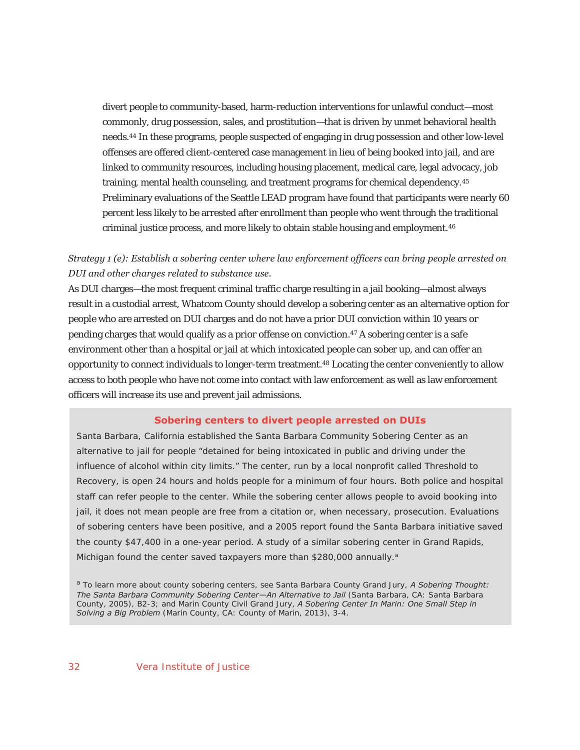divert people to community-based, harm-reduction interventions for unlawful conduct—most commonly, drug possession, sales, and prostitution—that is driven by unmet behavioral health needs.[44] In these programs, people suspected of engaging in drug possession and other low-level offenses are offered client-centered case management in lieu of being booked into jail, and are linked to community resources, including housing placement, medical care, legal advocacy, job training, mental health counseling, and treatment programs for chemical dependency.[45] Preliminary evaluations of the Seattle LEAD program have found that participants were nearly 60 percent less likely to be arrested after enrollment than people who went through the traditional criminal justice process, and more likely to obtain stable housing and employment.[46]

*Strategy 1 (e): Establish a sobering center where law enforcement officers can bring people arrested on DUI and other charges related to substance use.*

As DUI charges—the most frequent criminal traffic charge resulting in a jail booking—almost always result in a custodial arrest, Whatcom County should develop a sobering center as an alternative option for people who are arrested on DUI charges and do not have a prior DUI conviction within 10 years or pending charges that would qualify as a prior offense on conviction.[47] A sobering center is a safe environment other than a hospital or jail at which intoxicated people can sober up, and can offer an opportunity to connect individuals to longer-term treatment.[48] Locating the center conveniently to allow access to both people who have not come into contact with law enforcement as well as law enforcement officers will increase its use and prevent jail admissions.

### Sobering centers to divert people arrested on DUIs

Santa Barbara, California established the Santa Barbara Community Sobering Center as an alternative to jail for people "detained for being intoxicated in public and driving under the influence of alcohol within city limits." The center, run by a local nonprofit called Threshold to Recovery, is open 24 hours and holds people for a minimum of four hours. Both police and hospital staff can refer people to the center. While the sobering center allows people to avoid booking into jail, it does not mean people are free from a citation or, when necessary, prosecution. Evaluations of sobering centers have been positive, and a 2005 report found the Santa Barbara initiative saved the county $47,400 in a one-year period. A study of a similar sobering center in Grand Rapids, Michigan found the center saved taxpayers more than $280,000 annually.[a]

[a] To learn more about county sobering centers, see Santa Barbara County Grand Jury, *A Sobering Thought: The Santa Barbara Community Sobering Center—An Alternative to Jail* (Santa Barbara, CA: Santa Barbara County, 2005), B2-3; and Marin County Civil Grand Jury, *A Sobering Center In Marin: One Small Step in Solving a Big Problem* (Marin County, CA: County of Marin, 2013), 3-4.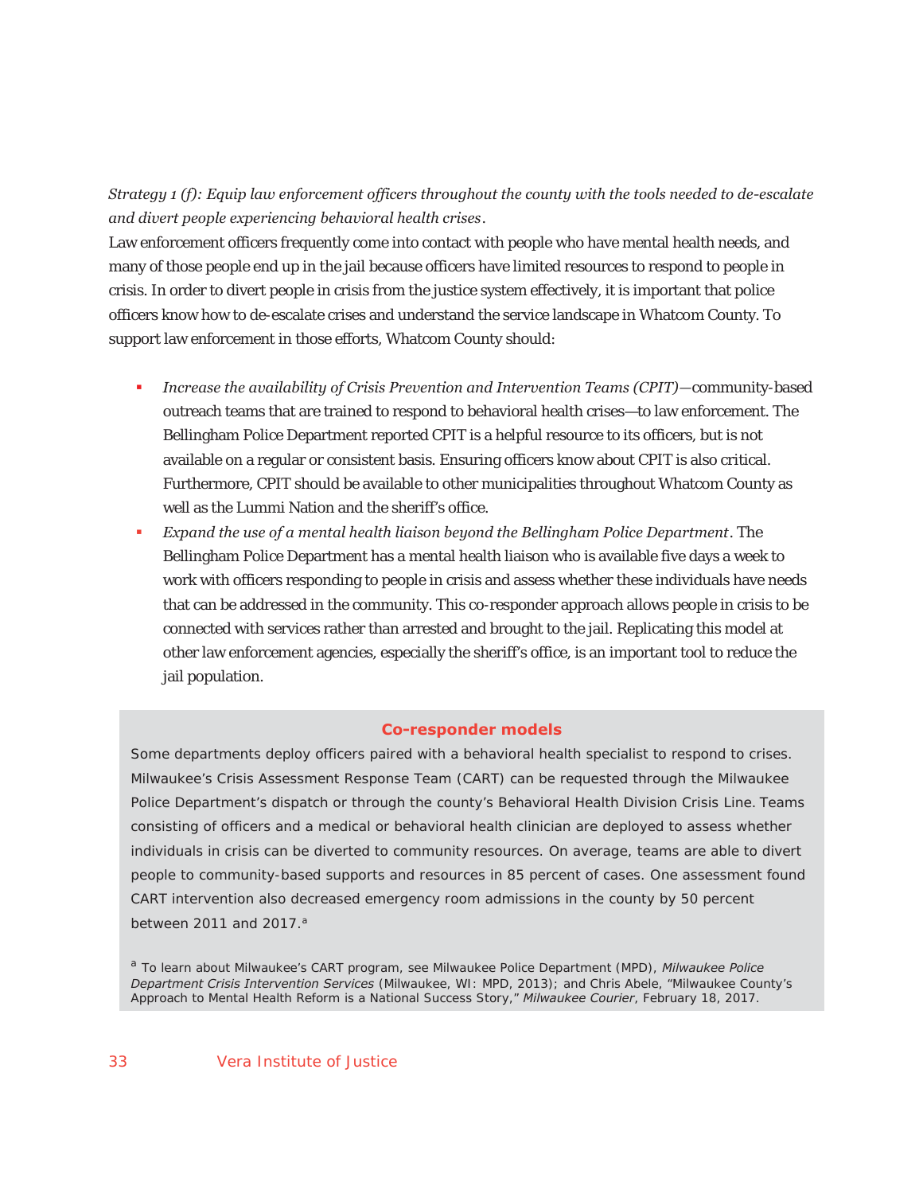*Strategy 1 (f): Equip law enforcement officers throughout the county with the tools needed to de-escalate and divert people experiencing behavioral health crises*.

Law enforcement officers frequently come into contact with people who have mental health needs, and many of those people end up in the jail because officers have limited resources to respond to people in crisis. In order to divert people in crisis from the justice system effectively, it is important that police officers know how to de-escalate crises and understand the service landscape in Whatcom County. To support law enforcement in those efforts, Whatcom County should:

- *Increase the availability of Crisis Prevention and Intervention Teams (CPIT)*—community-based outreach teams that are trained to respond to behavioral health crises—to law enforcement. The Bellingham Police Department reported CPIT is a helpful resource to its officers, but is not available on a regular or consistent basis. Ensuring officers know about CPIT is also critical. Furthermore, CPIT should be available to other municipalities throughout Whatcom County as well as the Lummi Nation and the sheriff's office.
- *Expand the use of a mental health liaison beyond the Bellingham Police Department*. The Bellingham Police Department has a mental health liaison who is available five days a week to work with officers responding to people in crisis and assess whether these individuals have needs that can be addressed in the community. This co-responder approach allows people in crisis to be connected with services rather than arrested and brought to the jail. Replicating this model at other law enforcement agencies, especially the sheriff's office, is an important tool to reduce the jail population.

### Co-responder models

Some departments deploy officers paired with a behavioral health specialist to respond to crises. Milwaukee's Crisis Assessment Response Team (CART) can be requested through the Milwaukee Police Department's dispatch or through the county's Behavioral Health Division Crisis Line. Teams consisting of officers and a medical or behavioral health clinician are deployed to assess whether individuals in crisis can be diverted to community resources. On average, teams are able to divert people to community-based supports and resources in 85 percent of cases. One assessment found CART intervention also decreased emergency room admissions in the county by 50 percent between 2011 and 2017.[a]

[a] To learn about Milwaukee's CART program, see Milwaukee Police Department (MPD), *Milwaukee Police Department Crisis Intervention Services* (Milwaukee, WI: MPD, 2013); and Chris Abele, "Milwaukee County's Approach to Mental Health Reform is a National Success Story," *Milwaukee Courier*, February 18, 2017.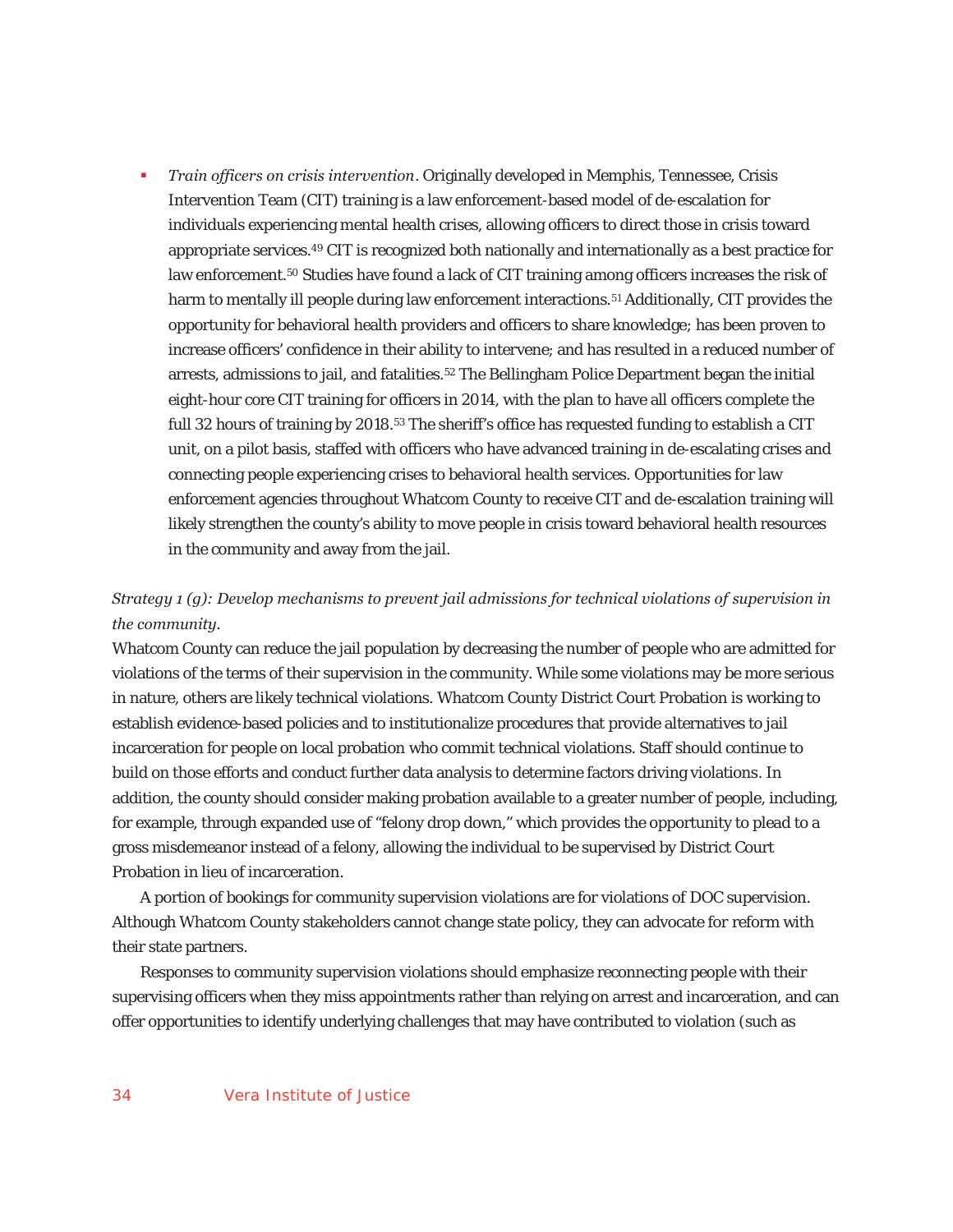- *Train officers on crisis intervention*. Originally developed in Memphis, Tennessee, Crisis Intervention Team (CIT) training is a law enforcement-based model of de-escalation for individuals experiencing mental health crises, allowing officers to direct those in crisis toward appropriate services.[49] CIT is recognized both nationally and internationally as a best practice for law enforcement.[50] Studies have found a lack of CIT training among officers increases the risk of harm to mentally ill people during law enforcement interactions.[51] Additionally, CIT provides the opportunity for behavioral health providers and officers to share knowledge; has been proven to increase officers' confidence in their ability to intervene; and has resulted in a reduced number of arrests, admissions to jail, and fatalities.[52] The Bellingham Police Department began the initial eight-hour core CIT training for officers in 2014, with the plan to have all officers complete the full 32 hours of training by 2018.[53] The sheriff's office has requested funding to establish a CIT unit, on a pilot basis, staffed with officers who have advanced training in de-escalating crises and connecting people experiencing crises to behavioral health services. Opportunities for law enforcement agencies throughout Whatcom County to receive CIT and de-escalation training will likely strengthen the county's ability to move people in crisis toward behavioral health resources in the community and away from the jail.

*Strategy 1 (g): Develop mechanisms to prevent jail admissions for technical violations of supervision in the community.*

Whatcom County can reduce the jail population by decreasing the number of people who are admitted for violations of the terms of their supervision in the community. While some violations may be more serious in nature, others are likely technical violations. Whatcom County District Court Probation is working to establish evidence-based policies and to institutionalize procedures that provide alternatives to jail incarceration for people on local probation who commit technical violations. Staff should continue to build on those efforts and conduct further data analysis to determine factors driving violations. In addition, the county should consider making probation available to a greater number of people, including, for example, through expanded use of "felony drop down," which provides the opportunity to plead to a gross misdemeanor instead of a felony, allowing the individual to be supervised by District Court Probation in lieu of incarceration.

A portion of bookings for community supervision violations are for violations of DOC supervision. Although Whatcom County stakeholders cannot change state policy, they can advocate for reform with their state partners.

Responses to community supervision violations should emphasize reconnecting people with their supervising officers when they miss appointments rather than relying on arrest and incarceration, and can offer opportunities to identify underlying challenges that may have contributed to violation (such as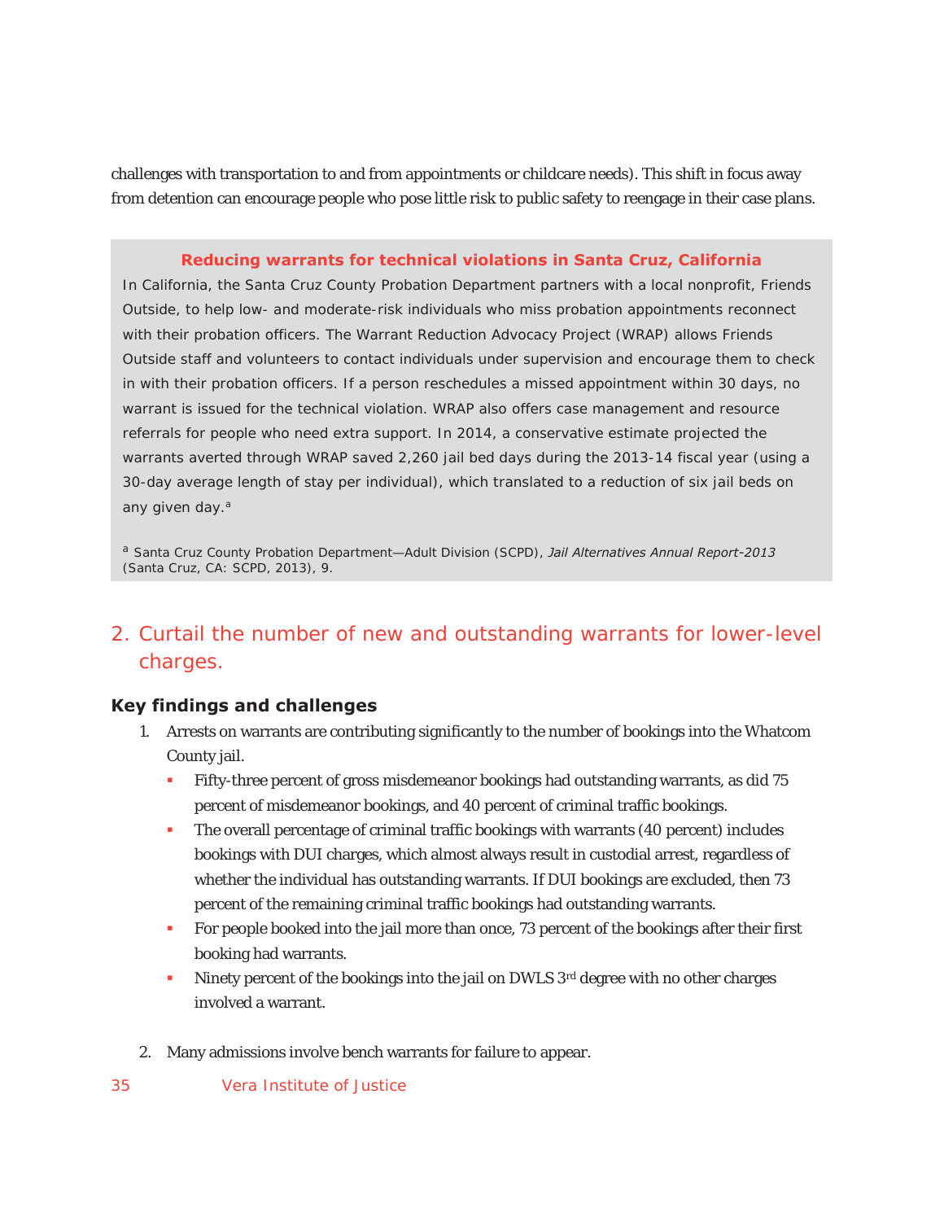challenges with transportation to and from appointments or childcare needs). This shift in focus away from detention can encourage people who pose little risk to public safety to reengage in their case plans.

> **Reducing warrants for technical violations in Santa Cruz, California**
>
> In California, the Santa Cruz County Probation Department partners with a local nonprofit, Friends Outside, to help low- and moderate-risk individuals who miss probation appointments reconnect with their probation officers. The Warrant Reduction Advocacy Project (WRAP) allows Friends Outside staff and volunteers to contact individuals under supervision and encourage them to check in with their probation officers. If a person reschedules a missed appointment within 30 days, no warrant is issued for the technical violation. WRAP also offers case management and resource referrals for people who need extra support. In 2014, a conservative estimate projected the warrants averted through WRAP saved 2,260 jail bed days during the 2013-14 fiscal year (using a 30-day average length of stay per individual), which translated to a reduction of six jail beds on any given day.[a]
>
> [a] Santa Cruz County Probation Department—Adult Division (SCPD), *Jail Alternatives Annual Report-2013* (Santa Cruz, CA: SCPD, 2013), 9.

## 2. Curtail the number of new and outstanding warrants for lower-level charges.

### Key findings and challenges

1. Arrests on warrants are contributing significantly to the number of bookings into the Whatcom County jail.
   - Fifty-three percent of gross misdemeanor bookings had outstanding warrants, as did 75 percent of misdemeanor bookings, and 40 percent of criminal traffic bookings.
   - The overall percentage of criminal traffic bookings with warrants (40 percent) includes bookings with DUI charges, which almost always result in custodial arrest, regardless of whether the individual has outstanding warrants. If DUI bookings are excluded, then 73 percent of the remaining criminal traffic bookings had outstanding warrants.
   - For people booked into the jail more than once, 73 percent of the bookings after their first booking had warrants.
   - Ninety percent of the bookings into the jail on DWLS 3rd degree with no other charges involved a warrant.

2. Many admissions involve bench warrants for failure to appear.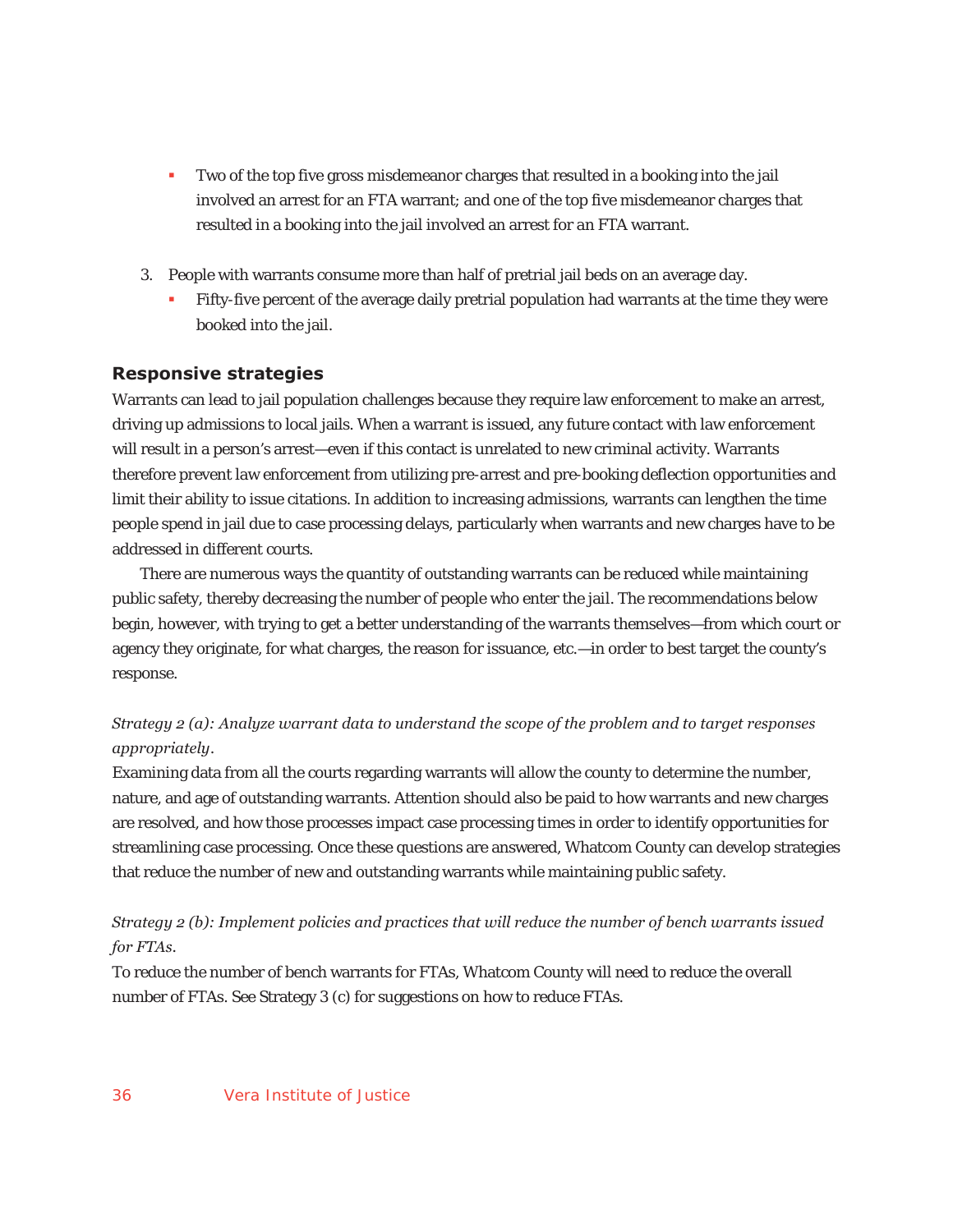- Two of the top five gross misdemeanor charges that resulted in a booking into the jail involved an arrest for an FTA warrant; and one of the top five misdemeanor charges that resulted in a booking into the jail involved an arrest for an FTA warrant.

3. People with warrants consume more than half of pretrial jail beds on an average day.
   - Fifty-five percent of the average daily pretrial population had warrants at the time they were booked into the jail.

### Responsive strategies

Warrants can lead to jail population challenges because they require law enforcement to make an arrest, driving up admissions to local jails. When a warrant is issued, any future contact with law enforcement will result in a person's arrest—even if this contact is unrelated to new criminal activity. Warrants therefore prevent law enforcement from utilizing pre-arrest and pre-booking deflection opportunities and limit their ability to issue citations. In addition to increasing admissions, warrants can lengthen the time people spend in jail due to case processing delays, particularly when warrants and new charges have to be addressed in different courts.

There are numerous ways the quantity of outstanding warrants can be reduced while maintaining public safety, thereby decreasing the number of people who enter the jail. The recommendations below begin, however, with trying to get a better understanding of the warrants themselves—from which court or agency they originate, for what charges, the reason for issuance, etc.—in order to best target the county's response.

*Strategy 2 (a): Analyze warrant data to understand the scope of the problem and to target responses appropriately.*

Examining data from all the courts regarding warrants will allow the county to determine the number, nature, and age of outstanding warrants. Attention should also be paid to how warrants and new charges are resolved, and how those processes impact case processing times in order to identify opportunities for streamlining case processing. Once these questions are answered, Whatcom County can develop strategies that reduce the number of new and outstanding warrants while maintaining public safety.

*Strategy 2 (b): Implement policies and practices that will reduce the number of bench warrants issued for FTAs.*

To reduce the number of bench warrants for FTAs, Whatcom County will need to reduce the overall number of FTAs. See Strategy 3 (c) for suggestions on how to reduce FTAs.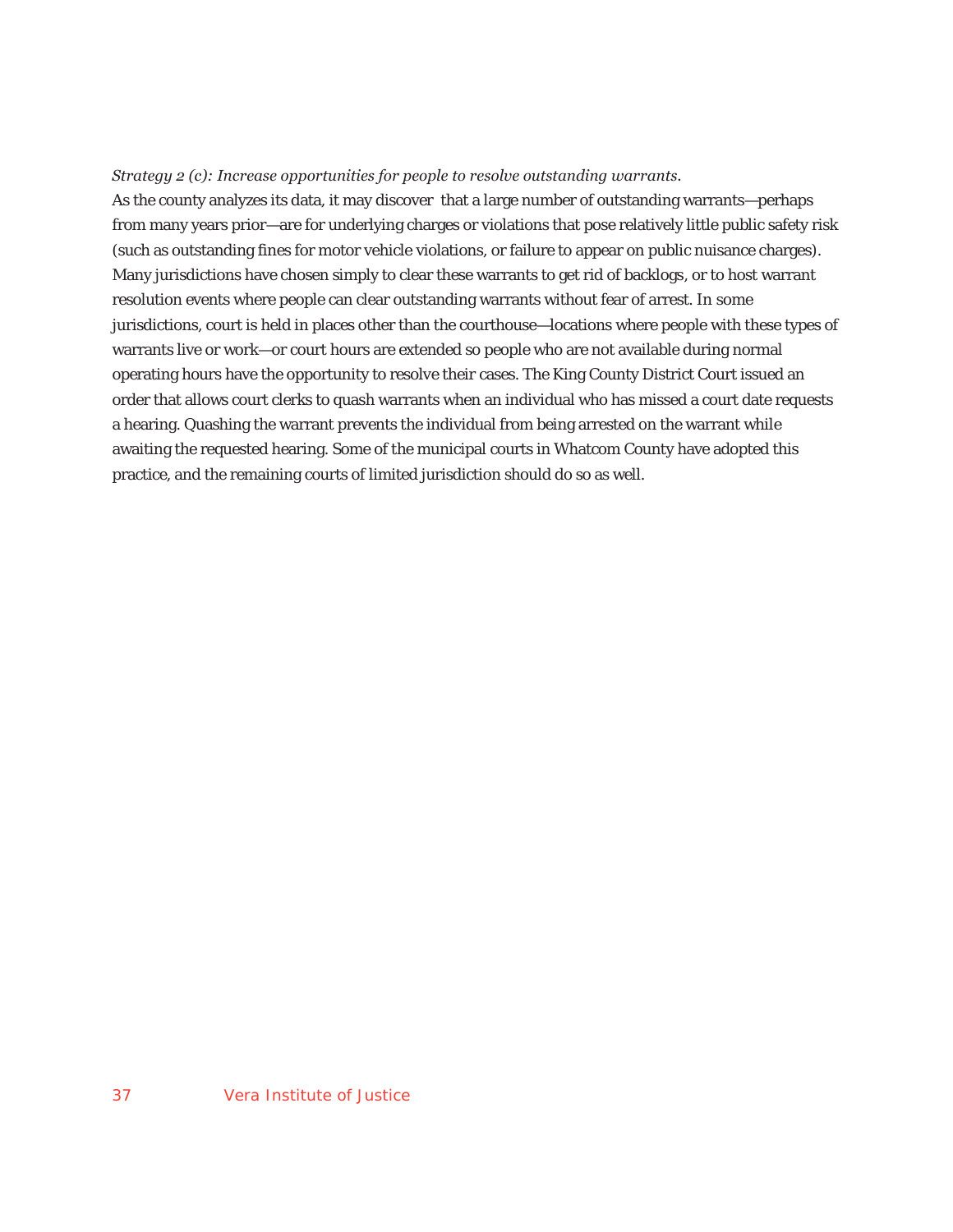*Strategy 2 (c): Increase opportunities for people to resolve outstanding warrants.*

As the county analyzes its data, it may discover that a large number of outstanding warrants—perhaps from many years prior—are for underlying charges or violations that pose relatively little public safety risk (such as outstanding fines for motor vehicle violations, or failure to appear on public nuisance charges). Many jurisdictions have chosen simply to clear these warrants to get rid of backlogs, or to host warrant resolution events where people can clear outstanding warrants without fear of arrest. In some jurisdictions, court is held in places other than the courthouse—locations where people with these types of warrants live or work—or court hours are extended so people who are not available during normal operating hours have the opportunity to resolve their cases. The King County District Court issued an order that allows court clerks to quash warrants when an individual who has missed a court date requests a hearing. Quashing the warrant prevents the individual from being arrested on the warrant while awaiting the requested hearing. Some of the municipal courts in Whatcom County have adopted this practice, and the remaining courts of limited jurisdiction should do so as well.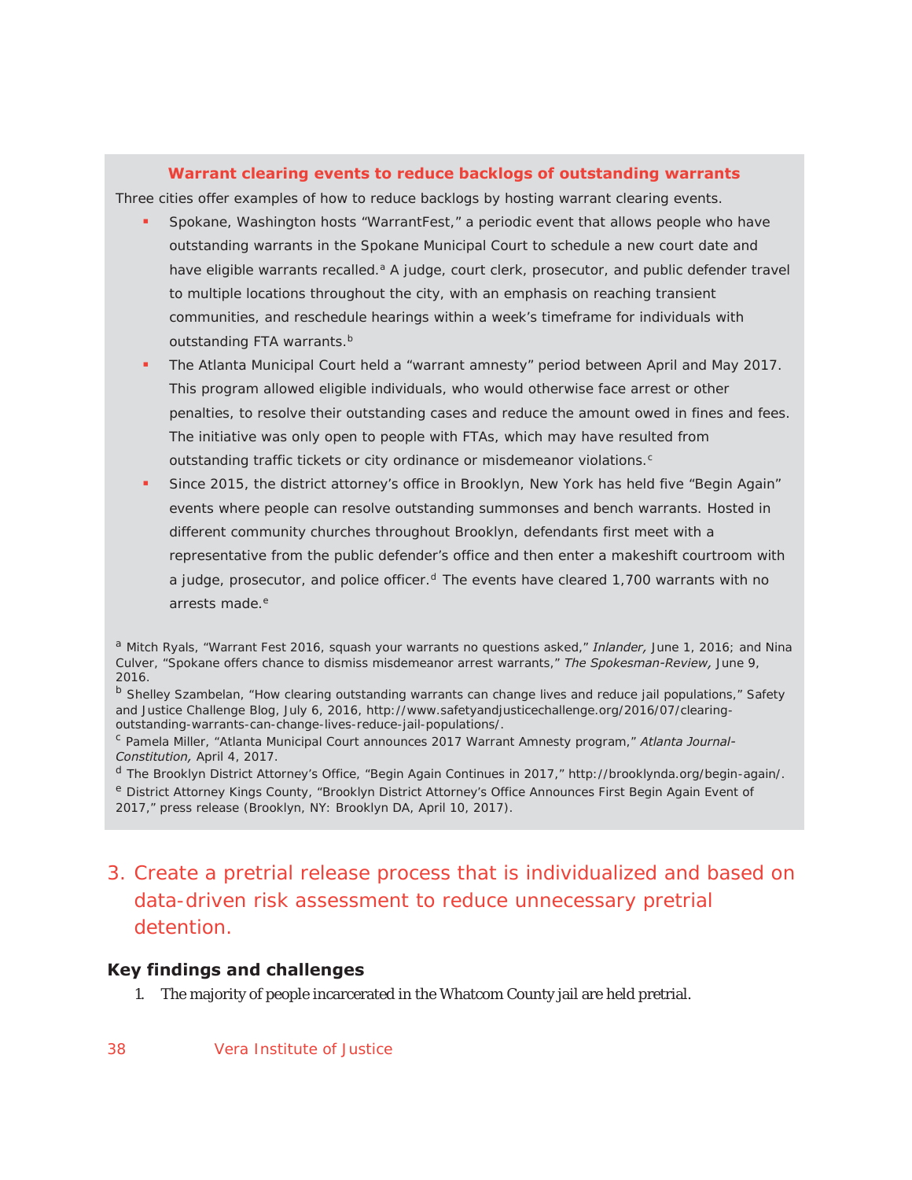### Warrant clearing events to reduce backlogs of outstanding warrants

Three cities offer examples of how to reduce backlogs by hosting warrant clearing events.

- Spokane, Washington hosts "WarrantFest," a periodic event that allows people who have outstanding warrants in the Spokane Municipal Court to schedule a new court date and have eligible warrants recalled.[a] A judge, court clerk, prosecutor, and public defender travel to multiple locations throughout the city, with an emphasis on reaching transient communities, and reschedule hearings within a week's timeframe for individuals with outstanding FTA warrants.[b]
- The Atlanta Municipal Court held a "warrant amnesty" period between April and May 2017. This program allowed eligible individuals, who would otherwise face arrest or other penalties, to resolve their outstanding cases and reduce the amount owed in fines and fees. The initiative was only open to people with FTAs, which may have resulted from outstanding traffic tickets or city ordinance or misdemeanor violations.[c]
- Since 2015, the district attorney's office in Brooklyn, New York has held five "Begin Again" events where people can resolve outstanding summonses and bench warrants. Hosted in different community churches throughout Brooklyn, defendants first meet with a representative from the public defender's office and then enter a makeshift courtroom with a judge, prosecutor, and police officer.[d] The events have cleared 1,700 warrants with no arrests made.[e]

[a] Mitch Ryals, "Warrant Fest 2016, squash your warrants no questions asked," *Inlander,* June 1, 2016; and Nina Culver, "Spokane offers chance to dismiss misdemeanor arrest warrants," *The Spokesman-Review,* June 9, 2016.

[b] Shelley Szambelan, "How clearing outstanding warrants can change lives and reduce jail populations," Safety and Justice Challenge Blog, July 6, 2016, http://www.safetyandjusticechallenge.org/2016/07/clearing-outstanding-warrants-can-change-lives-reduce-jail-populations/.

[c] Pamela Miller, "Atlanta Municipal Court announces 2017 Warrant Amnesty program," *Atlanta Journal-Constitution,* April 4, 2017.

[d] The Brooklyn District Attorney's Office, "Begin Again Continues in 2017," http://brooklynda.org/begin-again/.

[e] District Attorney Kings County, "Brooklyn District Attorney's Office Announces First Begin Again Event of 2017," press release (Brooklyn, NY: Brooklyn DA, April 10, 2017).

## 3. Create a pretrial release process that is individualized and based on data-driven risk assessment to reduce unnecessary pretrial detention.

### Key findings and challenges

1. The majority of people incarcerated in the Whatcom County jail are held pretrial.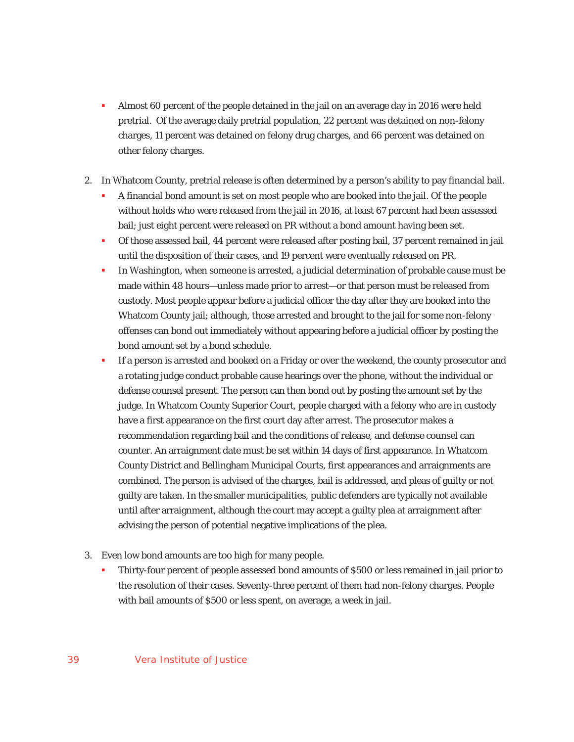- Almost 60 percent of the people detained in the jail on an average day in 2016 were held pretrial. Of the average daily pretrial population, 22 percent was detained on non-felony charges, 11 percent was detained on felony drug charges, and 66 percent was detained on other felony charges.

2. In Whatcom County, pretrial release is often determined by a person's ability to pay financial bail.
   - A financial bond amount is set on most people who are booked into the jail. Of the people without holds who were released from the jail in 2016, at least 67 percent had been assessed bail; just eight percent were released on PR without a bond amount having been set.
   - Of those assessed bail, 44 percent were released after posting bail, 37 percent remained in jail until the disposition of their cases, and 19 percent were eventually released on PR.
   - In Washington, when someone is arrested, a judicial determination of probable cause must be made within 48 hours—unless made prior to arrest—or that person must be released from custody. Most people appear before a judicial officer the day after they are booked into the Whatcom County jail; although, those arrested and brought to the jail for some non-felony offenses can bond out immediately without appearing before a judicial officer by posting the bond amount set by a bond schedule.
   - If a person is arrested and booked on a Friday or over the weekend, the county prosecutor and a rotating judge conduct probable cause hearings over the phone, without the individual or defense counsel present. The person can then bond out by posting the amount set by the judge. In Whatcom County Superior Court, people charged with a felony who are in custody have a first appearance on the first court day after arrest. The prosecutor makes a recommendation regarding bail and the conditions of release, and defense counsel can counter. An arraignment date must be set within 14 days of first appearance. In Whatcom County District and Bellingham Municipal Courts, first appearances and arraignments are combined. The person is advised of the charges, bail is addressed, and pleas of guilty or not guilty are taken. In the smaller municipalities, public defenders are typically not available until after arraignment, although the court may accept a guilty plea at arraignment after advising the person of potential negative implications of the plea.

3. Even low bond amounts are too high for many people.
   - Thirty-four percent of people assessed bond amounts of $500 or less remained in jail prior to the resolution of their cases. Seventy-three percent of them had non-felony charges. People with bail amounts of $500 or less spent, on average, a week in jail.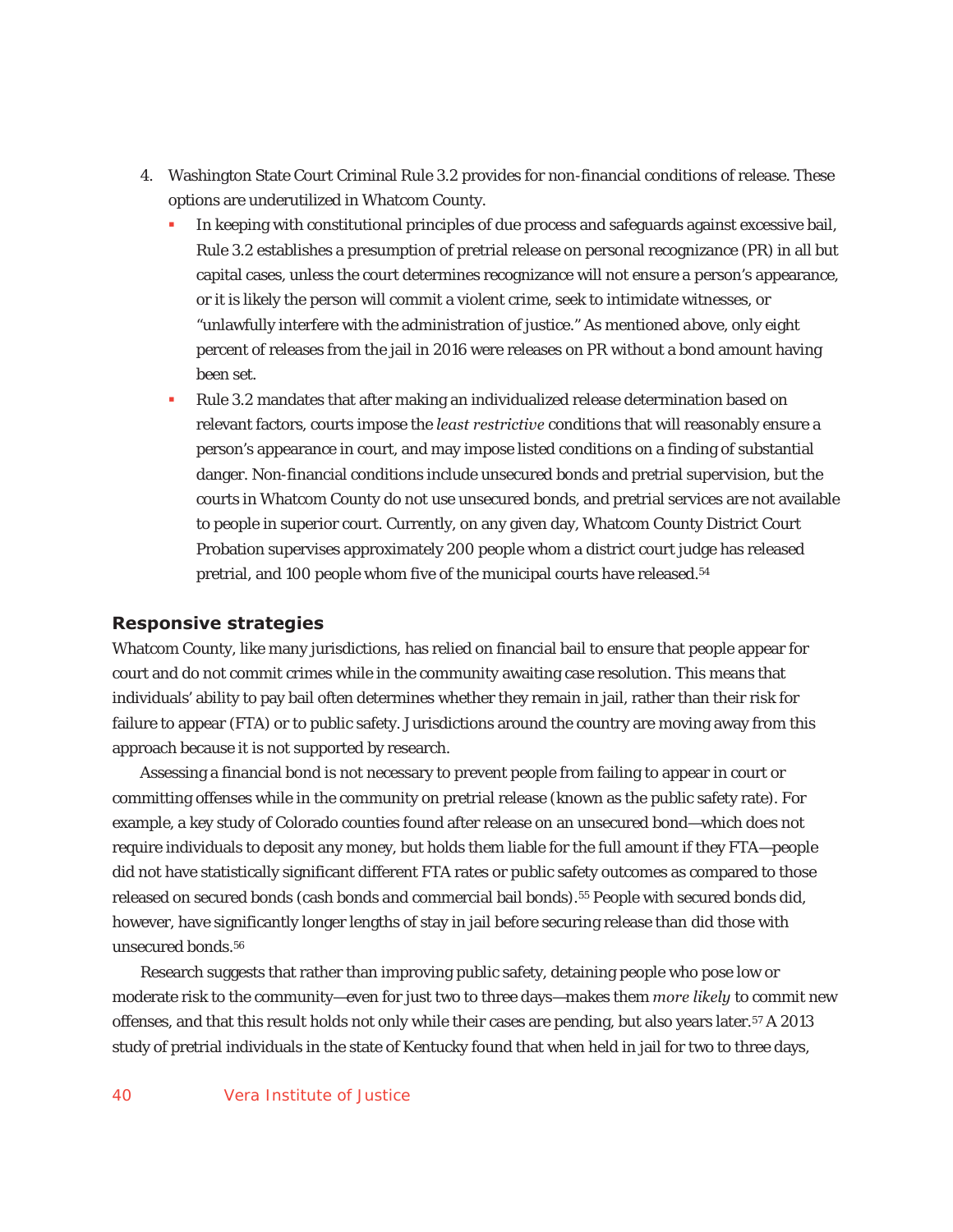4. Washington State Court Criminal Rule 3.2 provides for non-financial conditions of release. These options are underutilized in Whatcom County.
   - In keeping with constitutional principles of due process and safeguards against excessive bail, Rule 3.2 establishes a presumption of pretrial release on personal recognizance (PR) in all but capital cases, unless the court determines recognizance will not ensure a person's appearance, or it is likely the person will commit a violent crime, seek to intimidate witnesses, or "unlawfully interfere with the administration of justice." As mentioned above, only eight percent of releases from the jail in 2016 were releases on PR without a bond amount having been set.
   - Rule 3.2 mandates that after making an individualized release determination based on relevant factors, courts impose the *least restrictive* conditions that will reasonably ensure a person's appearance in court, and may impose listed conditions on a finding of substantial danger. Non-financial conditions include unsecured bonds and pretrial supervision, but the courts in Whatcom County do not use unsecured bonds, and pretrial services are not available to people in superior court. Currently, on any given day, Whatcom County District Court Probation supervises approximately 200 people whom a district court judge has released pretrial, and 100 people whom five of the municipal courts have released.[54]

## Responsive strategies

Whatcom County, like many jurisdictions, has relied on financial bail to ensure that people appear for court and do not commit crimes while in the community awaiting case resolution. This means that individuals' ability to pay bail often determines whether they remain in jail, rather than their risk for failure to appear (FTA) or to public safety. Jurisdictions around the country are moving away from this approach because it is not supported by research.

Assessing a financial bond is not necessary to prevent people from failing to appear in court or committing offenses while in the community on pretrial release (known as the public safety rate). For example, a key study of Colorado counties found after release on an unsecured bond—which does not require individuals to deposit any money, but holds them liable for the full amount if they FTA—people did not have statistically significant different FTA rates or public safety outcomes as compared to those released on secured bonds (cash bonds and commercial bail bonds).[55] People with secured bonds did, however, have significantly longer lengths of stay in jail before securing release than did those with unsecured bonds.[56]

Research suggests that rather than improving public safety, detaining people who pose low or moderate risk to the community—even for just two to three days—makes them *more likely* to commit new offenses, and that this result holds not only while their cases are pending, but also years later.[57] A 2013 study of pretrial individuals in the state of Kentucky found that when held in jail for two to three days,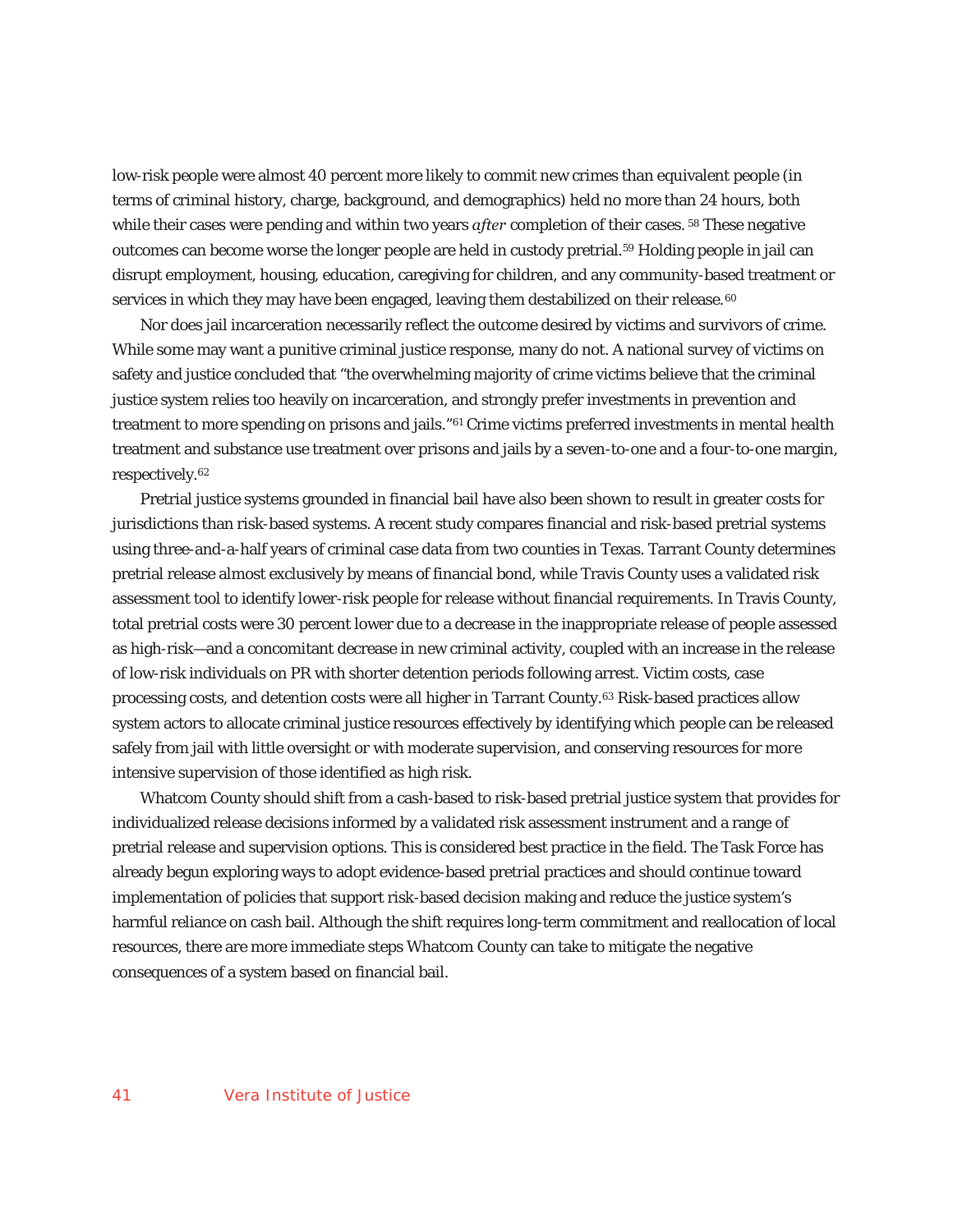low-risk people were almost 40 percent more likely to commit new crimes than equivalent people (in terms of criminal history, charge, background, and demographics) held no more than 24 hours, both while their cases were pending and within two years *after* completion of their cases.[58] These negative outcomes can become worse the longer people are held in custody pretrial.[59] Holding people in jail can disrupt employment, housing, education, caregiving for children, and any community-based treatment or services in which they may have been engaged, leaving them destabilized on their release.[60]

Nor does jail incarceration necessarily reflect the outcome desired by victims and survivors of crime. While some may want a punitive criminal justice response, many do not. A national survey of victims on safety and justice concluded that "the overwhelming majority of crime victims believe that the criminal justice system relies too heavily on incarceration, and strongly prefer investments in prevention and treatment to more spending on prisons and jails."[61] Crime victims preferred investments in mental health treatment and substance use treatment over prisons and jails by a seven-to-one and a four-to-one margin, respectively.[62]

Pretrial justice systems grounded in financial bail have also been shown to result in greater costs for jurisdictions than risk-based systems. A recent study compares financial and risk-based pretrial systems using three-and-a-half years of criminal case data from two counties in Texas. Tarrant County determines pretrial release almost exclusively by means of financial bond, while Travis County uses a validated risk assessment tool to identify lower-risk people for release without financial requirements. In Travis County, total pretrial costs were 30 percent lower due to a decrease in the inappropriate release of people assessed as high-risk—and a concomitant decrease in new criminal activity, coupled with an increase in the release of low-risk individuals on PR with shorter detention periods following arrest. Victim costs, case processing costs, and detention costs were all higher in Tarrant County.[63] Risk-based practices allow system actors to allocate criminal justice resources effectively by identifying which people can be released safely from jail with little oversight or with moderate supervision, and conserving resources for more intensive supervision of those identified as high risk.

Whatcom County should shift from a cash-based to risk-based pretrial justice system that provides for individualized release decisions informed by a validated risk assessment instrument and a range of pretrial release and supervision options. This is considered best practice in the field. The Task Force has already begun exploring ways to adopt evidence-based pretrial practices and should continue toward implementation of policies that support risk-based decision making and reduce the justice system's harmful reliance on cash bail. Although the shift requires long-term commitment and reallocation of local resources, there are more immediate steps Whatcom County can take to mitigate the negative consequences of a system based on financial bail.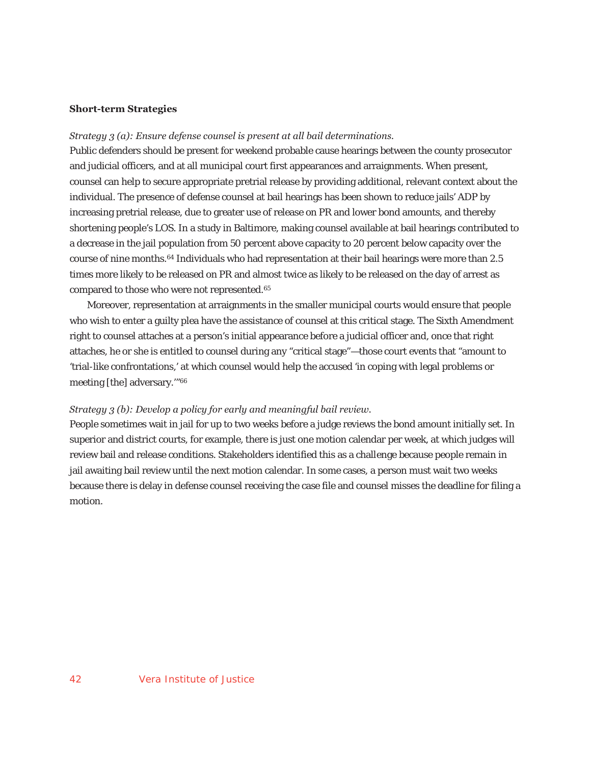**Short-term Strategies**

*Strategy 3 (a): Ensure defense counsel is present at all bail determinations.*

Public defenders should be present for weekend probable cause hearings between the county prosecutor and judicial officers, and at all municipal court first appearances and arraignments. When present, counsel can help to secure appropriate pretrial release by providing additional, relevant context about the individual. The presence of defense counsel at bail hearings has been shown to reduce jails' ADP by increasing pretrial release, due to greater use of release on PR and lower bond amounts, and thereby shortening people's LOS. In a study in Baltimore, making counsel available at bail hearings contributed to a decrease in the jail population from 50 percent above capacity to 20 percent below capacity over the course of nine months.[64] Individuals who had representation at their bail hearings were more than 2.5 times more likely to be released on PR and almost twice as likely to be released on the day of arrest as compared to those who were not represented.[65]

Moreover, representation at arraignments in the smaller municipal courts would ensure that people who wish to enter a guilty plea have the assistance of counsel at this critical stage. The Sixth Amendment right to counsel attaches at a person's initial appearance before a judicial officer and, once that right attaches, he or she is entitled to counsel during any "critical stage"—those court events that "amount to 'trial-like confrontations,' at which counsel would help the accused 'in coping with legal problems or meeting [the] adversary.'"[66]

*Strategy 3 (b): Develop a policy for early and meaningful bail review.*

People sometimes wait in jail for up to two weeks before a judge reviews the bond amount initially set. In superior and district courts, for example, there is just one motion calendar per week, at which judges will review bail and release conditions. Stakeholders identified this as a challenge because people remain in jail awaiting bail review until the next motion calendar. In some cases, a person must wait two weeks because there is delay in defense counsel receiving the case file and counsel misses the deadline for filing a motion.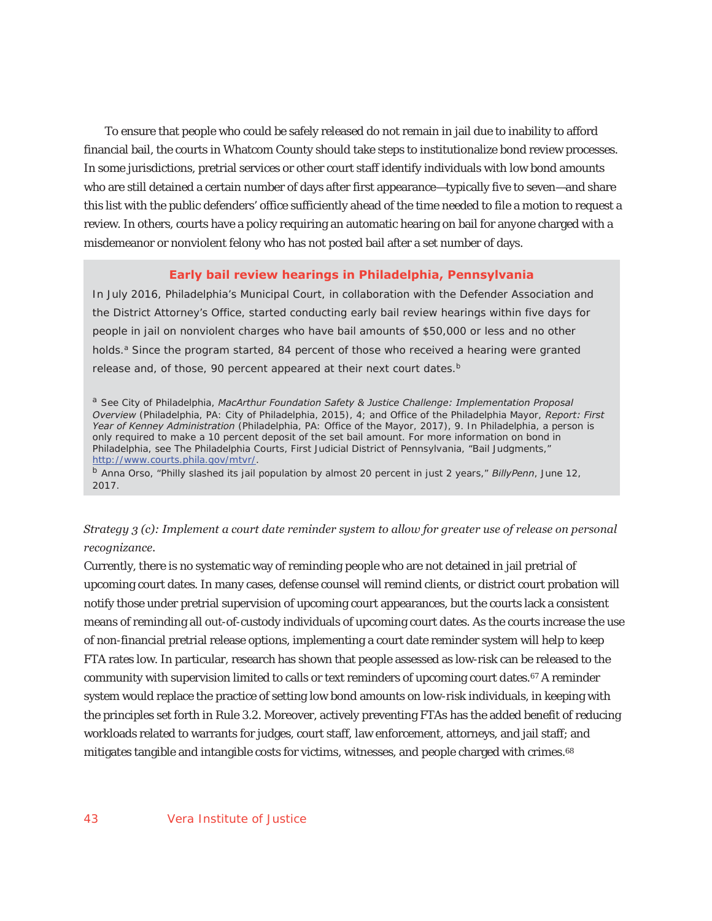To ensure that people who could be safely released do not remain in jail due to inability to afford financial bail, the courts in Whatcom County should take steps to institutionalize bond review processes. In some jurisdictions, pretrial services or other court staff identify individuals with low bond amounts who are still detained a certain number of days after first appearance—typically five to seven—and share this list with the public defenders' office sufficiently ahead of the time needed to file a motion to request a review. In others, courts have a policy requiring an automatic hearing on bail for anyone charged with a misdemeanor or nonviolent felony who has not posted bail after a set number of days.

### Early bail review hearings in Philadelphia, Pennsylvania

In July 2016, Philadelphia's Municipal Court, in collaboration with the Defender Association and the District Attorney's Office, started conducting early bail review hearings within five days for people in jail on nonviolent charges who have bail amounts of $50,000 or less and no other holds.[a] Since the program started, 84 percent of those who received a hearing were granted release and, of those, 90 percent appeared at their next court dates.[b]

[a] See City of Philadelphia, *MacArthur Foundation Safety & Justice Challenge: Implementation Proposal Overview* (Philadelphia, PA: City of Philadelphia, 2015), 4; and Office of the Philadelphia Mayor, *Report: First Year of Kenney Administration* (Philadelphia, PA: Office of the Mayor, 2017), 9. In Philadelphia, a person is only required to make a 10 percent deposit of the set bail amount. For more information on bond in Philadelphia, see The Philadelphia Courts, First Judicial District of Pennsylvania, "Bail Judgments," http://www.courts.phila.gov/mtvr/.

[b] Anna Orso, "Philly slashed its jail population by almost 20 percent in just 2 years," *BillyPenn*, June 12, 2017.

*Strategy 3 (c): Implement a court date reminder system to allow for greater use of release on personal recognizance.*

Currently, there is no systematic way of reminding people who are not detained in jail pretrial of upcoming court dates. In many cases, defense counsel will remind clients, or district court probation will notify those under pretrial supervision of upcoming court appearances, but the courts lack a consistent means of reminding all out-of-custody individuals of upcoming court dates. As the courts increase the use of non-financial pretrial release options, implementing a court date reminder system will help to keep FTA rates low. In particular, research has shown that people assessed as low-risk can be released to the community with supervision limited to calls or text reminders of upcoming court dates.[67] A reminder system would replace the practice of setting low bond amounts on low-risk individuals, in keeping with the principles set forth in Rule 3.2. Moreover, actively preventing FTAs has the added benefit of reducing workloads related to warrants for judges, court staff, law enforcement, attorneys, and jail staff; and mitigates tangible and intangible costs for victims, witnesses, and people charged with crimes.[68]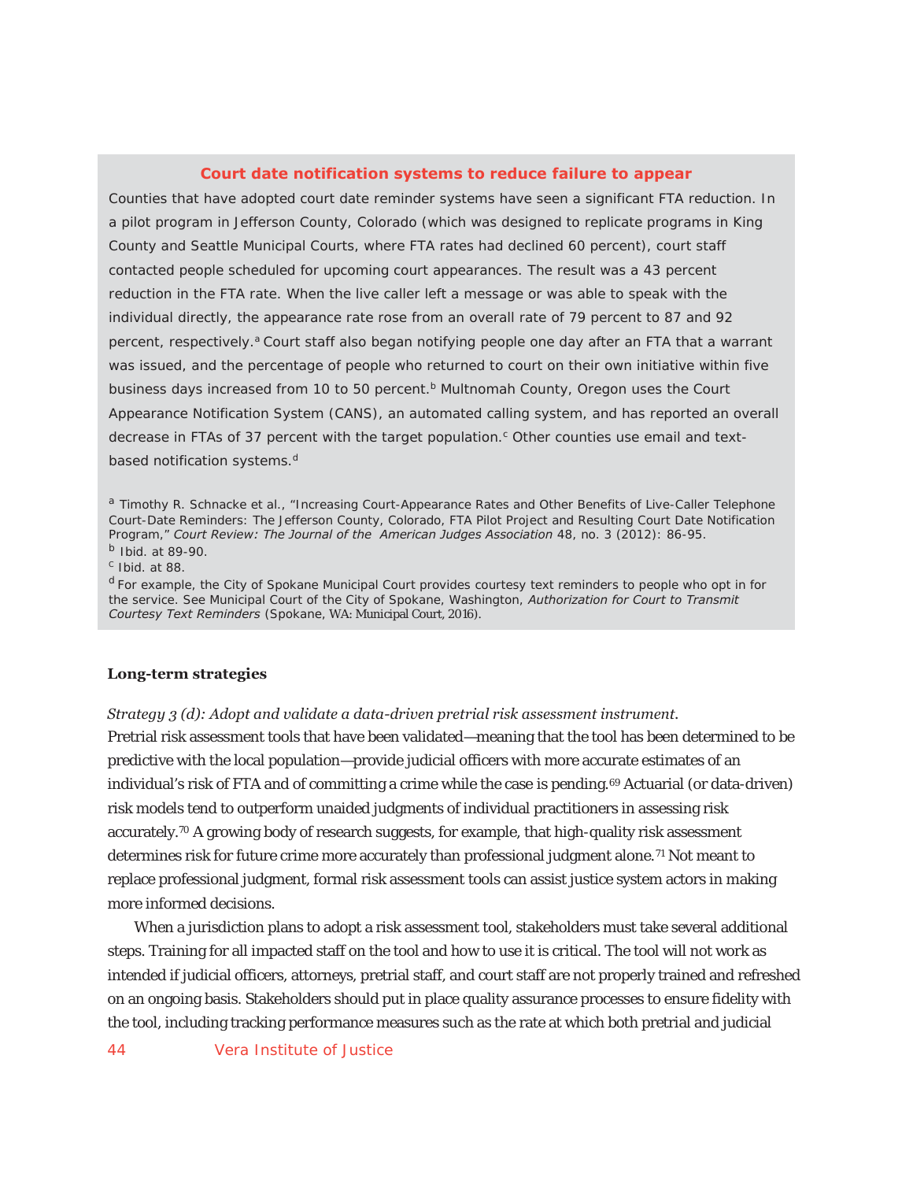### Court date notification systems to reduce failure to appear

Counties that have adopted court date reminder systems have seen a significant FTA reduction. In a pilot program in Jefferson County, Colorado (which was designed to replicate programs in King County and Seattle Municipal Courts, where FTA rates had declined 60 percent), court staff contacted people scheduled for upcoming court appearances. The result was a 43 percent reduction in the FTA rate. When the live caller left a message or was able to speak with the individual directly, the appearance rate rose from an overall rate of 79 percent to 87 and 92 percent, respectively.[a] Court staff also began notifying people one day after an FTA that a warrant was issued, and the percentage of people who returned to court on their own initiative within five business days increased from 10 to 50 percent.[b] Multnomah County, Oregon uses the Court Appearance Notification System (CANS), an automated calling system, and has reported an overall decrease in FTAs of 37 percent with the target population.[c] Other counties use email and text-based notification systems.[d]

[a] Timothy R. Schnacke et al., "Increasing Court-Appearance Rates and Other Benefits of Live-Caller Telephone Court-Date Reminders: The Jefferson County, Colorado, FTA Pilot Project and Resulting Court Date Notification Program," *Court Review: The Journal of the American Judges Association* 48, no. 3 (2012): 86-95.
[b] Ibid. at 89-90.
[c] Ibid. at 88.
[d] For example, the City of Spokane Municipal Court provides courtesy text reminders to people who opt in for the service. See Municipal Court of the City of Spokane, Washington, *Authorization for Court to Transmit Courtesy Text Reminders* (Spokane, WA: Municipal Court, 2016).

**Long-term strategies**

*Strategy 3 (d): Adopt and validate a data-driven pretrial risk assessment instrument.*

Pretrial risk assessment tools that have been validated—meaning that the tool has been determined to be predictive with the local population—provide judicial officers with more accurate estimates of an individual's risk of FTA and of committing a crime while the case is pending.[69] Actuarial (or data-driven) risk models tend to outperform unaided judgments of individual practitioners in assessing risk accurately.[70] A growing body of research suggests, for example, that high-quality risk assessment determines risk for future crime more accurately than professional judgment alone.[71] Not meant to replace professional judgment, formal risk assessment tools can assist justice system actors in making more informed decisions.

When a jurisdiction plans to adopt a risk assessment tool, stakeholders must take several additional steps. Training for all impacted staff on the tool and how to use it is critical. The tool will not work as intended if judicial officers, attorneys, pretrial staff, and court staff are not properly trained and refreshed on an ongoing basis. Stakeholders should put in place quality assurance processes to ensure fidelity with the tool, including tracking performance measures such as the rate at which both pretrial and judicial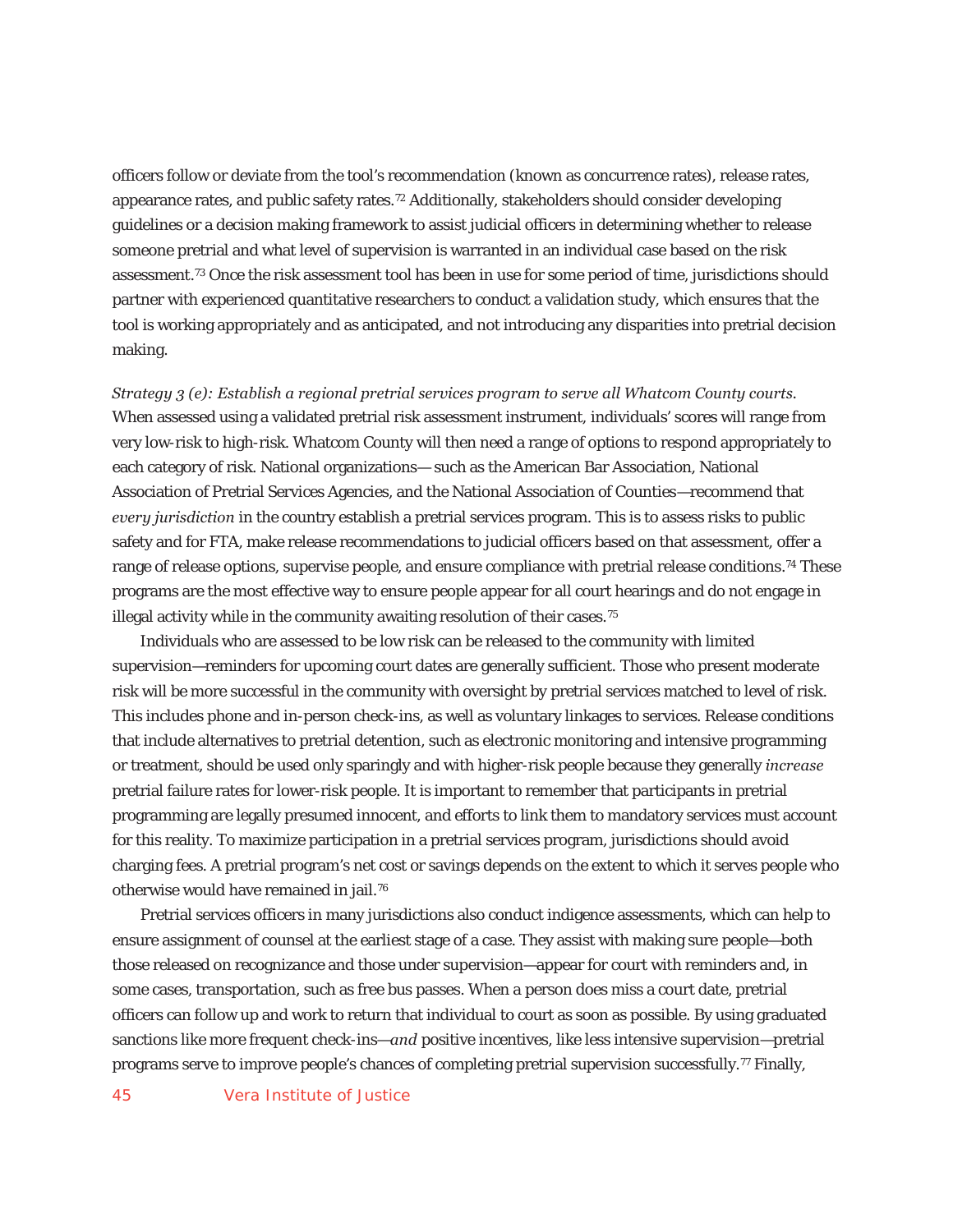officers follow or deviate from the tool's recommendation (known as concurrence rates), release rates, appearance rates, and public safety rates.[72] Additionally, stakeholders should consider developing guidelines or a decision making framework to assist judicial officers in determining whether to release someone pretrial and what level of supervision is warranted in an individual case based on the risk assessment.[73] Once the risk assessment tool has been in use for some period of time, jurisdictions should partner with experienced quantitative researchers to conduct a validation study, which ensures that the tool is working appropriately and as anticipated, and not introducing any disparities into pretrial decision making.

*Strategy 3 (e): Establish a regional pretrial services program to serve all Whatcom County courts.* When assessed using a validated pretrial risk assessment instrument, individuals' scores will range from very low-risk to high-risk. Whatcom County will then need a range of options to respond appropriately to each category of risk. National organizations— such as the American Bar Association, National Association of Pretrial Services Agencies, and the National Association of Counties—recommend that *every jurisdiction* in the country establish a pretrial services program. This is to assess risks to public safety and for FTA, make release recommendations to judicial officers based on that assessment, offer a range of release options, supervise people, and ensure compliance with pretrial release conditions.[74] These programs are the most effective way to ensure people appear for all court hearings and do not engage in illegal activity while in the community awaiting resolution of their cases.[75]

Individuals who are assessed to be low risk can be released to the community with limited supervision—reminders for upcoming court dates are generally sufficient. Those who present moderate risk will be more successful in the community with oversight by pretrial services matched to level of risk. This includes phone and in-person check-ins, as well as voluntary linkages to services. Release conditions that include alternatives to pretrial detention, such as electronic monitoring and intensive programming or treatment, should be used only sparingly and with higher-risk people because they generally *increase* pretrial failure rates for lower-risk people. It is important to remember that participants in pretrial programming are legally presumed innocent, and efforts to link them to mandatory services must account for this reality. To maximize participation in a pretrial services program, jurisdictions should avoid charging fees. A pretrial program's net cost or savings depends on the extent to which it serves people who otherwise would have remained in jail.[76]

Pretrial services officers in many jurisdictions also conduct indigence assessments, which can help to ensure assignment of counsel at the earliest stage of a case. They assist with making sure people—both those released on recognizance and those under supervision—appear for court with reminders and, in some cases, transportation, such as free bus passes. When a person does miss a court date, pretrial officers can follow up and work to return that individual to court as soon as possible. By using graduated sanctions like more frequent check-ins—*and* positive incentives, like less intensive supervision—pretrial programs serve to improve people's chances of completing pretrial supervision successfully.[77] Finally,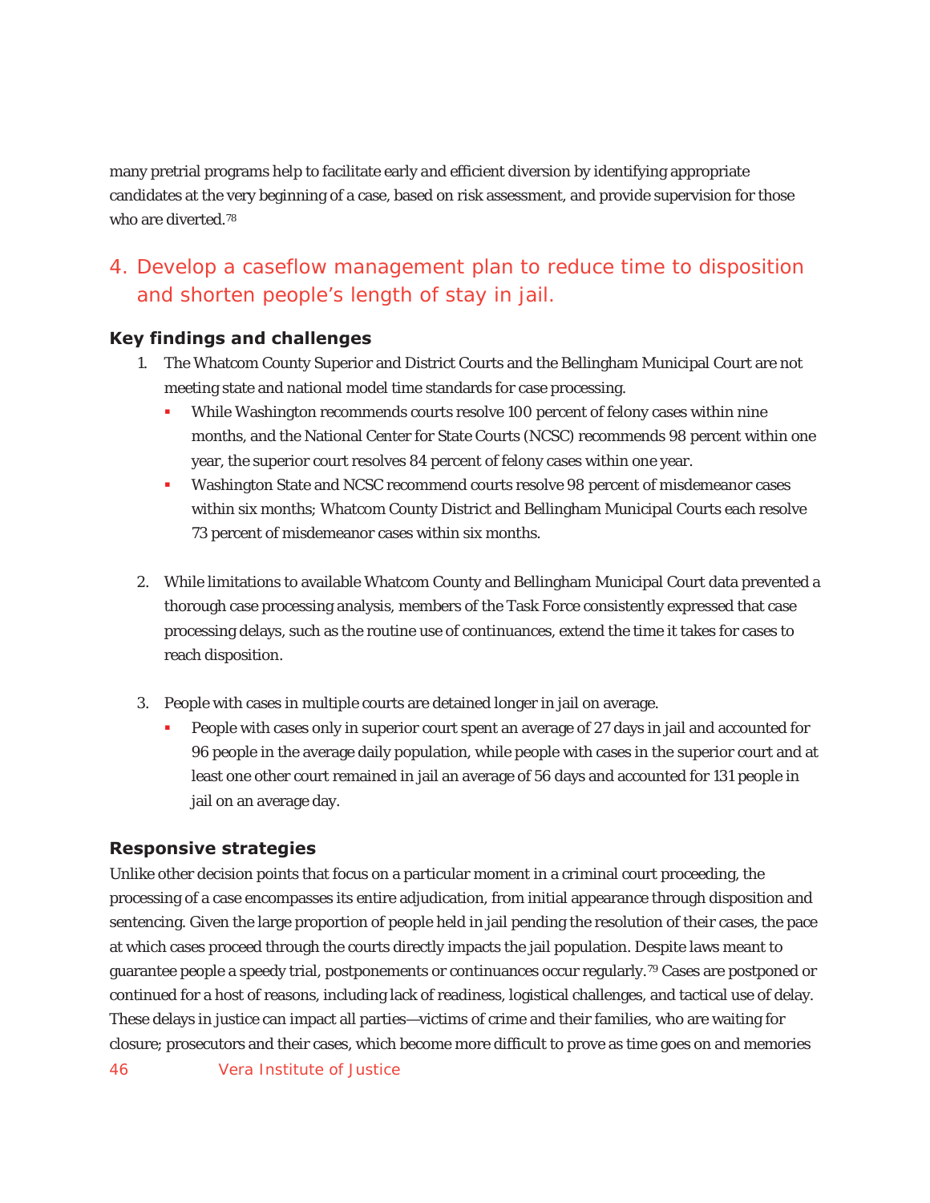many pretrial programs help to facilitate early and efficient diversion by identifying appropriate candidates at the very beginning of a case, based on risk assessment, and provide supervision for those who are diverted.[78]

## 4. Develop a caseflow management plan to reduce time to disposition and shorten people's length of stay in jail.

### Key findings and challenges

1. The Whatcom County Superior and District Courts and the Bellingham Municipal Court are not meeting state and national model time standards for case processing.
   - While Washington recommends courts resolve 100 percent of felony cases within nine months, and the National Center for State Courts (NCSC) recommends 98 percent within one year, the superior court resolves 84 percent of felony cases within one year.
   - Washington State and NCSC recommend courts resolve 98 percent of misdemeanor cases within six months; Whatcom County District and Bellingham Municipal Courts each resolve 73 percent of misdemeanor cases within six months.

2. While limitations to available Whatcom County and Bellingham Municipal Court data prevented a thorough case processing analysis, members of the Task Force consistently expressed that case processing delays, such as the routine use of continuances, extend the time it takes for cases to reach disposition.

3. People with cases in multiple courts are detained longer in jail on average.
   - People with cases only in superior court spent an average of 27 days in jail and accounted for 96 people in the average daily population, while people with cases in the superior court and at least one other court remained in jail an average of 56 days and accounted for 131 people in jail on an average day.

### Responsive strategies

Unlike other decision points that focus on a particular moment in a criminal court proceeding, the processing of a case encompasses its entire adjudication, from initial appearance through disposition and sentencing. Given the large proportion of people held in jail pending the resolution of their cases, the pace at which cases proceed through the courts directly impacts the jail population. Despite laws meant to guarantee people a speedy trial, postponements or continuances occur regularly.[79] Cases are postponed or continued for a host of reasons, including lack of readiness, logistical challenges, and tactical use of delay. These delays in justice can impact all parties—victims of crime and their families, who are waiting for closure; prosecutors and their cases, which become more difficult to prove as time goes on and memories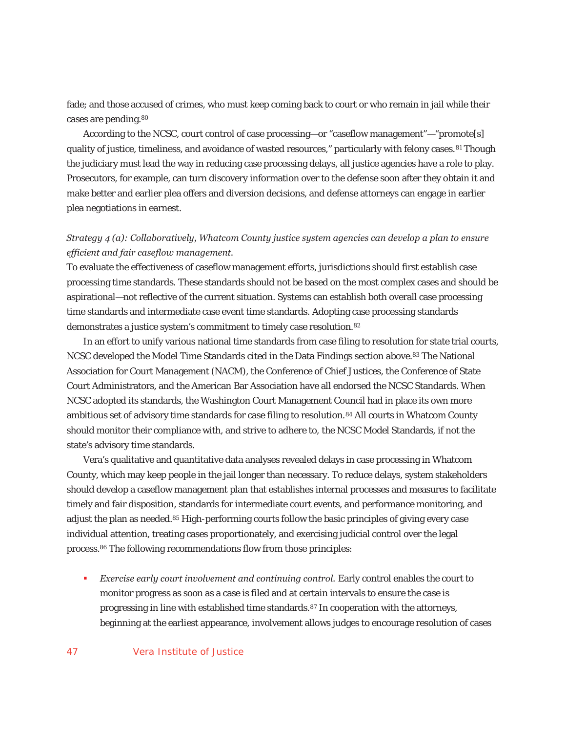fade; and those accused of crimes, who must keep coming back to court or who remain in jail while their cases are pending.[80]

According to the NCSC, court control of case processing—or "caseflow management"—"promote[s] quality of justice, timeliness, and avoidance of wasted resources," particularly with felony cases.[81] Though the judiciary must lead the way in reducing case processing delays, all justice agencies have a role to play. Prosecutors, for example, can turn discovery information over to the defense soon after they obtain it and make better and earlier plea offers and diversion decisions, and defense attorneys can engage in earlier plea negotiations in earnest.

*Strategy 4 (a): Collaboratively, Whatcom County justice system agencies can develop a plan to ensure efficient and fair caseflow management.*

To evaluate the effectiveness of caseflow management efforts, jurisdictions should first establish case processing time standards. These standards should not be based on the most complex cases and should be aspirational—not reflective of the current situation. Systems can establish both overall case processing time standards and intermediate case event time standards. Adopting case processing standards demonstrates a justice system's commitment to timely case resolution.[82]

In an effort to unify various national time standards from case filing to resolution for state trial courts, NCSC developed the Model Time Standards cited in the Data Findings section above.[83] The National Association for Court Management (NACM), the Conference of Chief Justices, the Conference of State Court Administrators, and the American Bar Association have all endorsed the NCSC Standards. When NCSC adopted its standards, the Washington Court Management Council had in place its own more ambitious set of advisory time standards for case filing to resolution.[84] All courts in Whatcom County should monitor their compliance with, and strive to adhere to, the NCSC Model Standards, if not the state's advisory time standards.

Vera's qualitative and quantitative data analyses revealed delays in case processing in Whatcom County, which may keep people in the jail longer than necessary. To reduce delays, system stakeholders should develop a caseflow management plan that establishes internal processes and measures to facilitate timely and fair disposition, standards for intermediate court events, and performance monitoring, and adjust the plan as needed.[85] High-performing courts follow the basic principles of giving every case individual attention, treating cases proportionately, and exercising judicial control over the legal process.[86] The following recommendations flow from those principles:

- *Exercise early court involvement and continuing control.* Early control enables the court to monitor progress as soon as a case is filed and at certain intervals to ensure the case is progressing in line with established time standards.[87] In cooperation with the attorneys, beginning at the earliest appearance, involvement allows judges to encourage resolution of cases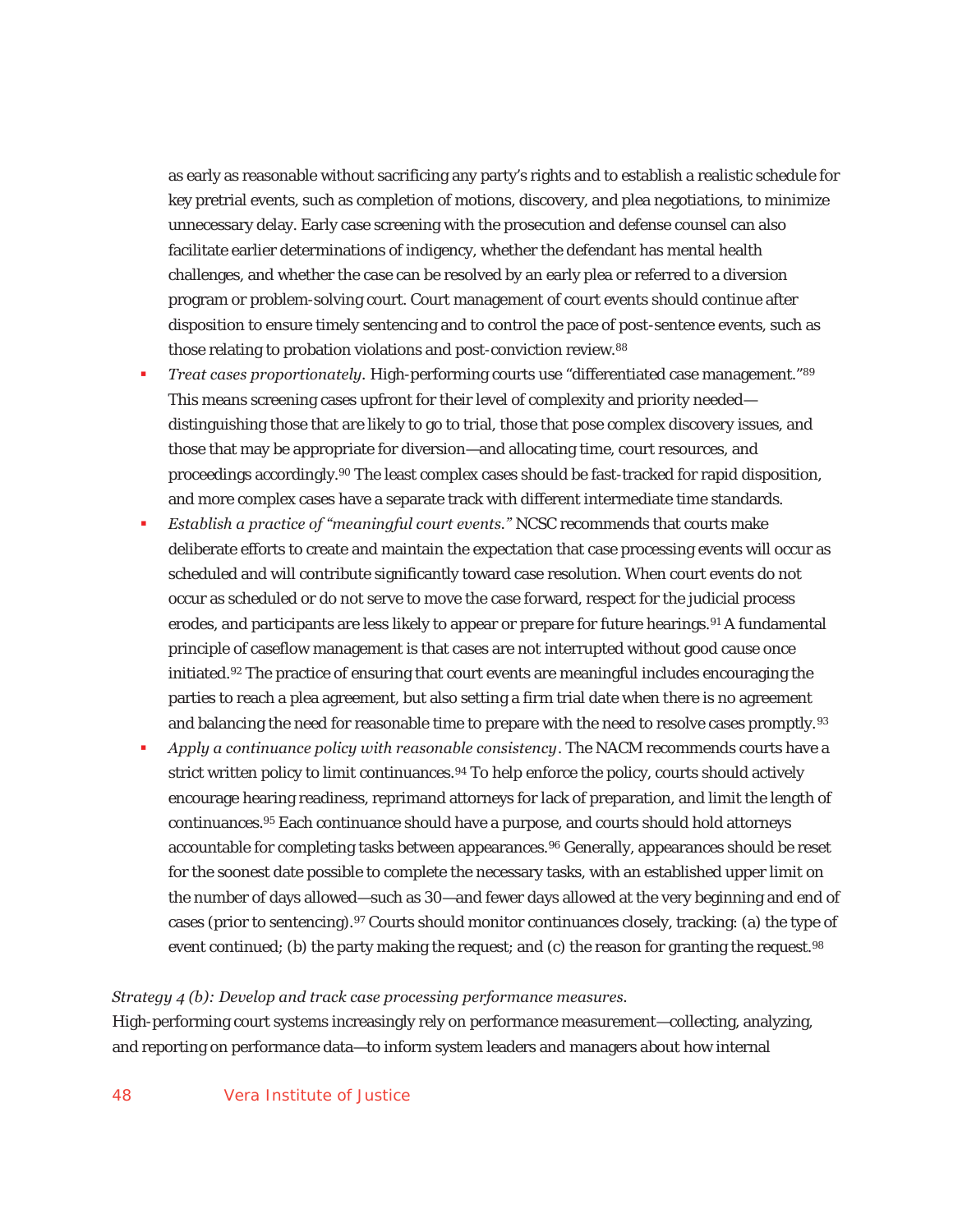as early as reasonable without sacrificing any party's rights and to establish a realistic schedule for key pretrial events, such as completion of motions, discovery, and plea negotiations, to minimize unnecessary delay. Early case screening with the prosecution and defense counsel can also facilitate earlier determinations of indigency, whether the defendant has mental health challenges, and whether the case can be resolved by an early plea or referred to a diversion program or problem-solving court. Court management of court events should continue after disposition to ensure timely sentencing and to control the pace of post-sentence events, such as those relating to probation violations and post-conviction review.[88]

- *Treat cases proportionately*. High-performing courts use "differentiated case management."[89] This means screening cases upfront for their level of complexity and priority needed—distinguishing those that are likely to go to trial, those that pose complex discovery issues, and those that may be appropriate for diversion—and allocating time, court resources, and proceedings accordingly.[90] The least complex cases should be fast-tracked for rapid disposition, and more complex cases have a separate track with different intermediate time standards.
- *Establish a practice of "meaningful court events."* NCSC recommends that courts make deliberate efforts to create and maintain the expectation that case processing events will occur as scheduled and will contribute significantly toward case resolution. When court events do not occur as scheduled or do not serve to move the case forward, respect for the judicial process erodes, and participants are less likely to appear or prepare for future hearings.[91] A fundamental principle of caseflow management is that cases are not interrupted without good cause once initiated.[92] The practice of ensuring that court events are meaningful includes encouraging the parties to reach a plea agreement, but also setting a firm trial date when there is no agreement and balancing the need for reasonable time to prepare with the need to resolve cases promptly.[93]
- *Apply a continuance policy with reasonable consistency*. The NACM recommends courts have a strict written policy to limit continuances.[94] To help enforce the policy, courts should actively encourage hearing readiness, reprimand attorneys for lack of preparation, and limit the length of continuances.[95] Each continuance should have a purpose, and courts should hold attorneys accountable for completing tasks between appearances.[96] Generally, appearances should be reset for the soonest date possible to complete the necessary tasks, with an established upper limit on the number of days allowed—such as 30—and fewer days allowed at the very beginning and end of cases (prior to sentencing).[97] Courts should monitor continuances closely, tracking: (a) the type of event continued; (b) the party making the request; and (c) the reason for granting the request.[98]

*Strategy 4 (b): Develop and track case processing performance measures.*

High-performing court systems increasingly rely on performance measurement—collecting, analyzing, and reporting on performance data—to inform system leaders and managers about how internal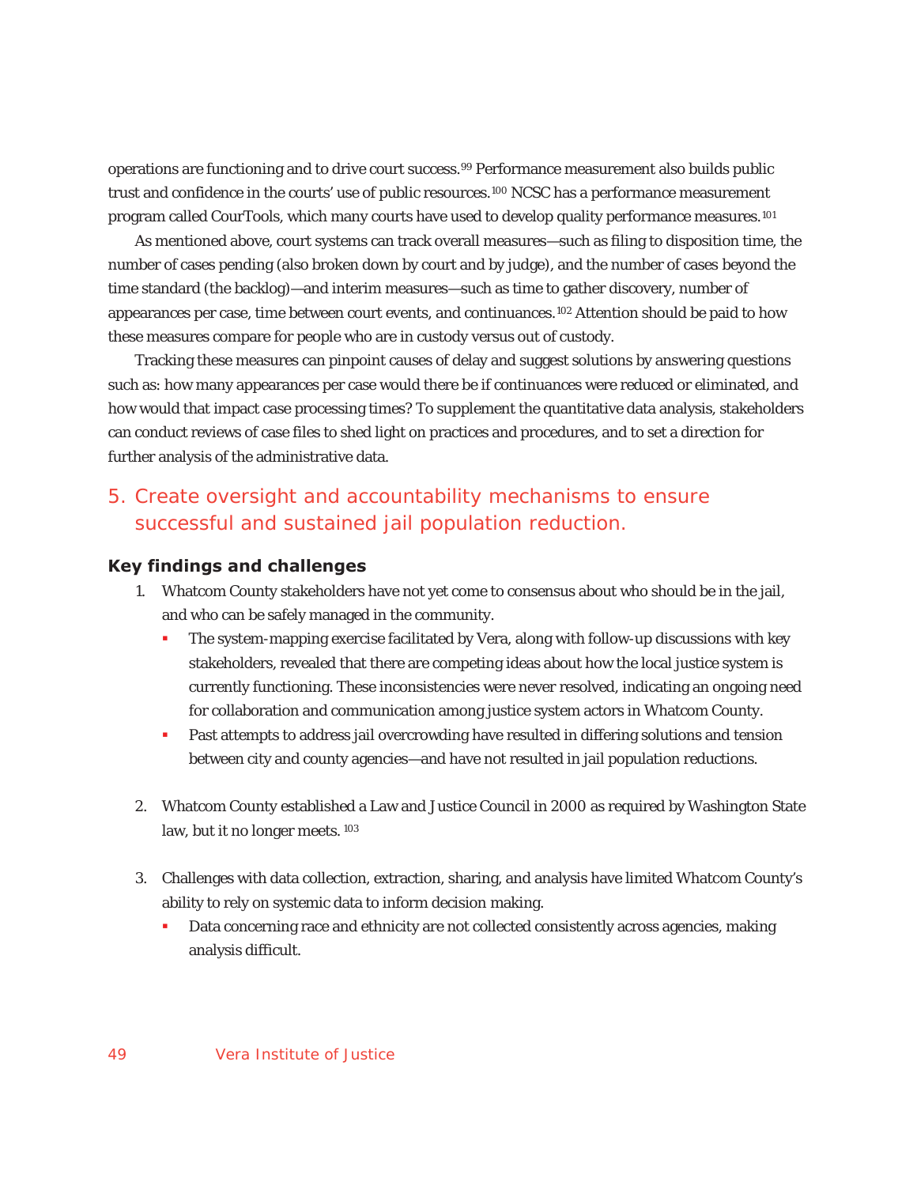operations are functioning and to drive court success.[99] Performance measurement also builds public trust and confidence in the courts' use of public resources.[100] NCSC has a performance measurement program called CourTools, which many courts have used to develop quality performance measures.[101]

As mentioned above, court systems can track overall measures—such as filing to disposition time, the number of cases pending (also broken down by court and by judge), and the number of cases beyond the time standard (the backlog)—and interim measures—such as time to gather discovery, number of appearances per case, time between court events, and continuances.[102] Attention should be paid to how these measures compare for people who are in custody versus out of custody.

Tracking these measures can pinpoint causes of delay and suggest solutions by answering questions such as: how many appearances per case would there be if continuances were reduced or eliminated, and how would that impact case processing times? To supplement the quantitative data analysis, stakeholders can conduct reviews of case files to shed light on practices and procedures, and to set a direction for further analysis of the administrative data.

## 5. Create oversight and accountability mechanisms to ensure successful and sustained jail population reduction.

### Key findings and challenges

1. Whatcom County stakeholders have not yet come to consensus about who should be in the jail, and who can be safely managed in the community.
   - The system-mapping exercise facilitated by Vera, along with follow-up discussions with key stakeholders, revealed that there are competing ideas about how the local justice system is currently functioning. These inconsistencies were never resolved, indicating an ongoing need for collaboration and communication among justice system actors in Whatcom County.
   - Past attempts to address jail overcrowding have resulted in differing solutions and tension between city and county agencies—and have not resulted in jail population reductions.

2. Whatcom County established a Law and Justice Council in 2000 as required by Washington State law, but it no longer meets.[103]

3. Challenges with data collection, extraction, sharing, and analysis have limited Whatcom County's ability to rely on systemic data to inform decision making.
   - Data concerning race and ethnicity are not collected consistently across agencies, making analysis difficult.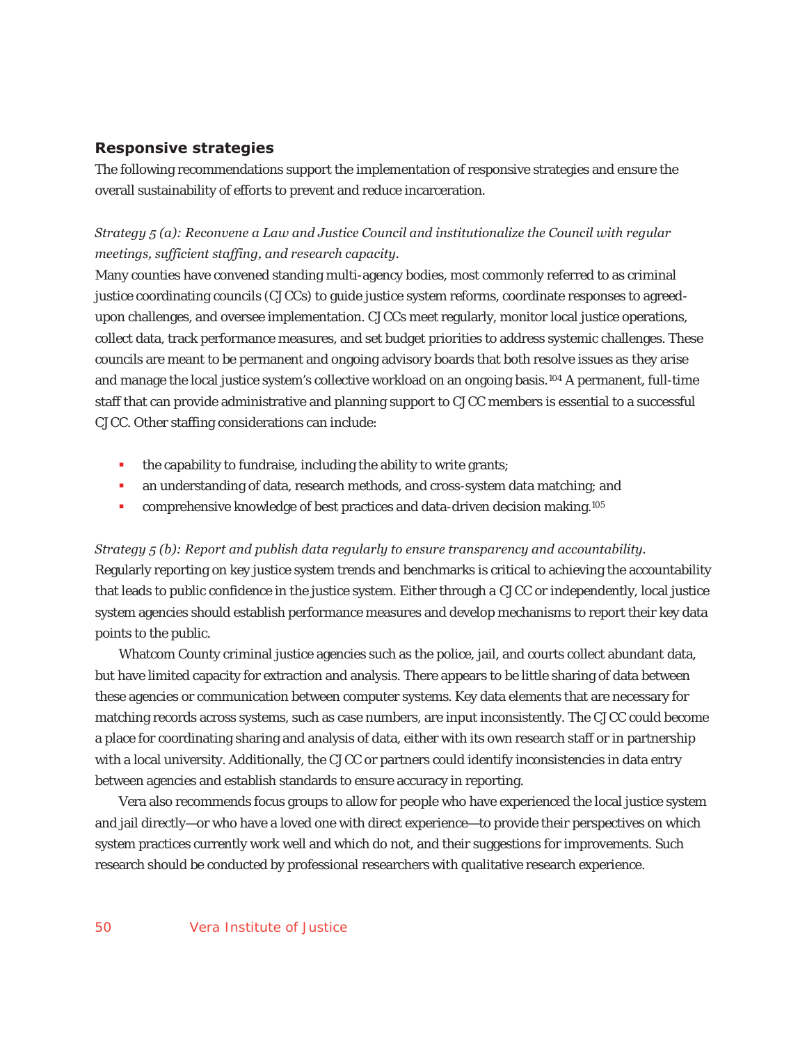### Responsive strategies

The following recommendations support the implementation of responsive strategies and ensure the overall sustainability of efforts to prevent and reduce incarceration.

*Strategy 5 (a): Reconvene a Law and Justice Council and institutionalize the Council with regular meetings, sufficient staffing, and research capacity.*

Many counties have convened standing multi-agency bodies, most commonly referred to as criminal justice coordinating councils (CJCCs) to guide justice system reforms, coordinate responses to agreed-upon challenges, and oversee implementation. CJCCs meet regularly, monitor local justice operations, collect data, track performance measures, and set budget priorities to address systemic challenges. These councils are meant to be permanent and ongoing advisory boards that both resolve issues as they arise and manage the local justice system's collective workload on an ongoing basis.[104] A permanent, full-time staff that can provide administrative and planning support to CJCC members is essential to a successful CJCC. Other staffing considerations can include:

- the capability to fundraise, including the ability to write grants;
- an understanding of data, research methods, and cross-system data matching; and
- comprehensive knowledge of best practices and data-driven decision making.[105]

*Strategy 5 (b): Report and publish data regularly to ensure transparency and accountability.*

Regularly reporting on key justice system trends and benchmarks is critical to achieving the accountability that leads to public confidence in the justice system. Either through a CJCC or independently, local justice system agencies should establish performance measures and develop mechanisms to report their key data points to the public.

Whatcom County criminal justice agencies such as the police, jail, and courts collect abundant data, but have limited capacity for extraction and analysis. There appears to be little sharing of data between these agencies or communication between computer systems. Key data elements that are necessary for matching records across systems, such as case numbers, are input inconsistently. The CJCC could become a place for coordinating sharing and analysis of data, either with its own research staff or in partnership with a local university. Additionally, the CJCC or partners could identify inconsistencies in data entry between agencies and establish standards to ensure accuracy in reporting.

Vera also recommends focus groups to allow for people who have experienced the local justice system and jail directly—or who have a loved one with direct experience—to provide their perspectives on which system practices currently work well and which do not, and their suggestions for improvements. Such research should be conducted by professional researchers with qualitative research experience.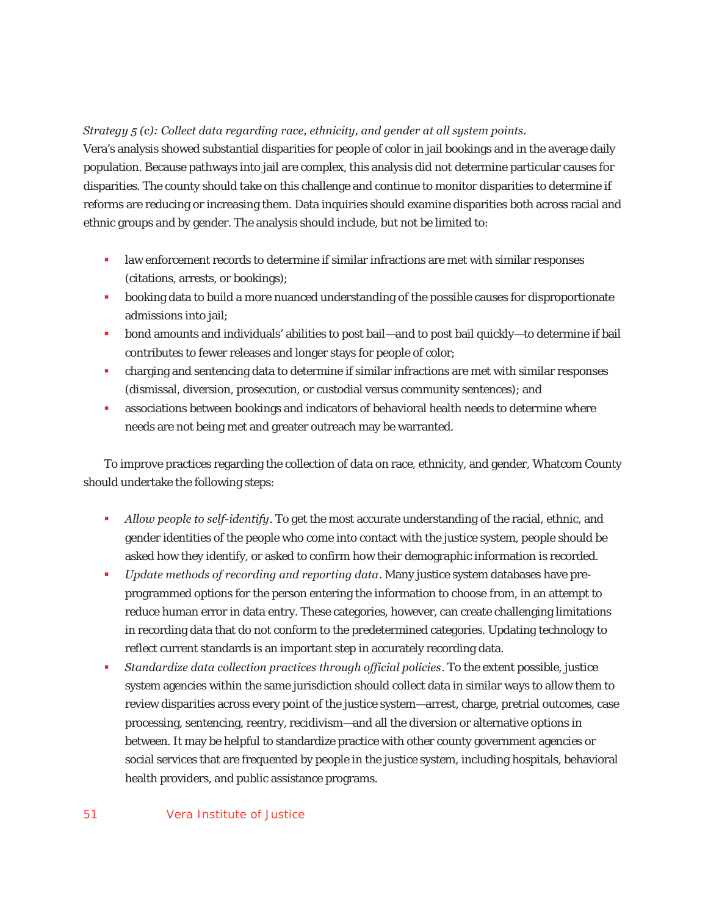*Strategy 5 (c): Collect data regarding race, ethnicity, and gender at all system points.*

Vera's analysis showed substantial disparities for people of color in jail bookings and in the average daily population. Because pathways into jail are complex, this analysis did not determine particular causes for disparities. The county should take on this challenge and continue to monitor disparities to determine if reforms are reducing or increasing them. Data inquiries should examine disparities both across racial and ethnic groups and by gender. The analysis should include, but not be limited to:

- law enforcement records to determine if similar infractions are met with similar responses (citations, arrests, or bookings);
- booking data to build a more nuanced understanding of the possible causes for disproportionate admissions into jail;
- bond amounts and individuals' abilities to post bail—and to post bail quickly—to determine if bail contributes to fewer releases and longer stays for people of color;
- charging and sentencing data to determine if similar infractions are met with similar responses (dismissal, diversion, prosecution, or custodial versus community sentences); and
- associations between bookings and indicators of behavioral health needs to determine where needs are not being met and greater outreach may be warranted.

To improve practices regarding the collection of data on race, ethnicity, and gender, Whatcom County should undertake the following steps:

- *Allow people to self-identify*. To get the most accurate understanding of the racial, ethnic, and gender identities of the people who come into contact with the justice system, people should be asked how they identify, or asked to confirm how their demographic information is recorded.
- *Update methods of recording and reporting data*. Many justice system databases have pre-programmed options for the person entering the information to choose from, in an attempt to reduce human error in data entry. These categories, however, can create challenging limitations in recording data that do not conform to the predetermined categories. Updating technology to reflect current standards is an important step in accurately recording data.
- *Standardize data collection practices through official policies*. To the extent possible, justice system agencies within the same jurisdiction should collect data in similar ways to allow them to review disparities across every point of the justice system—arrest, charge, pretrial outcomes, case processing, sentencing, reentry, recidivism—and all the diversion or alternative options in between. It may be helpful to standardize practice with other county government agencies or social services that are frequented by people in the justice system, including hospitals, behavioral health providers, and public assistance programs.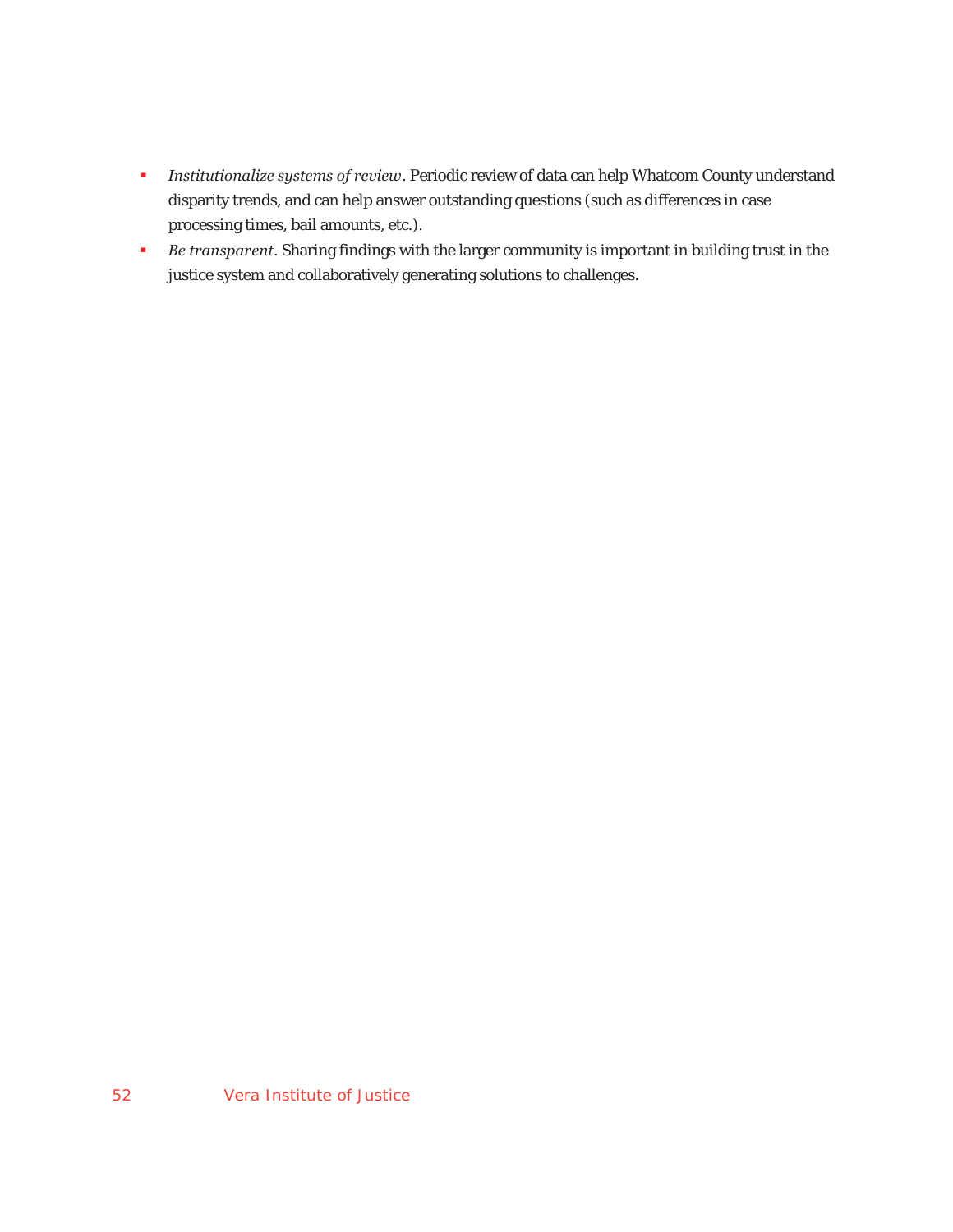- *Institutionalize systems of review*. Periodic review of data can help Whatcom County understand disparity trends, and can help answer outstanding questions (such as differences in case processing times, bail amounts, etc.).
- *Be transparent*. Sharing findings with the larger community is important in building trust in the justice system and collaboratively generating solutions to challenges.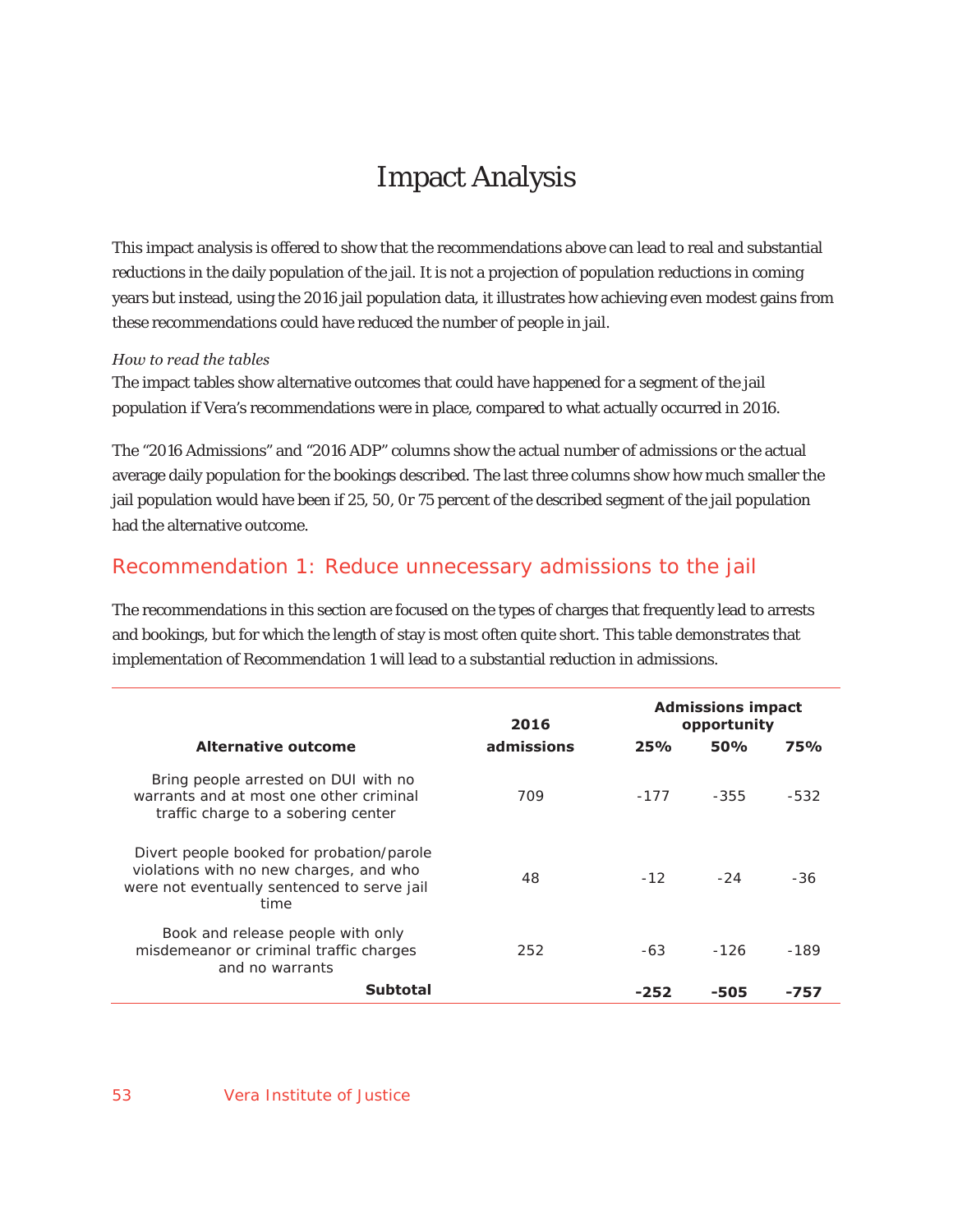# Impact Analysis

This impact analysis is offered to show that the recommendations above can lead to real and substantial reductions in the daily population of the jail. It is not a projection of population reductions in coming years but instead, using the 2016 jail population data, it illustrates how achieving even modest gains from these recommendations could have reduced the number of people in jail.

*How to read the tables*

The impact tables show alternative outcomes that could have happened for a segment of the jail population if Vera's recommendations were in place, compared to what actually occurred in 2016.

The "2016 Admissions" and "2016 ADP" columns show the actual number of admissions or the actual average daily population for the bookings described. The last three columns show how much smaller the jail population would have been if 25, 50, 0r 75 percent of the described segment of the jail population had the alternative outcome.

## Recommendation 1: Reduce unnecessary admissions to the jail

The recommendations in this section are focused on the types of charges that frequently lead to arrests and bookings, but for which the length of stay is most often quite short. This table demonstrates that implementation of Recommendation 1 will lead to a substantial reduction in admissions.

| Alternative outcome | 2016 admissions | Admissions impact opportunity | | |
|---|---|---|---|---|
| | | **25%** | **50%** | **75%** |
| Bring people arrested on DUI with no warrants and at most one other criminal traffic charge to a sobering center | 709 | -177 | -355 | -532 |
| Divert people booked for probation/parole violations with no new charges, and who were not eventually sentenced to serve jail time | 48 | -12 | -24 | -36 |
| Book and release people with only misdemeanor or criminal traffic charges and no warrants | 252 | -63 | -126 | -189 |
| **Subtotal** | | **-252** | **-505** | **-757** |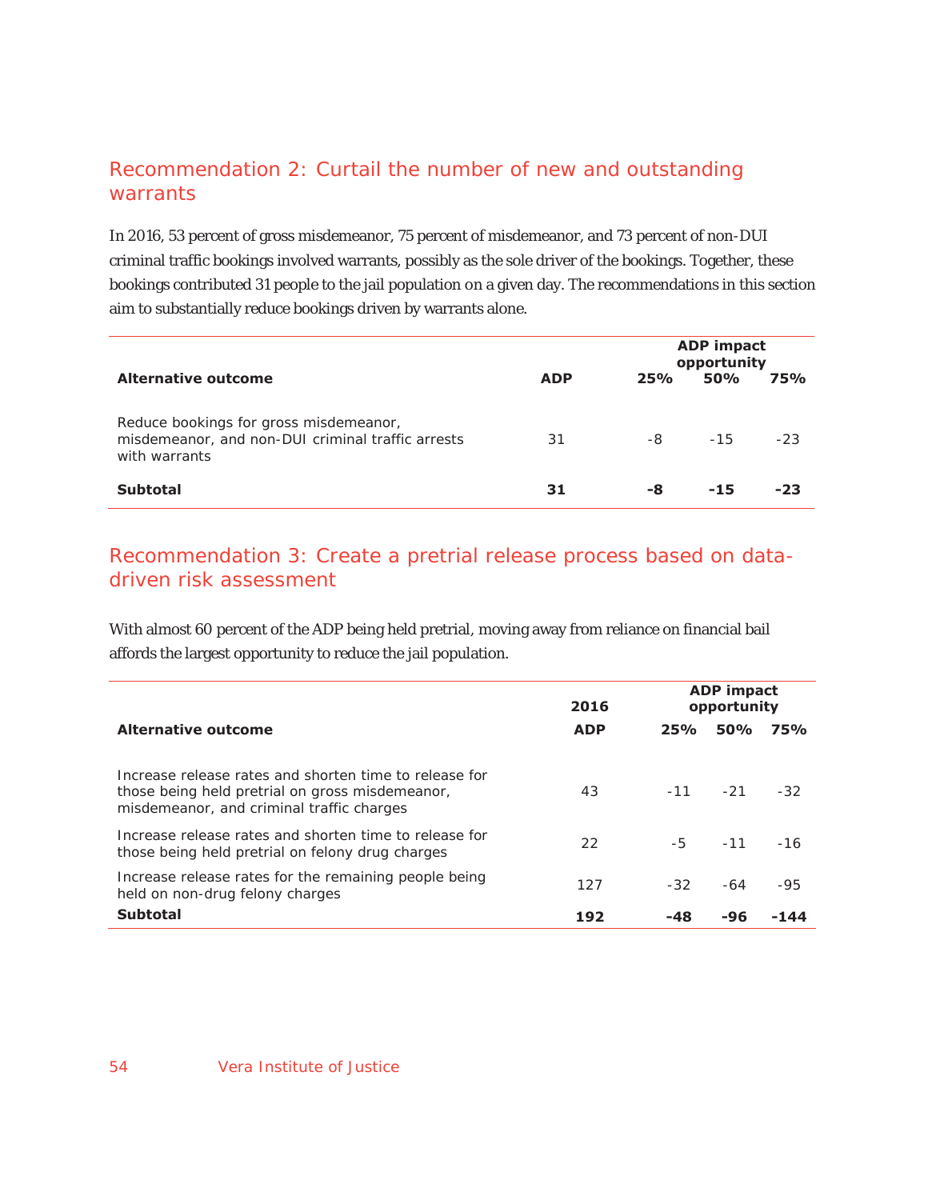## Recommendation 2: Curtail the number of new and outstanding warrants

In 2016, 53 percent of gross misdemeanor, 75 percent of misdemeanor, and 73 percent of non-DUI criminal traffic bookings involved warrants, possibly as the sole driver of the bookings. Together, these bookings contributed 31 people to the jail population on a given day. The recommendations in this section aim to substantially reduce bookings driven by warrants alone.

| Alternative outcome | ADP | ADP impact opportunity | | |
|---|---|---|---|---|
| | | 25% | 50% | 75% |
| Reduce bookings for gross misdemeanor, misdemeanor, and non-DUI criminal traffic arrests with warrants | 31 | -8 | -15 | -23 |
| **Subtotal** | **31** | **-8** | **-15** | **-23** |

## Recommendation 3: Create a pretrial release process based on data-driven risk assessment

With almost 60 percent of the ADP being held pretrial, moving away from reliance on financial bail affords the largest opportunity to reduce the jail population.

| Alternative outcome | 2016 ADP | ADP impact opportunity | | |
|---|---|---|---|---|
| | | 25% | 50% | 75% |
| Increase release rates and shorten time to release for those being held pretrial on gross misdemeanor, misdemeanor, and criminal traffic charges | 43 | -11 | -21 | -32 |
| Increase release rates and shorten time to release for those being held pretrial on felony drug charges | 22 | -5 | -11 | -16 |
| Increase release rates for the remaining people being held on non-drug felony charges | 127 | -32 | -64 | -95 |
| **Subtotal** | **192** | **-48** | **-96** | **-144** |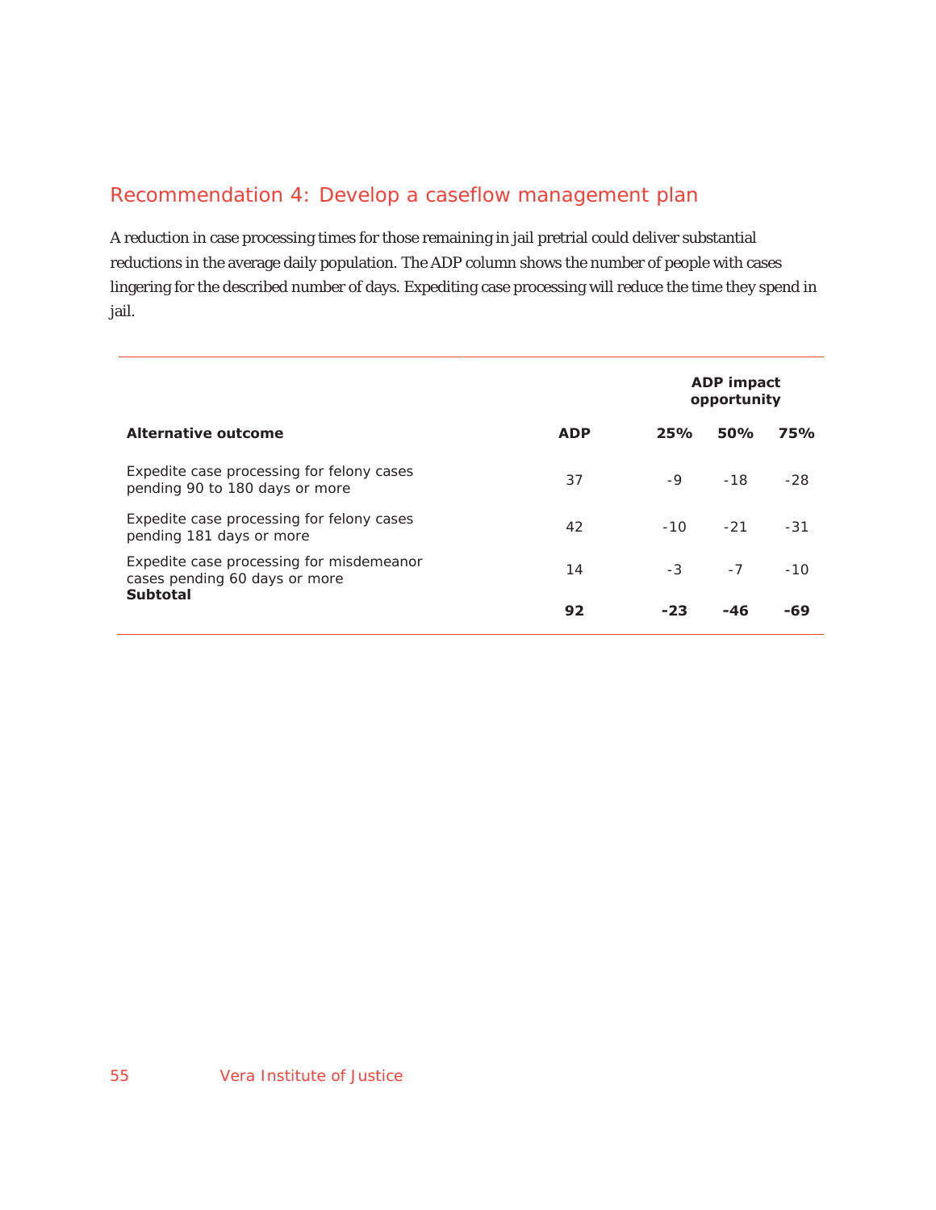## Recommendation 4: Develop a caseflow management plan

A reduction in case processing times for those remaining in jail pretrial could deliver substantial reductions in the average daily population. The ADP column shows the number of people with cases lingering for the described number of days. Expediting case processing will reduce the time they spend in jail.

| | | ADP impact opportunity | | |
|---|---|---|---|---|
| **Alternative outcome** | **ADP** | **25%** | **50%** | **75%** |
| Expedite case processing for felony cases pending 90 to 180 days or more | 37 | -9 | -18 | -28 |
| Expedite case processing for felony cases pending 181 days or more | 42 | -10 | -21 | -31 |
| Expedite case processing for misdemeanor cases pending 60 days or more | 14 | -3 | -7 | -10 |
| **Subtotal** | **92** | **-23** | **-46** | **-69** |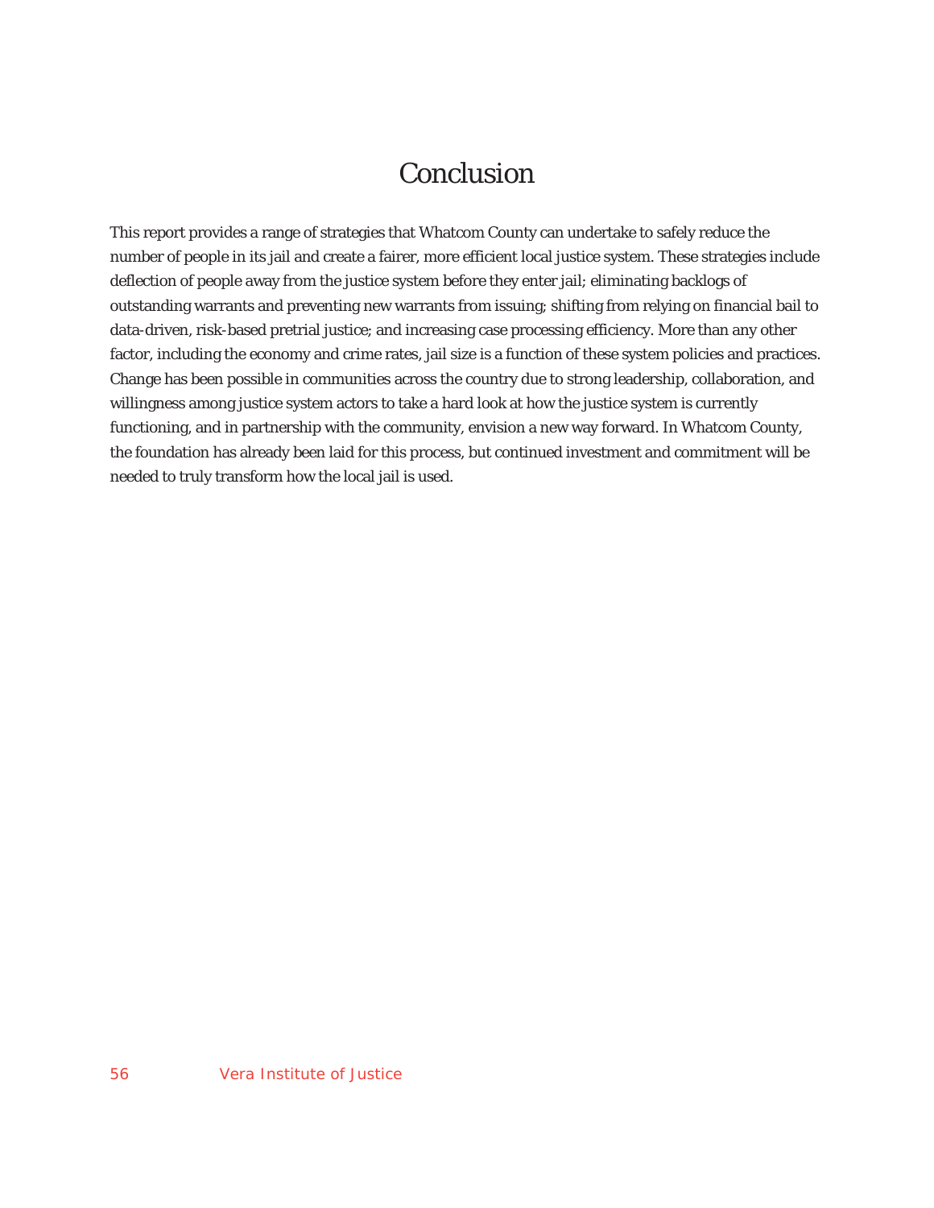# Conclusion

This report provides a range of strategies that Whatcom County can undertake to safely reduce the number of people in its jail and create a fairer, more efficient local justice system. These strategies include deflection of people away from the justice system before they enter jail; eliminating backlogs of outstanding warrants and preventing new warrants from issuing; shifting from relying on financial bail to data-driven, risk-based pretrial justice; and increasing case processing efficiency. More than any other factor, including the economy and crime rates, jail size is a function of these system policies and practices. Change has been possible in communities across the country due to strong leadership, collaboration, and willingness among justice system actors to take a hard look at how the justice system is currently functioning, and in partnership with the community, envision a new way forward. In Whatcom County, the foundation has already been laid for this process, but continued investment and commitment will be needed to truly transform how the local jail is used.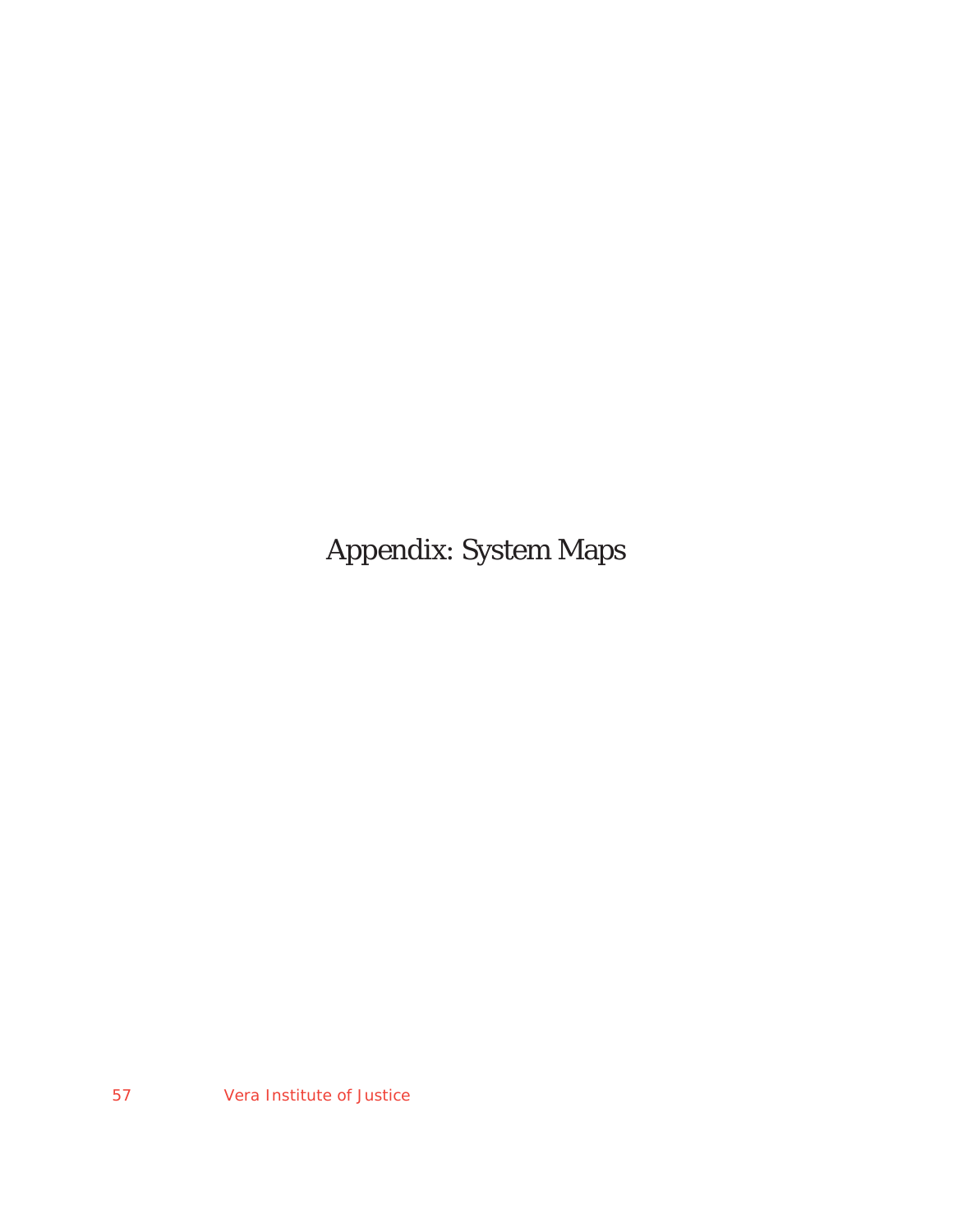# Appendix: System Maps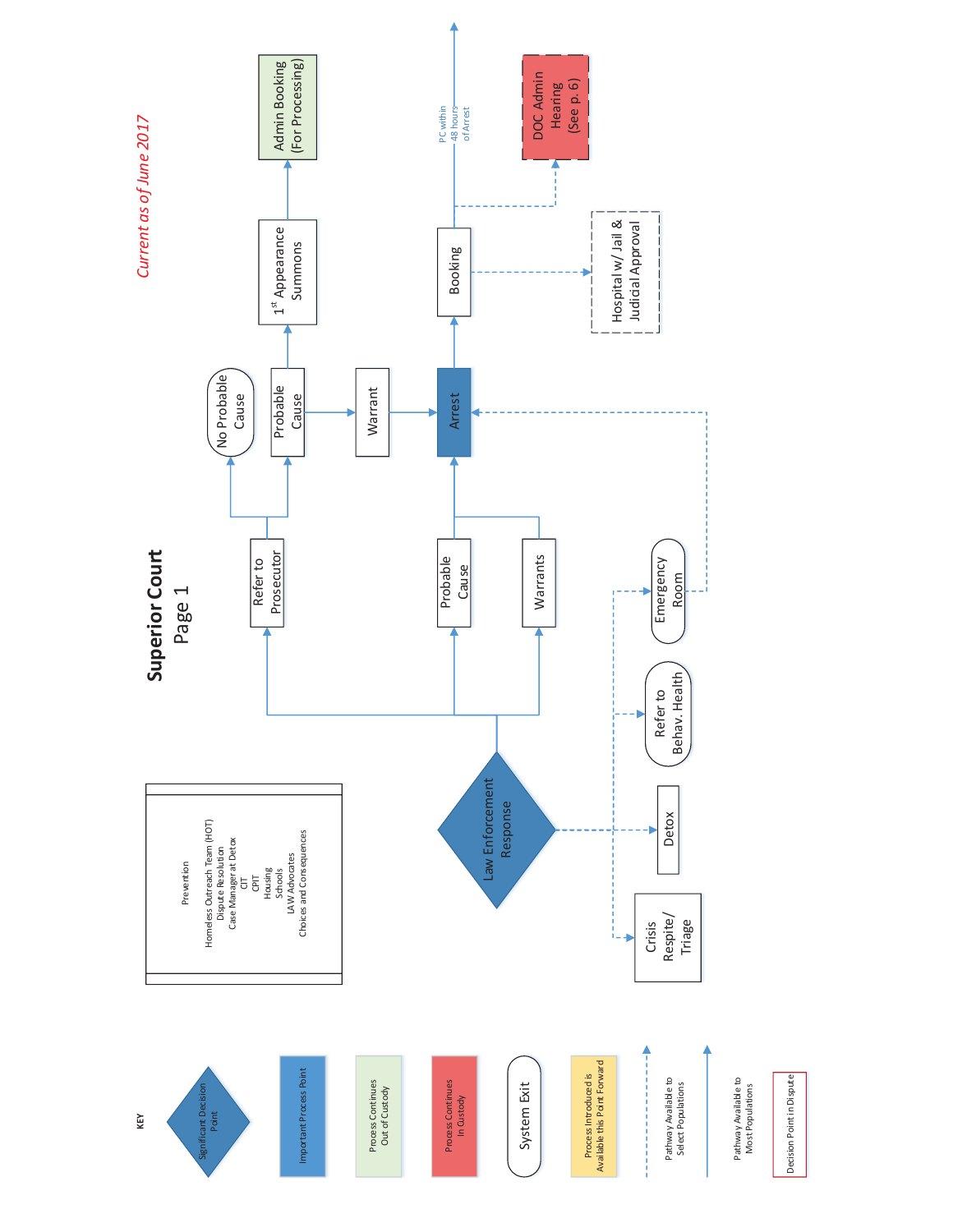# Superior Court
## Page 1

*Current as of June 2017*

Prevention

Homeless Outreach Team (HOT)
Dispute Resolution
Case Manager at Detox
CIT
CPIT
Housing
Schools
LAW Advocates
Choices and Consequences

Law Enforcement Response

Refer to Prosecutor

No Probable Cause

Probable Cause

$1^{st}$ Appearance Summons

Admin Booking (For Processing)

Probable Cause

Warrants

Warrant

Arrest

Booking

PC within 48 hours of Arrest

DOC Admin Hearing (See p. 6)

Hospital w/ Jail & Judicial Approval

Crisis Respite/ Triage

Detox

Refer to Behav. Health

Emergency Room

**KEY**

- Significant Decision Point
- Important Process Point
- Process Continues Out of Custody
- Process Continues In Custody
- System Exit
- Process Introduced is Available this Point Forward
- Pathway Available to Select Populations
- Pathway Available to Most Populations
- Decision Point in Dispute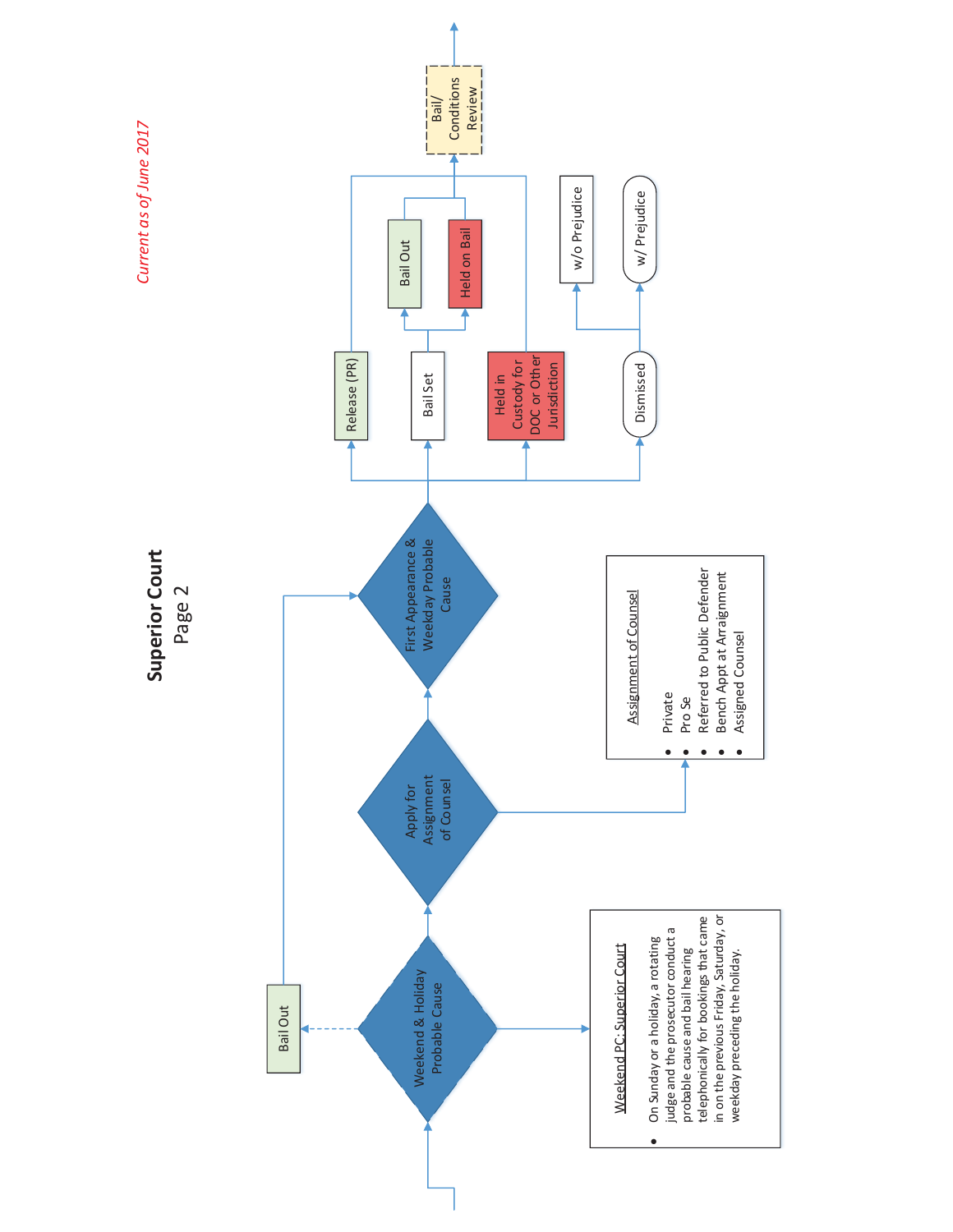# Superior Court
Page 2

*Current as of June 2017*

Weekend & Holiday Probable Cause

Bail Out

**Weekend PC: Superior Court**

- On Sunday or a holiday, a rotating judge and the prosecutor conduct a probable cause and bail hearing telephonically for bookings that came in on the previous Friday, Saturday, or weekday preceding the holiday.

Apply for Assignment of Counsel

**Assignment of Counsel**

- Private
- Pro Se
- Referred to Public Defender
- Bench Appt at Arraignment
- Assigned Counsel

First Appearance & Weekday Probable Cause

Release (PR)

Bail Set

Bail Out

Held on Bail

Held in Custody for DOC or Other Jurisdiction

Bail/ Conditions Review

Dismissed

w/o Prejudice

w/ Prejudice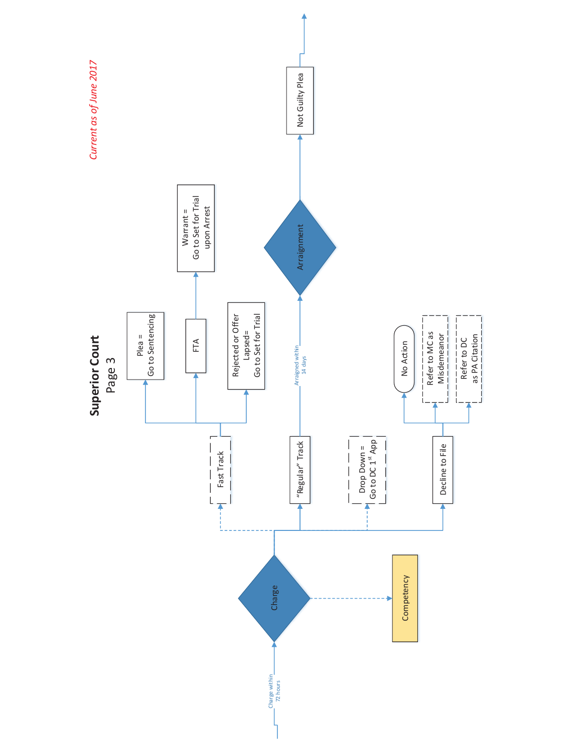# Superior Court
## Page 3

*Current as of June 2017*

Charge within 72 hours

Charge

Competency

Fast Track

- Plea = Go to Sentencing
- FTA
  - Warrant = Go to Set for Trial upon Arrest
- Rejected or Offer Lapsed= Go to Set for Trial

"Regular" Track

Arraigned within 14 days

Arraignment

Not Guilty Plea

Drop Down = Go to DC 1st App

Decline to File

- No Action
- Refer to MC as Misdemeanor
- Refer to DC as PA Citation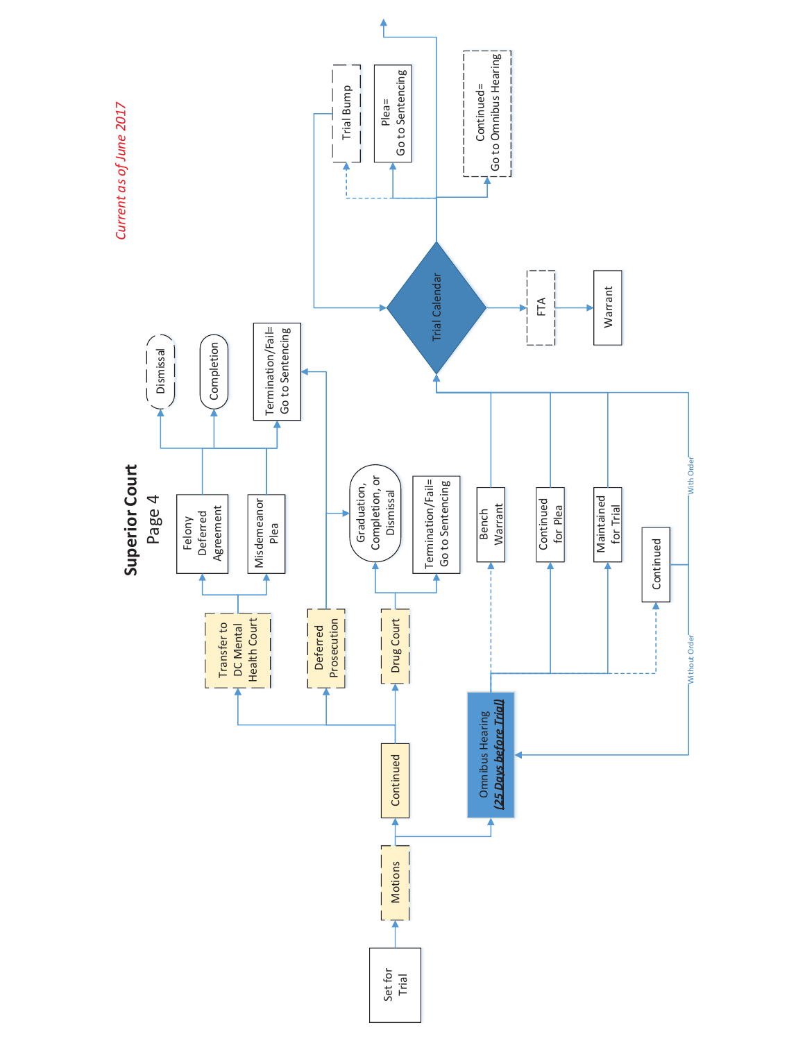## Superior Court
### Page 4

*Current as of June 2017*

Set for Trial

Motions

Continued

Omnibus Hearing
***25 Days before Trial***

Transfer to DC Mental Health Court

Deferred Prosecution

Drug Court

Felony Deferred Agreement

Misdemeanor Plea

Dismissal

Completion

Termination/Fail= Go to Sentencing

Graduation, Completion, or Dismissal

Termination/Fail= Go to Sentencing

Bench Warrant

Continued for Plea

Maintained for Trial

Continued

With Order

Without Order

Trial Calendar

FTA

Warrant

Trial Bump

Plea= Go to Sentencing

Continued= Go to Omnibus Hearing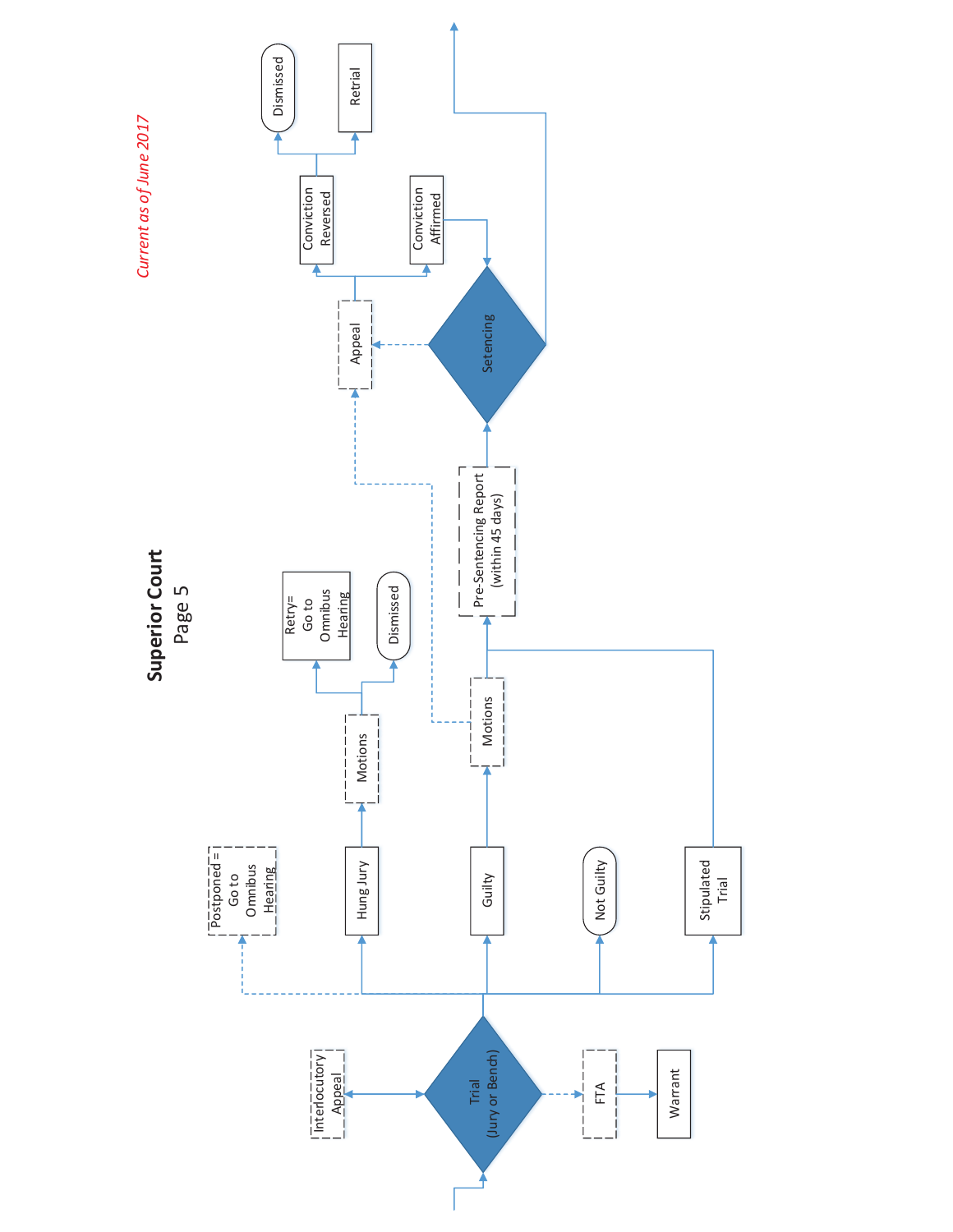# Superior Court

## Page 5

*Current as of June 2017*

- Trial (Jury or Bench)
  - Interlocutory Appeal
  - FTA
    - Warrant
  - Postponed = Go to Omnibus Hearing
  - Hung Jury
    - Motions
      - Retry= Go to Omnibus Hearing
      - Dismissed
  - Guilty
    - Motions
      - Appeal
      - Pre-Sentencing Report (within 45 days)
  - Not Guilty
  - Stipulated Trial
    - Pre-Sentencing Report (within 45 days)
- Pre-Sentencing Report (within 45 days)
  - Setencing
    - Appeal
      - Conviction Reversed
        - Dismissed
        - Retrial
      - Conviction Affirmed
        - Setencing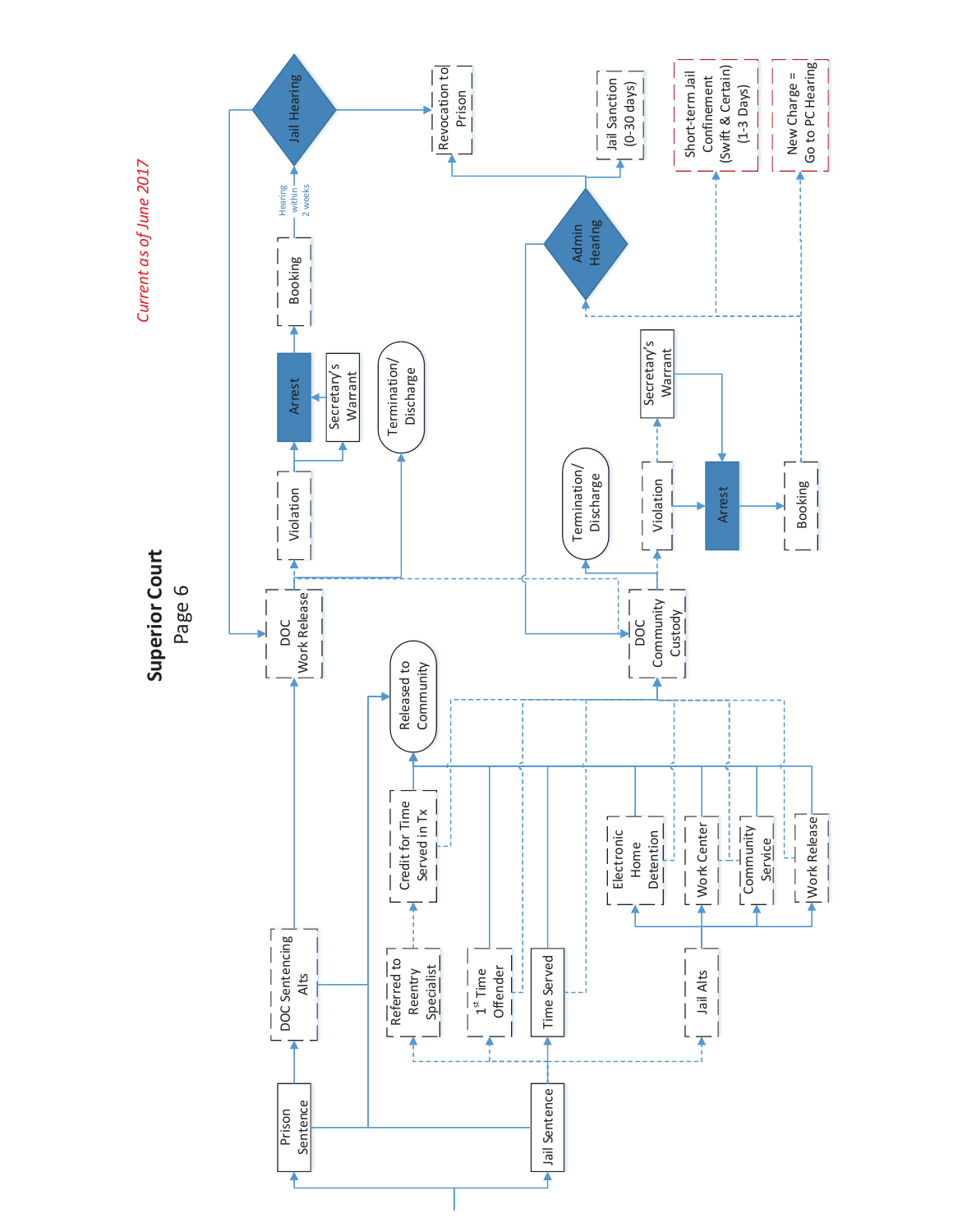# Superior Court
## Page 6

*Current as of June 2017*

- Prison Sentence
  - DOC Sentencing Alts
    - DOC Work Release
      - Violation
        - Secretary's Warrant
        - Arrest
          - Booking
            - Hearing within 2 weeks
              - Jail Hearing
                - Revocation to Prison
                - DOC Work Release
      - Termination/ Discharge
      - DOC Community Custody
  - Released to Community
- Jail Sentence
  - Referred to Reentry Specialist
    - Credit for Time Served in Tx
  - 1st Time Offender
  - Time Served
  - Jail Alts
    - Electronic Home Detention
    - Work Center
    - Community Service
    - Work Release
  - Released to Community
  - DOC Community Custody
    - Violation
      - Secretary's Warrant
      - Arrest
        - Booking
          - Admin Hearing
            - Jail Sanction (0-30 days)
            - Revocation to Prison
            - DOC Community Custody
          - Short-term Jail Confinement (Swift & Certain) (1-3 Days)
          - New Charge = Go to PC Hearing
    - Termination/ Discharge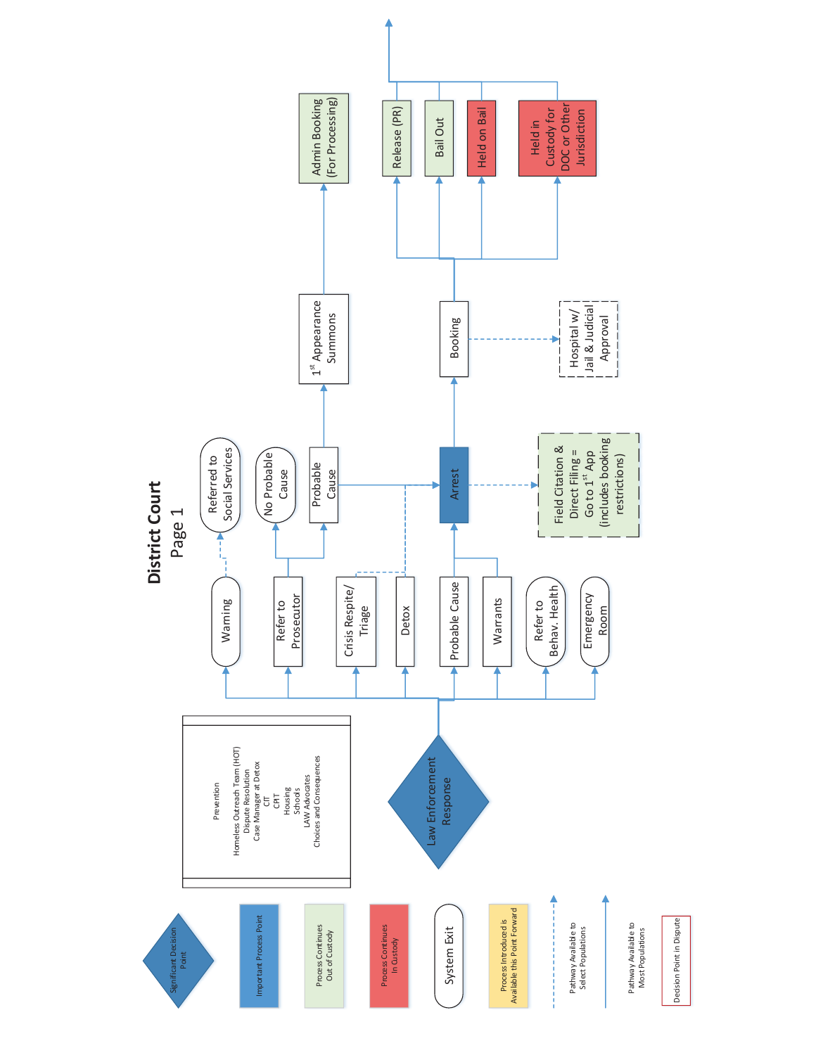# District Court
## Page 1

**Legend:**
- Significant Decision Point
- Important Process Point
- Process Continues Out of Custody
- Process Continues In Custody
- System Exit
- Process Introduced is Available this Point Forward
- Pathway Available to Select Populations
- Pathway Available to Most Populations
- Decision Point in Dispute

**Prevention**
- Homeless Outreach Team (HOT)
- Dispute Resolution
- Case Manager at Detox
- CIT
- CPT
- Housing
- Schools
- LAW Advocates
- Choices and Consequences

**Law Enforcement Response**
- Warning
  - Referred to Social Services
- Refer to Prosecutor
  - No Probable Cause
  - Probable Cause
    - 1st Appearance Summons
      - Admin Booking (For Processing)
    - Arrest
- Crisis Respite/ Triage
- Detox
- Probable Cause
- Warrants
- Refer to Behav. Health
- Emergency Room

**Arrest**
- Field Citation & Direct Filing = Go to 1st App (includes booking restrictions)
- Booking
  - Hospital w/ Jail & Judicial Approval
  - Release (PR)
  - Bail Out
  - Held on Bail
  - Held in Custody for DOC or Other Jurisdiction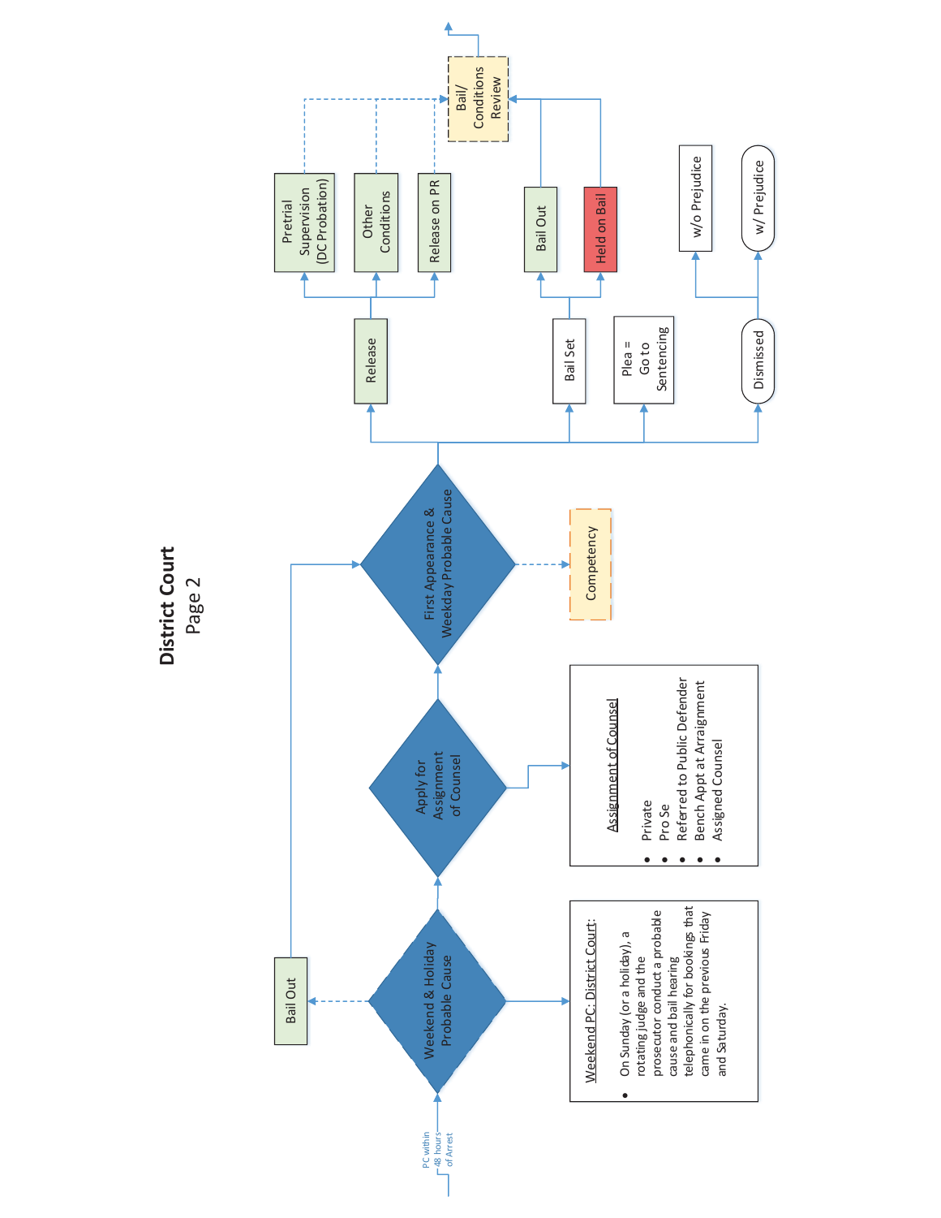# District Court
Page 2

PC within 48 hours of Arrest

Weekend & Holiday Probable Cause

Bail Out

**Weekend PC: District Court:**

- On Sunday (or a holiday), a rotating judge and the prosecutor conduct a probable cause and bail hearing telephonically for bookings that came in on the previous Friday and Saturday.

Apply for Assignment of Counsel

**Assignment of Counsel**

- Private
- Pro Se
- Referred to Public Defender
- Bench Appt at Arraignment
- Assigned Counsel

First Appearance & Weekday Probable Cause

Competency

Release

- Pretrial Supervision (DC Probation)
- Other Conditions
- Release on PR

Bail Set

- Bail Out
- Held on Bail

Bail/ Conditions Review

Plea = Go to Sentencing

Dismissed

- w/o Prejudice
- w/ Prejudice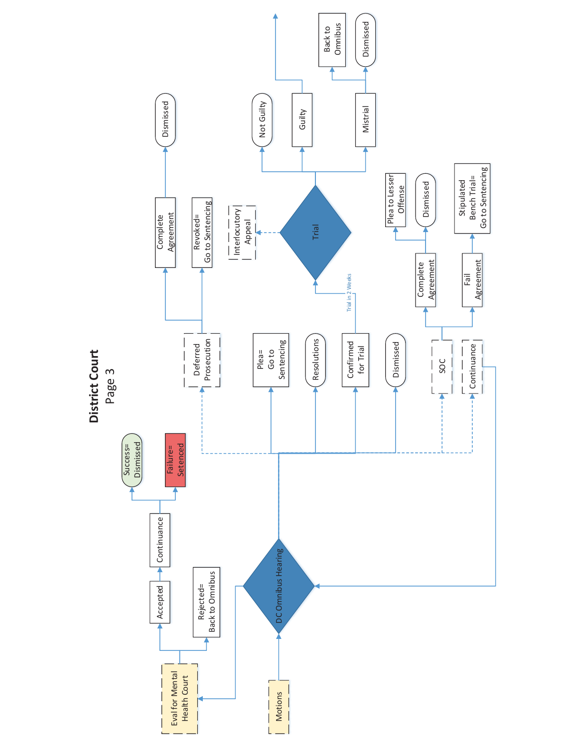# District Court
## Page 3

- Motions → DC Omnibus Hearing
- DC Omnibus Hearing → Eval for Mental Health Court
  - Accepted → Continuance
    - Success= Dismissed
    - Failure= Setenced
  - Rejected= Back to Omnibus
- DC Omnibus Hearing →
  - Deferred Prosecution
    - Complete Agreement → Dismissed
    - Revoked= Go to Sentencing
  - Plea= Go to Sentencing
  - Resolutions
  - Confirmed for Trial → (Trial in 2 Weeks) → Trial
    - Interlocutory Appeal
    - Not Guilty
    - Guilty
    - Mistrial
      - Back to Omnibus
      - Dismissed
  - Dismissed
  - SOC
    - Complete Agreement
      - Plea to Lesser Offense
      - Dismissed
    - Fail Agreement → Stipulated Bench Trial= Go to Sentencing
  - Continuance → DC Omnibus Hearing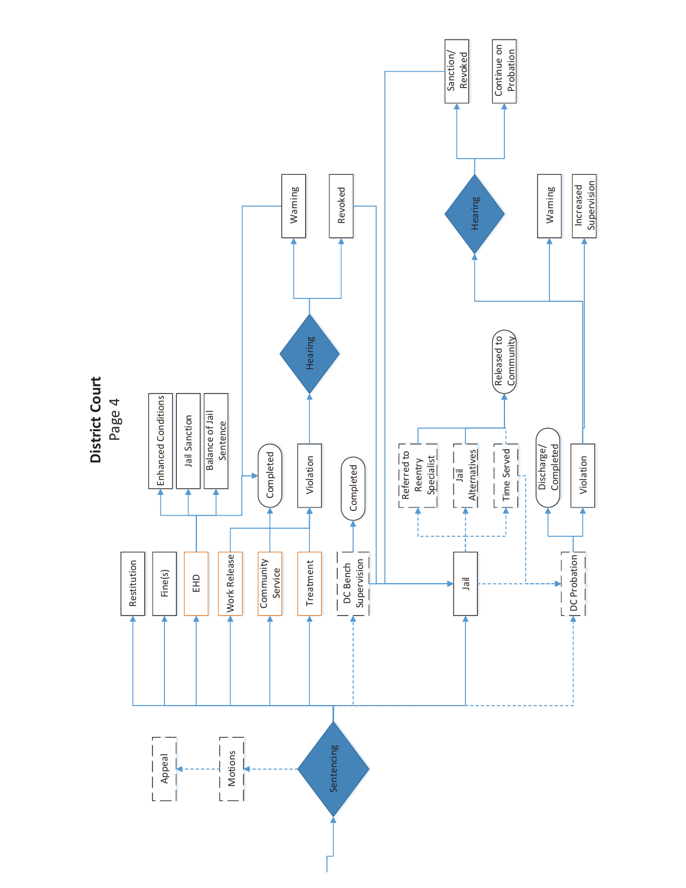# District Court
## Page 4

- Sentencing
  - Motions
    - Appeal
  - Restitution
  - Fine(s)
  - EHD
    - Enhanced Conditions
    - Jail Sanction
    - Balance of Jail Sentence
  - Work Release
    - Completed
  - Community Service
    - Completed
  - Treatment
    - Completed
    - Violation
      - Hearing
        - Warning
        - Revoked
          - Jail
  - DC Bench Supervision
    - Completed
    - Jail
  - Jail
    - Referred to Reentry Specialist
    - Jail Alternatives
    - Time Served
      - Released to Community
      - DC Probation
  - DC Probation
    - Discharge/Completed
    - Violation
      - Warning
      - Increased Supervision
      - Hearing
        - Sanction/Revoked
          - Jail
        - Continue on Probation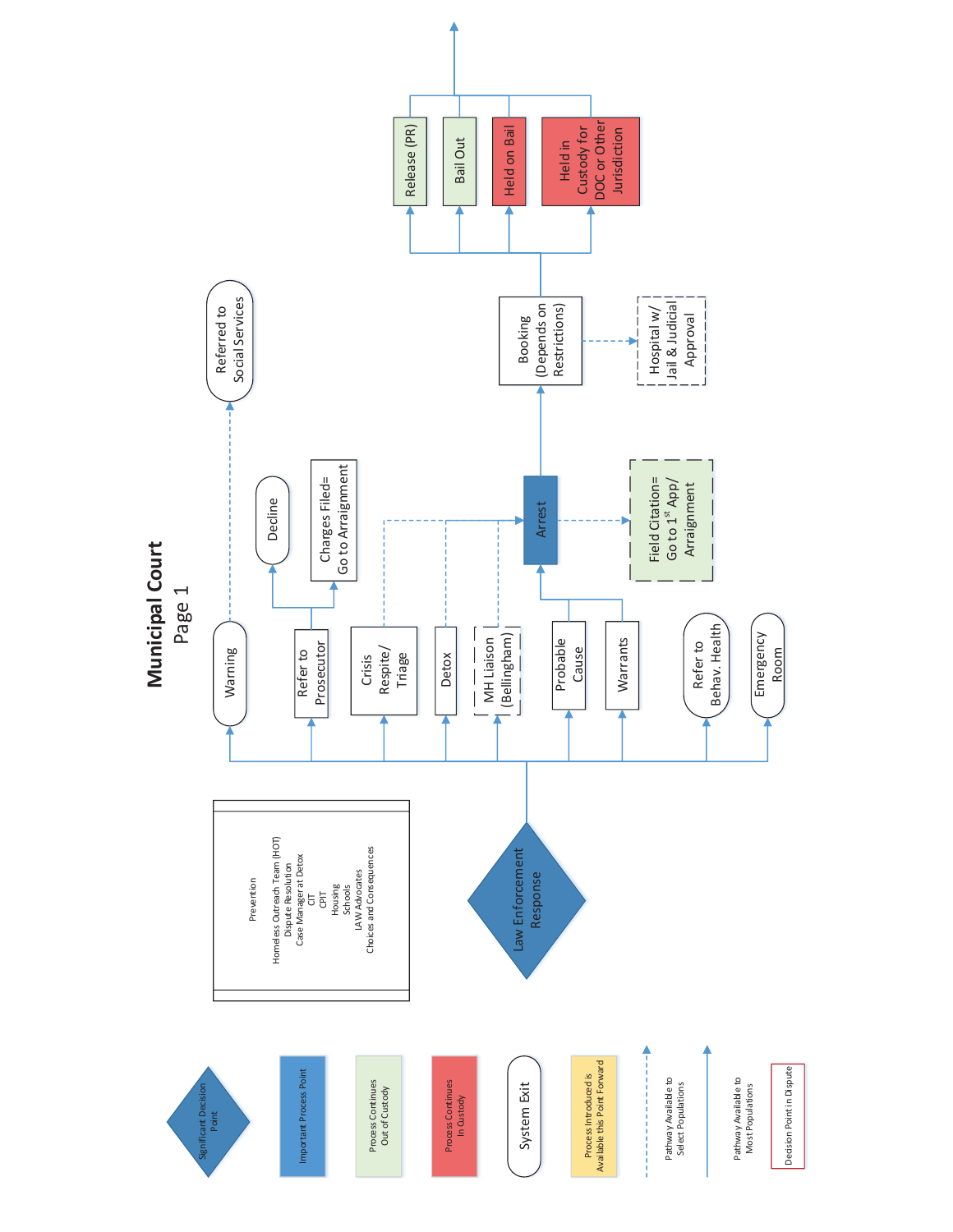# Municipal Court
## Page 1

Prevention

- Homeless Outreach Team (HOT)
- Dispute Resolution
- Case Manager at Detox
- CIT
- CPIT
- Housing
- Schools
- LAW Advocates
- Choices and Consequences

Law Enforcement Response

- Warning → Referred to Social Services
- Refer to Prosecutor → Decline; Charges Filed= Go to Arraignment
- Crisis Respite/ Triage → Arrest
- Detox → Arrest
- MH Liaison (Bellingham) → Arrest
- Probable Cause → Arrest
- Warrants → Arrest
- Refer to Behav. Health
- Emergency Room

Arrest → Field Citation= Go to 1st App/ Arraignment

Arrest → Booking (Depends on Restrictions) → Hospital w/ Jail & Judicial Approval

Booking (Depends on Restrictions) →

- Release (PR)
- Bail Out
- Held on Bail
- Held in Custody for DOC or Other Jurisdiction

**Legend:**

- Significant Decision Point
- Important Process Point
- Process Continues Out of Custody
- Process Continues In Custody
- System Exit
- Process Introduced is Available this Point Forward
- Pathway Available to Select Populations
- Pathway Available to Most Populations
- Decision Point in Dispute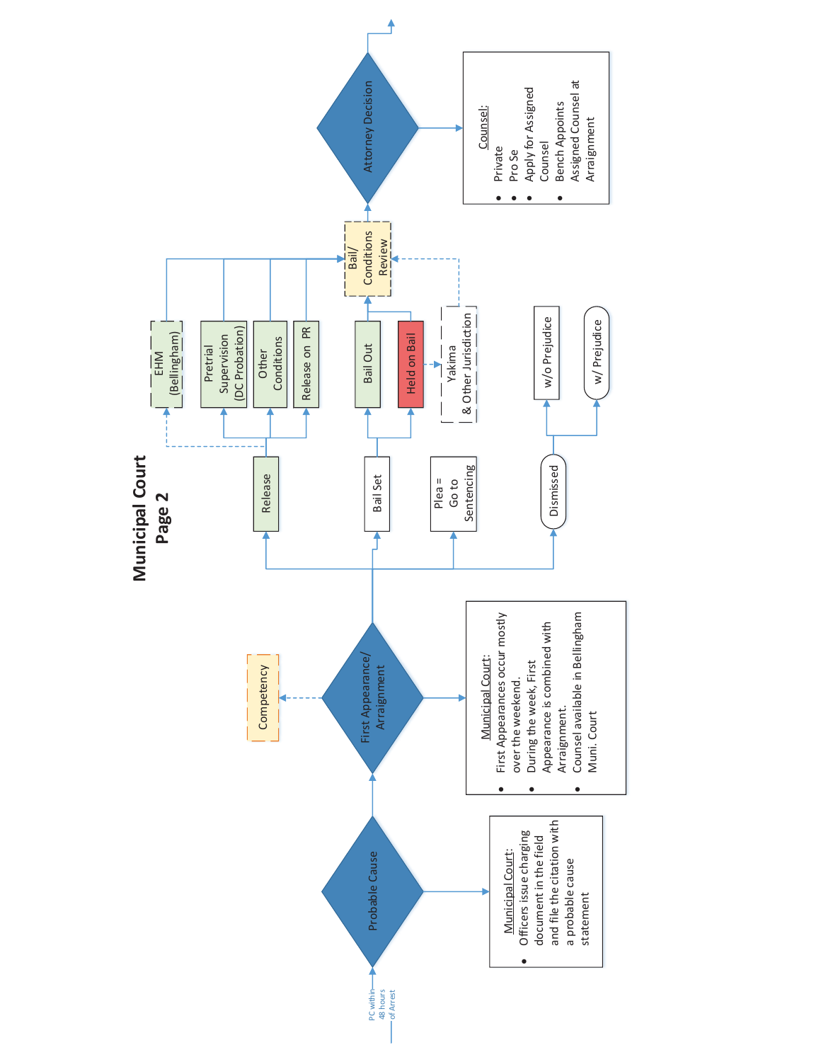# Municipal Court
## Page 2

PC within 48 hours of Arrest

**Probable Cause**

Municipal Court:
- Officers issue charging document in the field and file the citation with a probable cause statement

**First Appearance/ Arraignment**

Competency

Municipal Court:
- First Appearances occur mostly over the weekend.
- During the week, First Appearance is combined with Arraignment.
- Counsel available in Bellingham Muni. Court

Release
- EHM (Bellingham)
- Pretrial Supervision (DC Probation)
- Other Conditions
- Release on PR

Bail Set
- Bail Out
- Held on Bail
  - Yakima & Other Jurisdiction

Plea = Go to Sentencing

Dismissed
- w/o Prejudice
- w/ Prejudice

Bail/ Conditions Review

**Attorney Decision**

Counsel:
- Private
- Pro Se
- Apply for Assigned Counsel
- Bench Appoints Assigned Counsel at Arraignment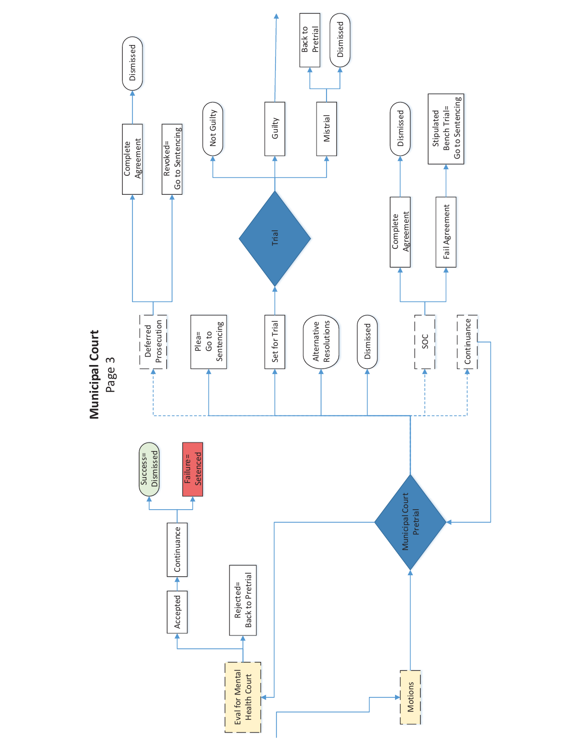# Municipal Court
## Page 3

- Motions
  - Municipal Court Pretrial
    - Deferred Prosecution
      - Complete Agreement
        - Dismissed
      - Revoked= Go to Sentencing
    - Plea= Go to Sentencing
    - Set for Trial
      - Trial
        - Not Guilty
        - Guilty
        - Mistrial
          - Back to Pretrial
          - Dismissed
    - Alternative Resolutions
    - Dismissed
    - SOC
      - Complete Agreement
        - Dismissed
      - Fail Agreement
        - Stipulated Bench Trial= Go to Sentencing
    - Continuance
      - Municipal Court Pretrial
    - Eval for Mental Health Court
      - Accepted
        - Continuance
          - Success= Dismissed
          - Failure= Setenced
      - Rejected= Back to Pretrial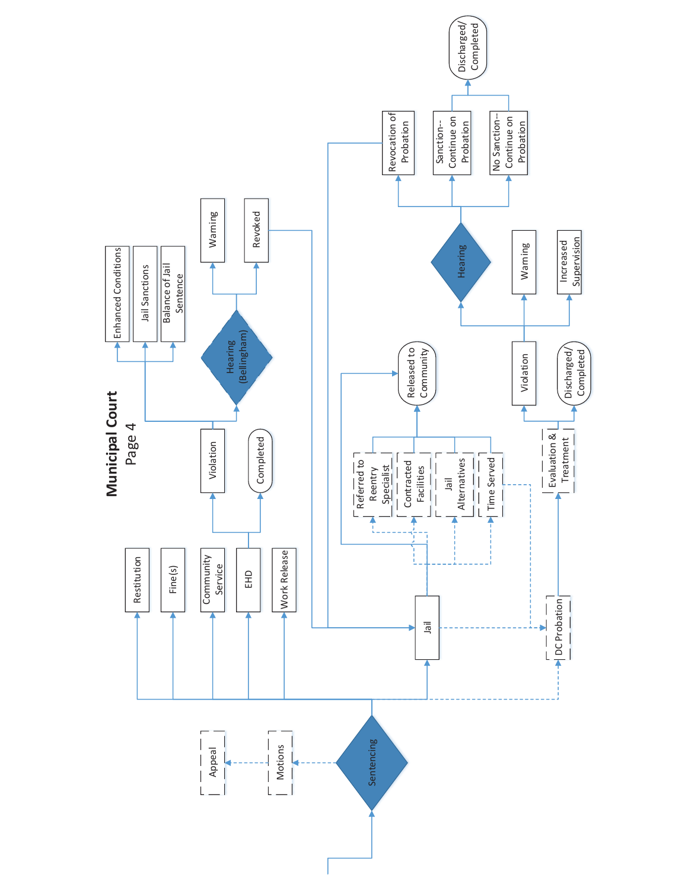# Municipal Court

Page 4

Sentencing

Motions

Appeal

Restitution

Fine(s)

Community Service

EHD

Work Release

Violation

Completed

Enhanced Conditions

Jail Sanctions

Balance of Jail Sentence

Hearing (Bellingham)

Warning

Revoked

Jail

Referred to Reentry Specialist

Contracted Facilities

Jail Alternatives

Time Served

Released to Community

DC Probation

Evaluation & Treatment

Violation

Discharged/ Completed

Warning

Increased Supervision

Hearing

Revocation of Probation

Sanction--Continue on Probation

No Sanction--Continue on Probation

Discharged/ Completed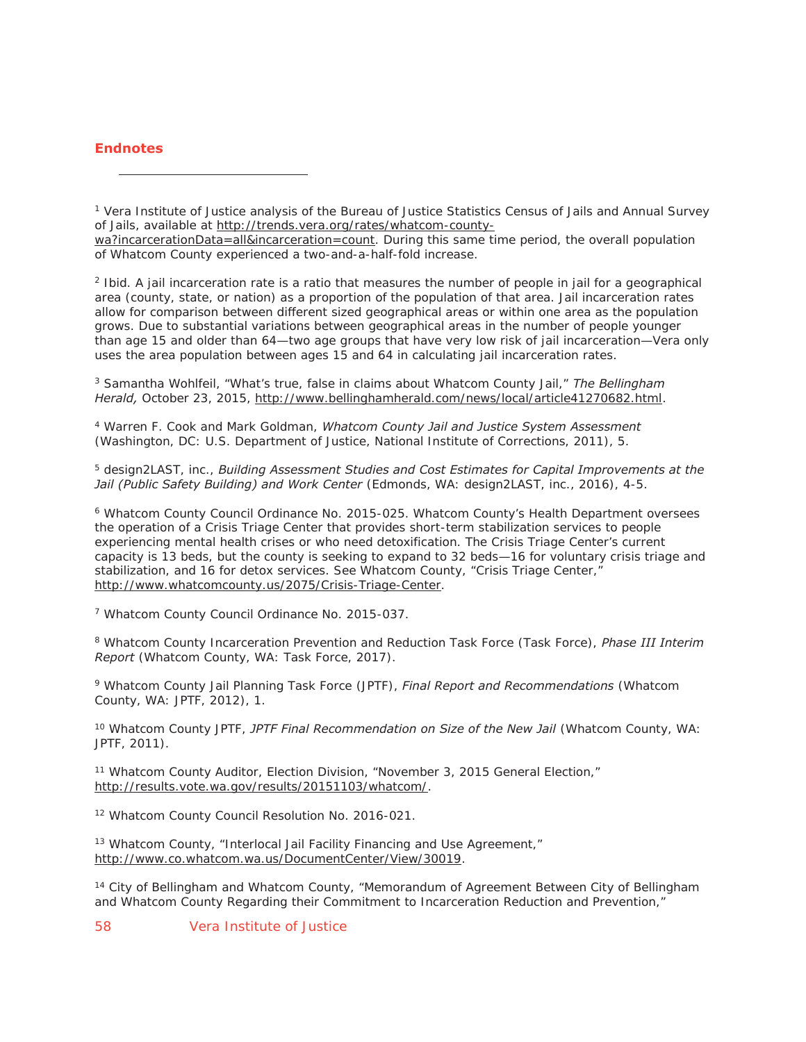## Endnotes

[1] Vera Institute of Justice analysis of the Bureau of Justice Statistics Census of Jails and Annual Survey of Jails, available at http://trends.vera.org/rates/whatcom-county-wa?incarcerationData=all&incarceration=count. During this same time period, the overall population of Whatcom County experienced a two-and-a-half-fold increase.

[2] Ibid. A jail incarceration rate is a ratio that measures the number of people in jail for a geographical area (county, state, or nation) as a proportion of the population of that area. Jail incarceration rates allow for comparison between different sized geographical areas or within one area as the population grows. Due to substantial variations between geographical areas in the number of people younger than age 15 and older than 64—two age groups that have very low risk of jail incarceration—Vera only uses the area population between ages 15 and 64 in calculating jail incarceration rates.

[3] Samantha Wohlfeil, "What's true, false in claims about Whatcom County Jail," *The Bellingham Herald,* October 23, 2015, http://www.bellinghamherald.com/news/local/article41270682.html.

[4] Warren F. Cook and Mark Goldman, *Whatcom County Jail and Justice System Assessment* (Washington, DC: U.S. Department of Justice, National Institute of Corrections, 2011), 5.

[5] design2LAST, inc., *Building Assessment Studies and Cost Estimates for Capital Improvements at the Jail (Public Safety Building) and Work Center* (Edmonds, WA: design2LAST, inc., 2016), 4-5.

[6] Whatcom County Council Ordinance No. 2015-025. Whatcom County's Health Department oversees the operation of a Crisis Triage Center that provides short-term stabilization services to people experiencing mental health crises or who need detoxification. The Crisis Triage Center's current capacity is 13 beds, but the county is seeking to expand to 32 beds—16 for voluntary crisis triage and stabilization, and 16 for detox services. See Whatcom County, "Crisis Triage Center," http://www.whatcomcounty.us/2075/Crisis-Triage-Center.

[7] Whatcom County Council Ordinance No. 2015-037.

[8] Whatcom County Incarceration Prevention and Reduction Task Force (Task Force), *Phase III Interim Report* (Whatcom County, WA: Task Force, 2017).

[9] Whatcom County Jail Planning Task Force (JPTF), *Final Report and Recommendations* (Whatcom County, WA: JPTF, 2012), 1.

[10] Whatcom County JPTF, *JPTF Final Recommendation on Size of the New Jail* (Whatcom County, WA: JPTF, 2011).

[11] Whatcom County Auditor, Election Division, "November 3, 2015 General Election," http://results.vote.wa.gov/results/20151103/whatcom/.

[12] Whatcom County Council Resolution No. 2016-021.

[13] Whatcom County, "Interlocal Jail Facility Financing and Use Agreement," http://www.co.whatcom.wa.us/DocumentCenter/View/30019.

[14] City of Bellingham and Whatcom County, "Memorandum of Agreement Between City of Bellingham and Whatcom County Regarding their Commitment to Incarceration Reduction and Prevention,"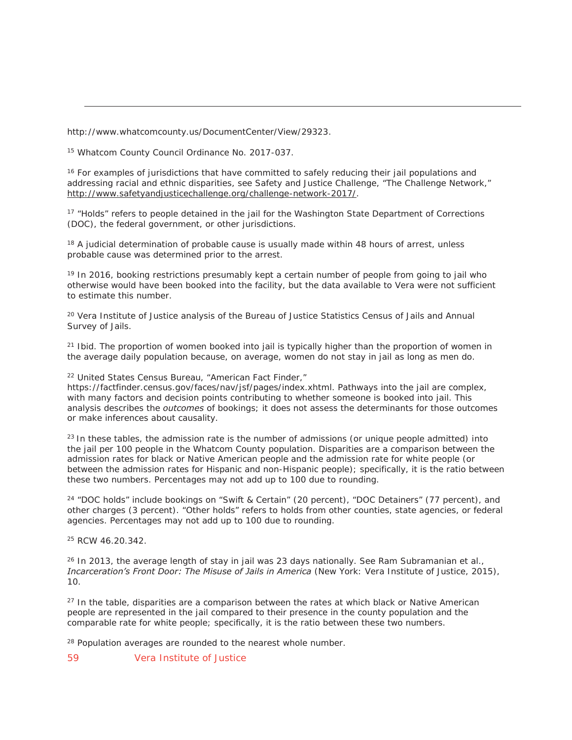http://www.whatcomcounty.us/DocumentCenter/View/29323.

[15] Whatcom County Council Ordinance No. 2017-037.

[16] For examples of jurisdictions that have committed to safely reducing their jail populations and addressing racial and ethnic disparities, see Safety and Justice Challenge, "The Challenge Network," http://www.safetyandjusticechallenge.org/challenge-network-2017/.

[17] "Holds" refers to people detained in the jail for the Washington State Department of Corrections (DOC), the federal government, or other jurisdictions.

[18] A judicial determination of probable cause is usually made within 48 hours of arrest, unless probable cause was determined prior to the arrest.

[19] In 2016, booking restrictions presumably kept a certain number of people from going to jail who otherwise would have been booked into the facility, but the data available to Vera were not sufficient to estimate this number.

[20] Vera Institute of Justice analysis of the Bureau of Justice Statistics Census of Jails and Annual Survey of Jails.

[21] Ibid. The proportion of women booked into jail is typically higher than the proportion of women in the average daily population because, on average, women do not stay in jail as long as men do.

[22] United States Census Bureau, "American Fact Finder," https://factfinder.census.gov/faces/nav/jsf/pages/index.xhtml. Pathways into the jail are complex, with many factors and decision points contributing to whether someone is booked into jail. This analysis describes the *outcomes* of bookings; it does not assess the determinants for those outcomes or make inferences about causality.

[23] In these tables, the admission rate is the number of admissions (or unique people admitted) into the jail per 100 people in the Whatcom County population. Disparities are a comparison between the admission rates for black or Native American people and the admission rate for white people (or between the admission rates for Hispanic and non-Hispanic people); specifically, it is the ratio between these two numbers. Percentages may not add up to 100 due to rounding.

[24] "DOC holds" include bookings on "Swift & Certain" (20 percent), "DOC Detainers" (77 percent), and other charges (3 percent). "Other holds" refers to holds from other counties, state agencies, or federal agencies. Percentages may not add up to 100 due to rounding.

[25] RCW 46.20.342.

[26] In 2013, the average length of stay in jail was 23 days nationally. See Ram Subramanian et al., *Incarceration's Front Door: The Misuse of Jails in America* (New York: Vera Institute of Justice, 2015), 10.

[27] In the table, disparities are a comparison between the rates at which black or Native American people are represented in the jail compared to their presence in the county population and the comparable rate for white people; specifically, it is the ratio between these two numbers.

[28] Population averages are rounded to the nearest whole number.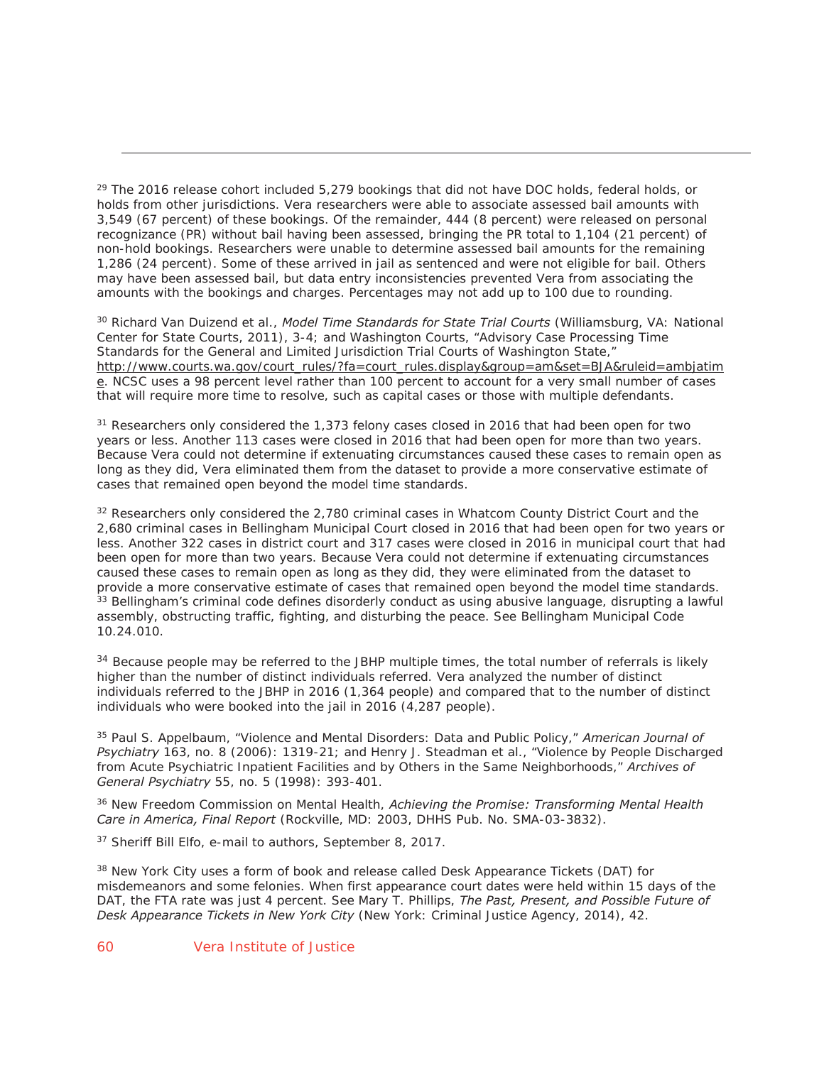[29] The 2016 release cohort included 5,279 bookings that did not have DOC holds, federal holds, or holds from other jurisdictions. Vera researchers were able to associate assessed bail amounts with 3,549 (67 percent) of these bookings. Of the remainder, 444 (8 percent) were released on personal recognizance (PR) without bail having been assessed, bringing the PR total to 1,104 (21 percent) of non-hold bookings. Researchers were unable to determine assessed bail amounts for the remaining 1,286 (24 percent). Some of these arrived in jail as sentenced and were not eligible for bail. Others may have been assessed bail, but data entry inconsistencies prevented Vera from associating the amounts with the bookings and charges. Percentages may not add up to 100 due to rounding.

[30] Richard Van Duizend et al., *Model Time Standards for State Trial Courts* (Williamsburg, VA: National Center for State Courts, 2011), 3-4; and Washington Courts, "Advisory Case Processing Time Standards for the General and Limited Jurisdiction Trial Courts of Washington State," http://www.courts.wa.gov/court_rules/?fa=court_rules.display&group=am&set=BJA&ruleid=ambjatime. NCSC uses a 98 percent level rather than 100 percent to account for a very small number of cases that will require more time to resolve, such as capital cases or those with multiple defendants.

[31] Researchers only considered the 1,373 felony cases closed in 2016 that had been open for two years or less. Another 113 cases were closed in 2016 that had been open for more than two years. Because Vera could not determine if extenuating circumstances caused these cases to remain open as long as they did, Vera eliminated them from the dataset to provide a more conservative estimate of cases that remained open beyond the model time standards.

[32] Researchers only considered the 2,780 criminal cases in Whatcom County District Court and the 2,680 criminal cases in Bellingham Municipal Court closed in 2016 that had been open for two years or less. Another 322 cases in district court and 317 cases were closed in 2016 in municipal court that had been open for more than two years. Because Vera could not determine if extenuating circumstances caused these cases to remain open as long as they did, they were eliminated from the dataset to provide a more conservative estimate of cases that remained open beyond the model time standards.

[33] Bellingham's criminal code defines disorderly conduct as using abusive language, disrupting a lawful assembly, obstructing traffic, fighting, and disturbing the peace. See Bellingham Municipal Code 10.24.010.

[34] Because people may be referred to the JBHP multiple times, the total number of referrals is likely higher than the number of distinct individuals referred. Vera analyzed the number of distinct individuals referred to the JBHP in 2016 (1,364 people) and compared that to the number of distinct individuals who were booked into the jail in 2016 (4,287 people).

[35] Paul S. Appelbaum, "Violence and Mental Disorders: Data and Public Policy," *American Journal of Psychiatry* 163, no. 8 (2006): 1319-21; and Henry J. Steadman et al., "Violence by People Discharged from Acute Psychiatric Inpatient Facilities and by Others in the Same Neighborhoods," *Archives of General Psychiatry* 55, no. 5 (1998): 393-401.

[36] New Freedom Commission on Mental Health, *Achieving the Promise: Transforming Mental Health Care in America, Final Report* (Rockville, MD: 2003, DHHS Pub. No. SMA-03-3832).

[37] Sheriff Bill Elfo, e-mail to authors, September 8, 2017.

[38] New York City uses a form of book and release called Desk Appearance Tickets (DAT) for misdemeanors and some felonies. When first appearance court dates were held within 15 days of the DAT, the FTA rate was just 4 percent. See Mary T. Phillips, *The Past, Present, and Possible Future of Desk Appearance Tickets in New York City* (New York: Criminal Justice Agency, 2014), 42.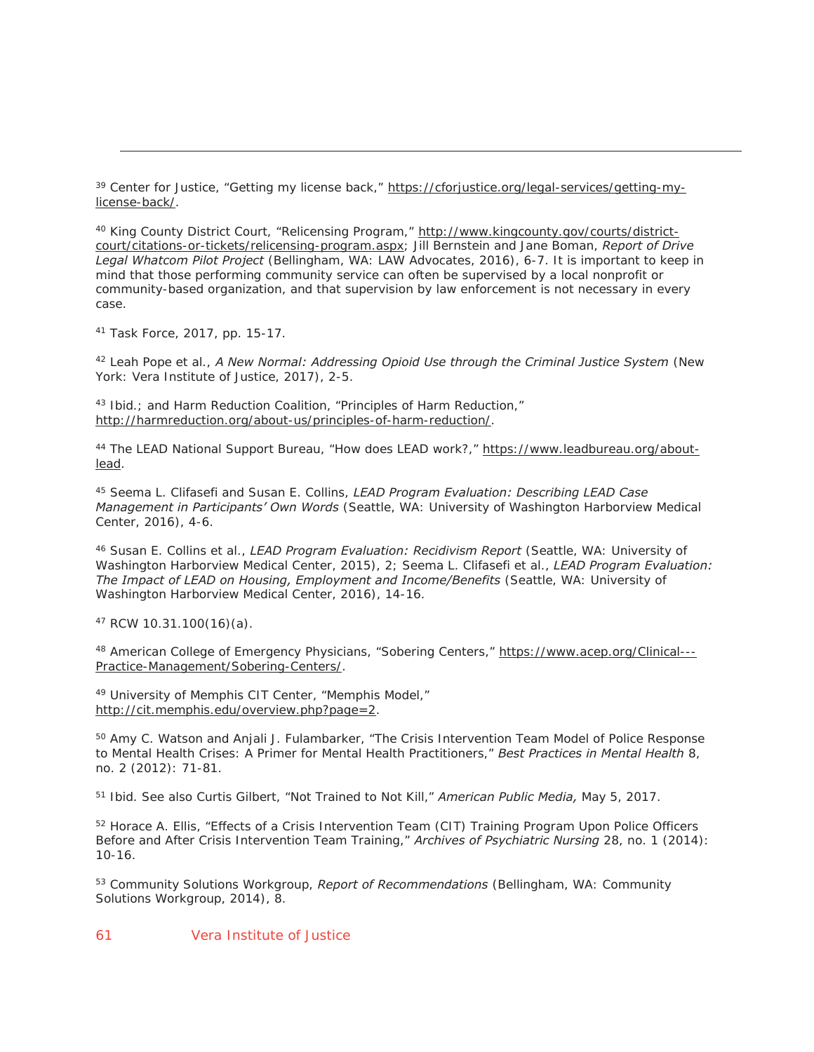[39] Center for Justice, "Getting my license back," https://cforjustice.org/legal-services/getting-my-license-back/.

[40] King County District Court, "Relicensing Program," http://www.kingcounty.gov/courts/district-court/citations-or-tickets/relicensing-program.aspx; Jill Bernstein and Jane Boman, *Report of Drive Legal Whatcom Pilot Project* (Bellingham, WA: LAW Advocates, 2016), 6-7. It is important to keep in mind that those performing community service can often be supervised by a local nonprofit or community-based organization, and that supervision by law enforcement is not necessary in every case.

[41] Task Force, 2017, pp. 15-17.

[42] Leah Pope et al., *A New Normal: Addressing Opioid Use through the Criminal Justice System* (New York: Vera Institute of Justice, 2017), 2-5.

[43] Ibid.; and Harm Reduction Coalition, "Principles of Harm Reduction," http://harmreduction.org/about-us/principles-of-harm-reduction/.

[44] The LEAD National Support Bureau, "How does LEAD work?," https://www.leadbureau.org/about-lead.

[45] Seema L. Clifasefi and Susan E. Collins, *LEAD Program Evaluation: Describing LEAD Case Management in Participants' Own Words* (Seattle, WA: University of Washington Harborview Medical Center, 2016), 4-6.

[46] Susan E. Collins et al., *LEAD Program Evaluation: Recidivism Report* (Seattle, WA: University of Washington Harborview Medical Center, 2015), 2; Seema L. Clifasefi et al., *LEAD Program Evaluation: The Impact of LEAD on Housing, Employment and Income/Benefits* (Seattle, WA: University of Washington Harborview Medical Center, 2016), 14-16.

[47] RCW 10.31.100(16)(a).

[48] American College of Emergency Physicians, "Sobering Centers," https://www.acep.org/Clinical---Practice-Management/Sobering-Centers/.

[49] University of Memphis CIT Center, "Memphis Model," http://cit.memphis.edu/overview.php?page=2.

[50] Amy C. Watson and Anjali J. Fulambarker, "The Crisis Intervention Team Model of Police Response to Mental Health Crises: A Primer for Mental Health Practitioners," *Best Practices in Mental Health* 8, no. 2 (2012): 71-81.

[51] Ibid. See also Curtis Gilbert, "Not Trained to Not Kill," *American Public Media,* May 5, 2017.

[52] Horace A. Ellis, "Effects of a Crisis Intervention Team (CIT) Training Program Upon Police Officers Before and After Crisis Intervention Team Training," *Archives of Psychiatric Nursing* 28, no. 1 (2014): 10-16.

[53] Community Solutions Workgroup, *Report of Recommendations* (Bellingham, WA: Community Solutions Workgroup, 2014), 8.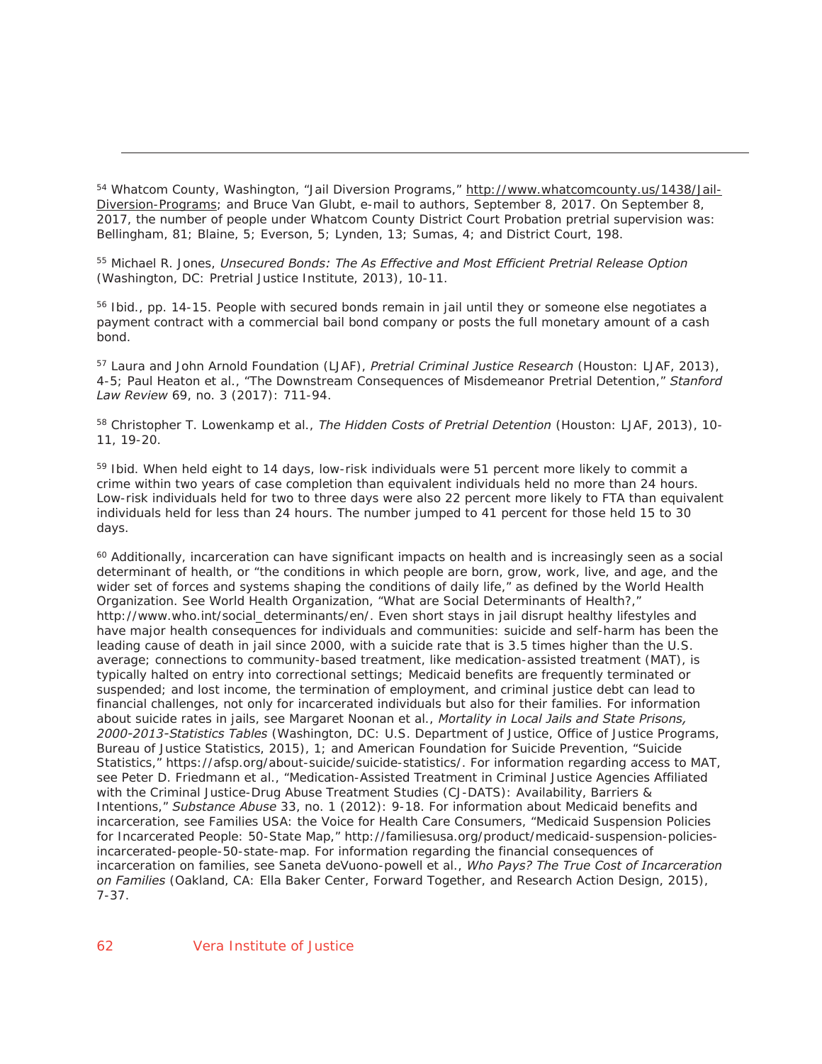[54] Whatcom County, Washington, "Jail Diversion Programs," http://www.whatcomcounty.us/1438/Jail-Diversion-Programs; and Bruce Van Glubt, e-mail to authors, September 8, 2017. On September 8, 2017, the number of people under Whatcom County District Court Probation pretrial supervision was: Bellingham, 81; Blaine, 5; Everson, 5; Lynden, 13; Sumas, 4; and District Court, 198.

[55] Michael R. Jones, *Unsecured Bonds: The As Effective and Most Efficient Pretrial Release Option* (Washington, DC: Pretrial Justice Institute, 2013), 10-11.

[56] Ibid., pp. 14-15. People with secured bonds remain in jail until they or someone else negotiates a payment contract with a commercial bail bond company or posts the full monetary amount of a cash bond.

[57] Laura and John Arnold Foundation (LJAF), *Pretrial Criminal Justice Research* (Houston: LJAF, 2013), 4-5; Paul Heaton et al., "The Downstream Consequences of Misdemeanor Pretrial Detention," *Stanford Law Review* 69, no. 3 (2017): 711-94.

[58] Christopher T. Lowenkamp et al., *The Hidden Costs of Pretrial Detention* (Houston: LJAF, 2013), 10-11, 19-20.

[59] Ibid. When held eight to 14 days, low-risk individuals were 51 percent more likely to commit a crime within two years of case completion than equivalent individuals held no more than 24 hours. Low-risk individuals held for two to three days were also 22 percent more likely to FTA than equivalent individuals held for less than 24 hours. The number jumped to 41 percent for those held 15 to 30 days.

[60] Additionally, incarceration can have significant impacts on health and is increasingly seen as a social determinant of health, or "the conditions in which people are born, grow, work, live, and age, and the wider set of forces and systems shaping the conditions of daily life," as defined by the World Health Organization. See World Health Organization, "What are Social Determinants of Health?," http://www.who.int/social_determinants/en/. Even short stays in jail disrupt healthy lifestyles and have major health consequences for individuals and communities: suicide and self-harm has been the leading cause of death in jail since 2000, with a suicide rate that is 3.5 times higher than the U.S. average; connections to community-based treatment, like medication-assisted treatment (MAT), is typically halted on entry into correctional settings; Medicaid benefits are frequently terminated or suspended; and lost income, the termination of employment, and criminal justice debt can lead to financial challenges, not only for incarcerated individuals but also for their families. For information about suicide rates in jails, see Margaret Noonan et al., *Mortality in Local Jails and State Prisons, 2000-2013-Statistics Tables* (Washington, DC: U.S. Department of Justice, Office of Justice Programs, Bureau of Justice Statistics, 2015), 1; and American Foundation for Suicide Prevention, "Suicide Statistics," https://afsp.org/about-suicide/suicide-statistics/. For information regarding access to MAT, see Peter D. Friedmann et al., "Medication-Assisted Treatment in Criminal Justice Agencies Affiliated with the Criminal Justice-Drug Abuse Treatment Studies (CJ-DATS): Availability, Barriers & Intentions," *Substance Abuse* 33, no. 1 (2012): 9-18. For information about Medicaid benefits and incarceration, see Families USA: the Voice for Health Care Consumers, "Medicaid Suspension Policies for Incarcerated People: 50-State Map," http://familiesusa.org/product/medicaid-suspension-policies-incarcerated-people-50-state-map. For information regarding the financial consequences of incarceration on families, see Saneta deVuono-powell et al., *Who Pays? The True Cost of Incarceration on Families* (Oakland, CA: Ella Baker Center, Forward Together, and Research Action Design, 2015), 7-37.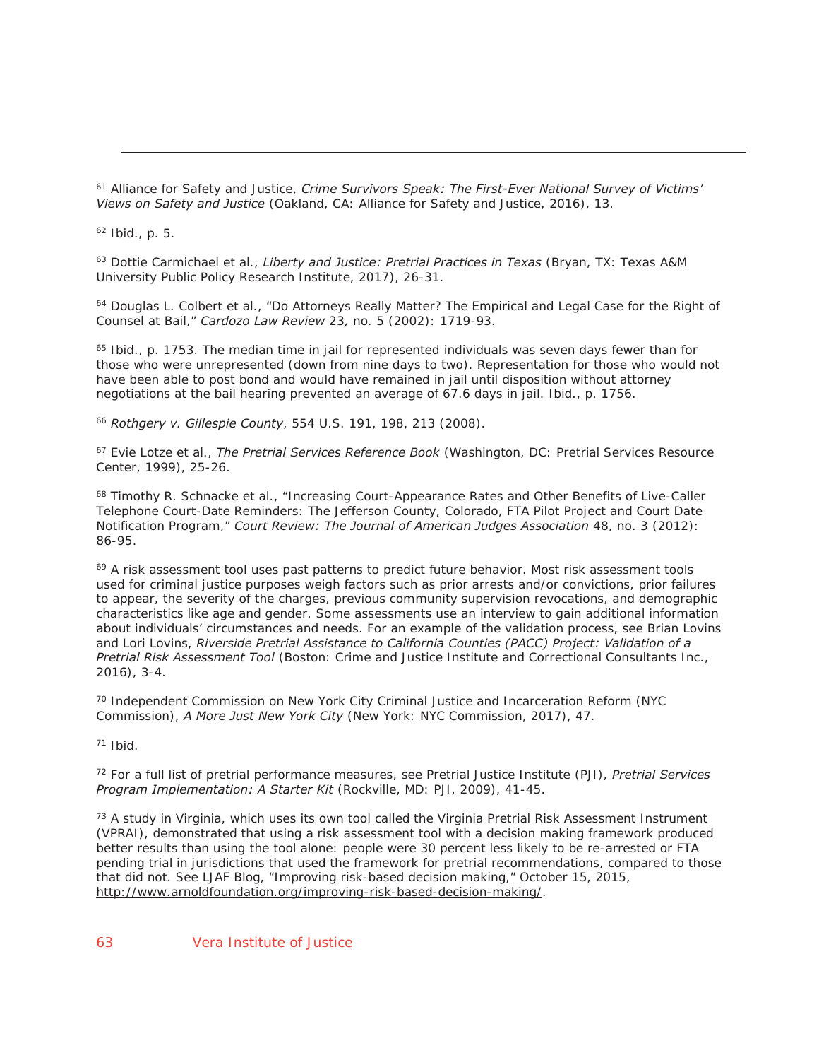[61] Alliance for Safety and Justice, *Crime Survivors Speak: The First-Ever National Survey of Victims' Views on Safety and Justice* (Oakland, CA: Alliance for Safety and Justice, 2016), 13.

[62] Ibid., p. 5.

[63] Dottie Carmichael et al., *Liberty and Justice: Pretrial Practices in Texas* (Bryan, TX: Texas A&M University Public Policy Research Institute, 2017), 26-31.

[64] Douglas L. Colbert et al., "Do Attorneys Really Matter? The Empirical and Legal Case for the Right of Counsel at Bail," *Cardozo Law Review* 23, no. 5 (2002): 1719-93.

[65] Ibid., p. 1753. The median time in jail for represented individuals was seven days fewer than for those who were unrepresented (down from nine days to two). Representation for those who would not have been able to post bond and would have remained in jail until disposition without attorney negotiations at the bail hearing prevented an average of 67.6 days in jail. Ibid., p. 1756.

[66] *Rothgery v. Gillespie County*, 554 U.S. 191, 198, 213 (2008).

[67] Evie Lotze et al., *The Pretrial Services Reference Book* (Washington, DC: Pretrial Services Resource Center, 1999), 25-26.

[68] Timothy R. Schnacke et al., "Increasing Court-Appearance Rates and Other Benefits of Live-Caller Telephone Court-Date Reminders: The Jefferson County, Colorado, FTA Pilot Project and Court Date Notification Program," *Court Review: The Journal of American Judges Association* 48, no. 3 (2012): 86-95.

[69] A risk assessment tool uses past patterns to predict future behavior. Most risk assessment tools used for criminal justice purposes weigh factors such as prior arrests and/or convictions, prior failures to appear, the severity of the charges, previous community supervision revocations, and demographic characteristics like age and gender. Some assessments use an interview to gain additional information about individuals' circumstances and needs. For an example of the validation process, see Brian Lovins and Lori Lovins, *Riverside Pretrial Assistance to California Counties (PACC) Project: Validation of a Pretrial Risk Assessment Tool* (Boston: Crime and Justice Institute and Correctional Consultants Inc., 2016), 3-4.

[70] Independent Commission on New York City Criminal Justice and Incarceration Reform (NYC Commission), *A More Just New York City* (New York: NYC Commission, 2017), 47.

[71] Ibid.

[72] For a full list of pretrial performance measures, see Pretrial Justice Institute (PJI), *Pretrial Services Program Implementation: A Starter Kit* (Rockville, MD: PJI, 2009), 41-45.

[73] A study in Virginia, which uses its own tool called the Virginia Pretrial Risk Assessment Instrument (VPRAI), demonstrated that using a risk assessment tool with a decision making framework produced better results than using the tool alone: people were 30 percent less likely to be re-arrested or FTA pending trial in jurisdictions that used the framework for pretrial recommendations, compared to those that did not. See LJAF Blog, "Improving risk-based decision making," October 15, 2015, http://www.arnoldfoundation.org/improving-risk-based-decision-making/.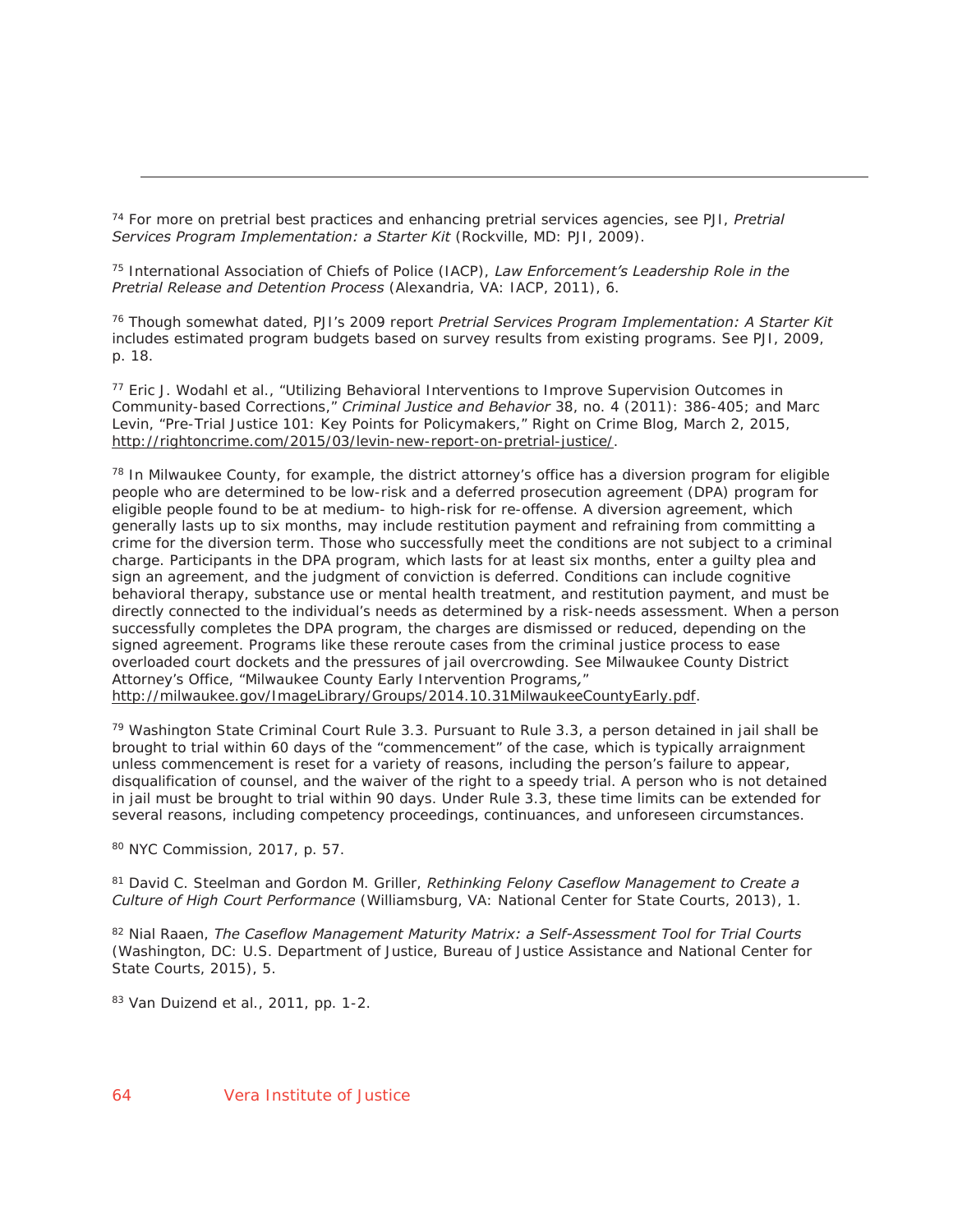[74] For more on pretrial best practices and enhancing pretrial services agencies, see PJI, *Pretrial Services Program Implementation: a Starter Kit* (Rockville, MD: PJI, 2009).

[75] International Association of Chiefs of Police (IACP), *Law Enforcement's Leadership Role in the Pretrial Release and Detention Process* (Alexandria, VA: IACP, 2011), 6.

[76] Though somewhat dated, PJI's 2009 report *Pretrial Services Program Implementation: A Starter Kit* includes estimated program budgets based on survey results from existing programs. See PJI, 2009, p. 18.

[77] Eric J. Wodahl et al., "Utilizing Behavioral Interventions to Improve Supervision Outcomes in Community-based Corrections," *Criminal Justice and Behavior* 38, no. 4 (2011): 386-405; and Marc Levin, "Pre-Trial Justice 101: Key Points for Policymakers," Right on Crime Blog, March 2, 2015, http://rightoncrime.com/2015/03/levin-new-report-on-pretrial-justice/.

[78] In Milwaukee County, for example, the district attorney's office has a diversion program for eligible people who are determined to be low-risk and a deferred prosecution agreement (DPA) program for eligible people found to be at medium- to high-risk for re-offense. A diversion agreement, which generally lasts up to six months, may include restitution payment and refraining from committing a crime for the diversion term. Those who successfully meet the conditions are not subject to a criminal charge. Participants in the DPA program, which lasts for at least six months, enter a guilty plea and sign an agreement, and the judgment of conviction is deferred. Conditions can include cognitive behavioral therapy, substance use or mental health treatment, and restitution payment, and must be directly connected to the individual's needs as determined by a risk-needs assessment. When a person successfully completes the DPA program, the charges are dismissed or reduced, depending on the signed agreement. Programs like these reroute cases from the criminal justice process to ease overloaded court dockets and the pressures of jail overcrowding. See Milwaukee County District Attorney's Office, "Milwaukee County Early Intervention Programs," http://milwaukee.gov/ImageLibrary/Groups/2014.10.31MilwaukeeCountyEarly.pdf.

[79] Washington State Criminal Court Rule 3.3. Pursuant to Rule 3.3, a person detained in jail shall be brought to trial within 60 days of the "commencement" of the case, which is typically arraignment unless commencement is reset for a variety of reasons, including the person's failure to appear, disqualification of counsel, and the waiver of the right to a speedy trial. A person who is not detained in jail must be brought to trial within 90 days. Under Rule 3.3, these time limits can be extended for several reasons, including competency proceedings, continuances, and unforeseen circumstances.

[80] NYC Commission, 2017, p. 57.

[81] David C. Steelman and Gordon M. Griller, *Rethinking Felony Caseflow Management to Create a Culture of High Court Performance* (Williamsburg, VA: National Center for State Courts, 2013), 1.

[82] Nial Raaen, *The Caseflow Management Maturity Matrix: a Self-Assessment Tool for Trial Courts* (Washington, DC: U.S. Department of Justice, Bureau of Justice Assistance and National Center for State Courts, 2015), 5.

[83] Van Duizend et al., 2011, pp. 1-2.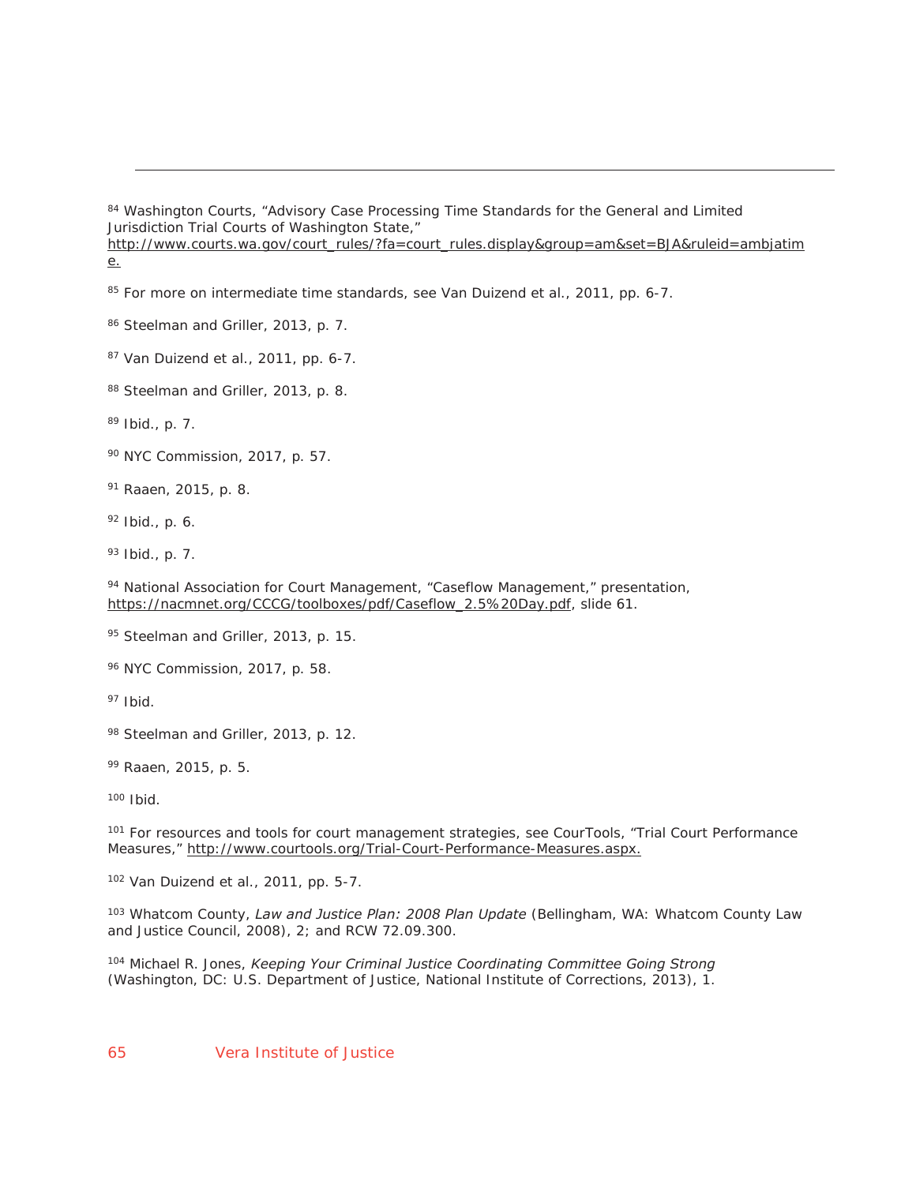---

[84] Washington Courts, "Advisory Case Processing Time Standards for the General and Limited Jurisdiction Trial Courts of Washington State," http://www.courts.wa.gov/court_rules/?fa=court_rules.display&group=am&set=BJA&ruleid=ambjatime.

[85] For more on intermediate time standards, see Van Duizend et al., 2011, pp. 6-7.

[86] Steelman and Griller, 2013, p. 7.

[87] Van Duizend et al., 2011, pp. 6-7.

[88] Steelman and Griller, 2013, p. 8.

[89] Ibid., p. 7.

[90] NYC Commission, 2017, p. 57.

[91] Raaen, 2015, p. 8.

[92] Ibid., p. 6.

[93] Ibid., p. 7.

[94] National Association for Court Management, "Caseflow Management," presentation, https://nacmnet.org/CCCG/toolboxes/pdf/Caseflow_2.5%20Day.pdf, slide 61.

[95] Steelman and Griller, 2013, p. 15.

[96] NYC Commission, 2017, p. 58.

[97] Ibid.

[98] Steelman and Griller, 2013, p. 12.

[99] Raaen, 2015, p. 5.

[100] Ibid.

[101] For resources and tools for court management strategies, see CourTools, "Trial Court Performance Measures," http://www.courtools.org/Trial-Court-Performance-Measures.aspx.

[102] Van Duizend et al., 2011, pp. 5-7.

[103] Whatcom County, *Law and Justice Plan: 2008 Plan Update* (Bellingham, WA: Whatcom County Law and Justice Council, 2008), 2; and RCW 72.09.300.

[104] Michael R. Jones, *Keeping Your Criminal Justice Coordinating Committee Going Strong* (Washington, DC: U.S. Department of Justice, National Institute of Corrections, 2013), 1.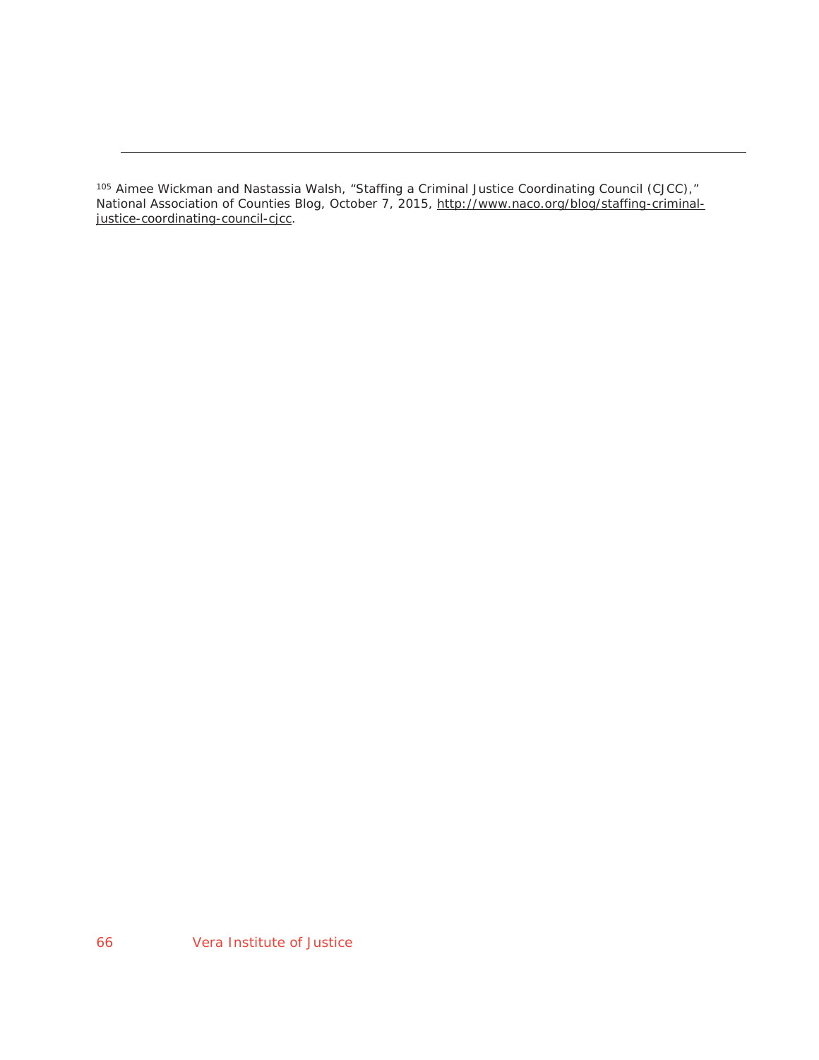[105] Aimee Wickman and Nastassia Walsh, "Staffing a Criminal Justice Coordinating Council (CJCC)," National Association of Counties Blog, October 7, 2015, http://www.naco.org/blog/staffing-criminal-justice-coordinating-council-cjcc.